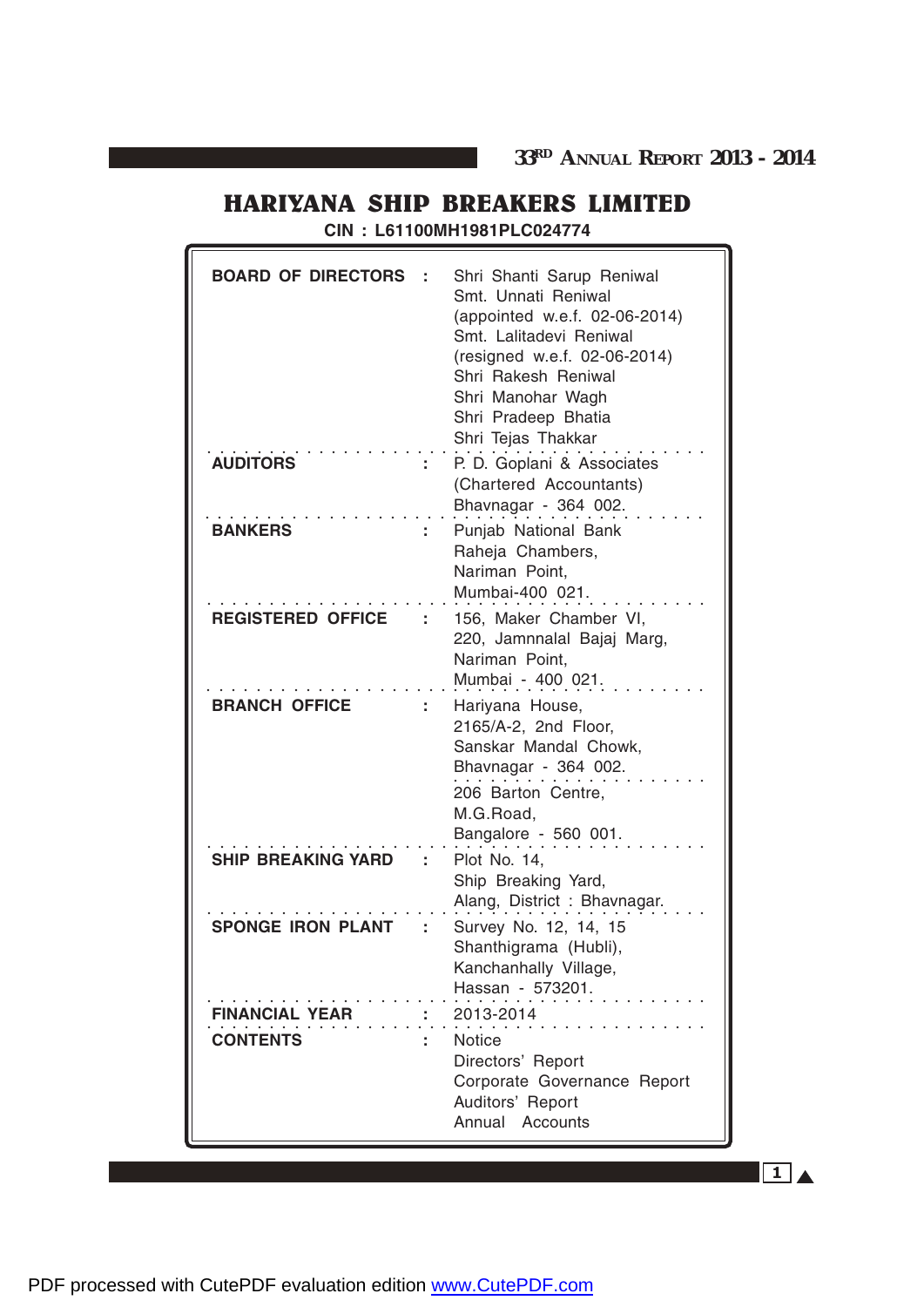# HARIYANA SHIP BREAKERS LIMITED

**CIN : L61100MH1981PLC024774**

| | | |
|---|---|---|
| **BOARD OF DIRECTORS** | : | Shri Shanti Sarup Reniwal<br>Smt. Unnati Reniwal<br>(appointed w.e.f. 02-06-2014)<br>Smt. Lalitadevi Reniwal<br>(resigned w.e.f. 02-06-2014)<br>Shri Rakesh Reniwal<br>Shri Manohar Wagh<br>Shri Pradeep Bhatia<br>Shri Tejas Thakkar |
| **AUDITORS** | : | P. D. Goplani & Associates<br>(Chartered Accountants)<br>Bhavnagar - 364 002. |
| **BANKERS** | : | Punjab National Bank<br>Raheja Chambers,<br>Nariman Point,<br>Mumbai-400 021. |
| **REGISTERED OFFICE** | : | 156, Maker Chamber VI,<br>220, Jamnnalal Bajaj Marg,<br>Nariman Point,<br>Mumbai - 400 021. |
| **BRANCH OFFICE** | : | Hariyana House,<br>2165/A-2, 2nd Floor,<br>Sanskar Mandal Chowk,<br>Bhavnagar - 364 002.<br><br>206 Barton Centre,<br>M.G.Road,<br>Bangalore - 560 001. |
| **SHIP BREAKING YARD** | : | Plot No. 14,<br>Ship Breaking Yard,<br>Alang, District : Bhavnagar. |
| **SPONGE IRON PLANT** | : | Survey No. 12, 14, 15<br>Shanthigrama (Hubli),<br>Kanchanhally Village,<br>Hassan - 573201. |
| **FINANCIAL YEAR** | : | 2013-2014 |
| **CONTENTS** | : | Notice<br>Directors' Report<br>Corporate Governance Report<br>Auditors' Report<br>Annual Accounts |

PDF processed with CutePDF evaluation edition www.CutePDF.com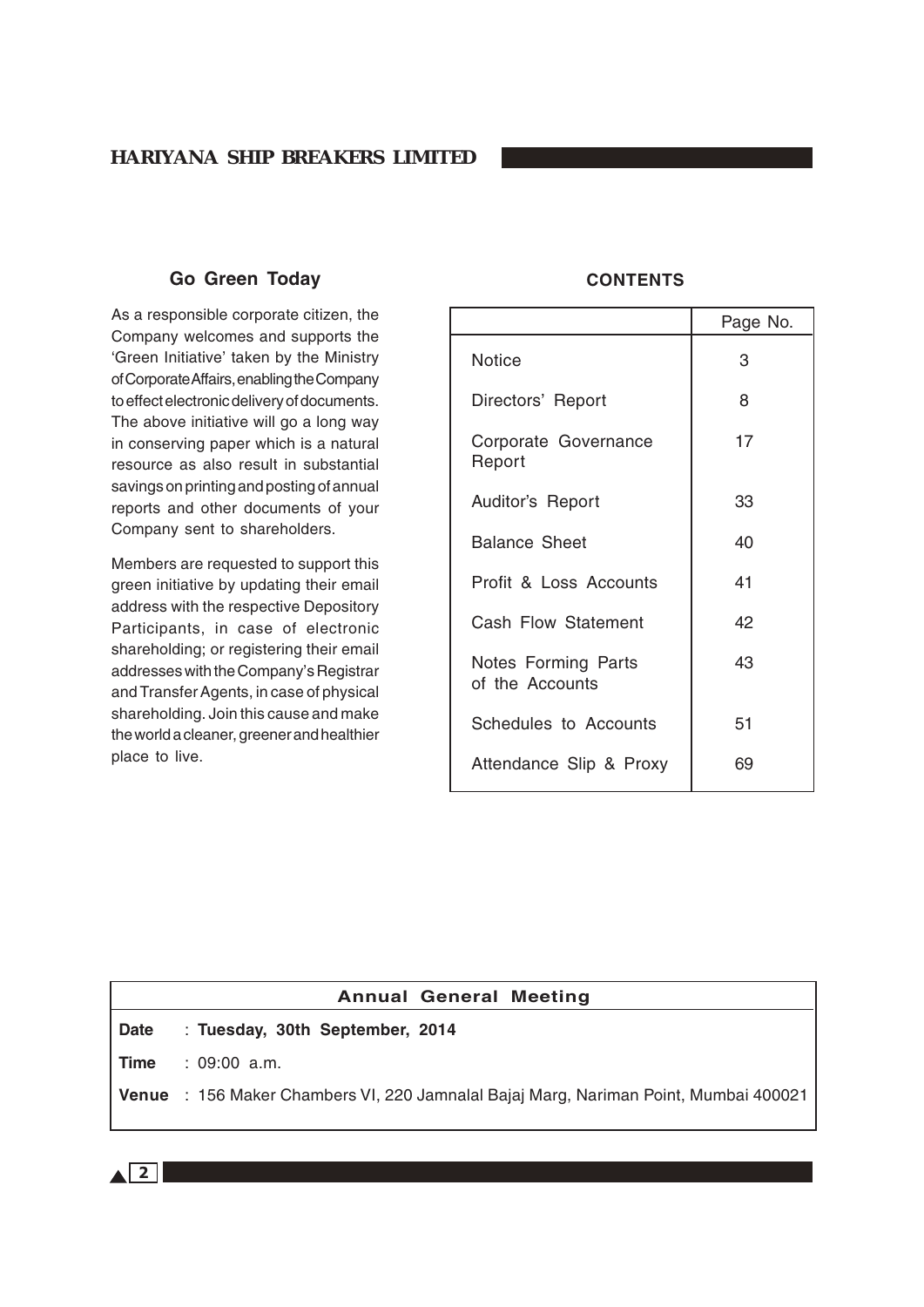## Go Green Today

As a responsible corporate citizen, the Company welcomes and supports the 'Green Initiative' taken by the Ministry of Corporate Affairs, enabling the Company to effect electronic delivery of documents. The above initiative will go a long way in conserving paper which is a natural resource as also result in substantial savings on printing and posting of annual reports and other documents of your Company sent to shareholders.

Members are requested to support this green initiative by updating their email address with the respective Depository Participants, in case of electronic shareholding; or registering their email addresses with the Company's Registrar and Transfer Agents, in case of physical shareholding. Join this cause and make the world a cleaner, greener and healthier place to live.

## CONTENTS

| | Page No. |
|---|---|
| Notice | 3 |
| Directors' Report | 8 |
| Corporate Governance Report | 17 |
| Auditor's Report | 33 |
| Balance Sheet | 40 |
| Profit & Loss Accounts | 41 |
| Cash Flow Statement | 42 |
| Notes Forming Parts of the Accounts | 43 |
| Schedules to Accounts | 51 |
| Attendance Slip & Proxy | 69 |

## Annual General Meeting

**Date** : **Tuesday, 30th September, 2014**

**Time** : 09:00 a.m.

**Venue** : 156 Maker Chambers VI, 220 Jamnalal Bajaj Marg, Nariman Point, Mumbai 400021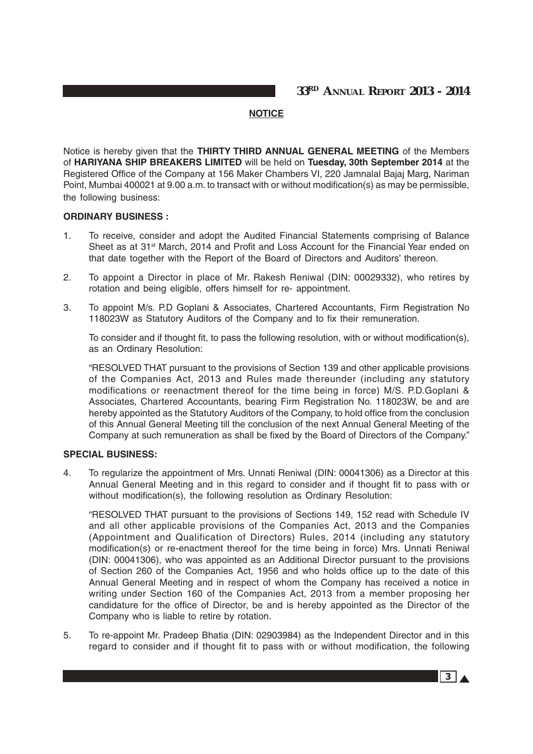## NOTICE

Notice is hereby given that the **THIRTY THIRD ANNUAL GENERAL MEETING** of the Members of **HARIYANA SHIP BREAKERS LIMITED** will be held on **Tuesday, 30th September 2014** at the Registered Office of the Company at 156 Maker Chambers VI, 220 Jamnalal Bajaj Marg, Nariman Point, Mumbai 400021 at 9.00 a.m. to transact with or without modification(s) as may be permissible, the following business:

**ORDINARY BUSINESS :**

1. To receive, consider and adopt the Audited Financial Statements comprising of Balance Sheet as at 31st March, 2014 and Profit and Loss Account for the Financial Year ended on that date together with the Report of the Board of Directors and Auditors' thereon.

2. To appoint a Director in place of Mr. Rakesh Reniwal (DIN: 00029332), who retires by rotation and being eligible, offers himself for re- appointment.

3. To appoint M/s. P.D Goplani & Associates, Chartered Accountants, Firm Registration No 118023W as Statutory Auditors of the Company and to fix their remuneration.

   To consider and if thought fit, to pass the following resolution, with or without modification(s), as an Ordinary Resolution:

   "RESOLVED THAT pursuant to the provisions of Section 139 and other applicable provisions of the Companies Act, 2013 and Rules made thereunder (including any statutory modifications or reenactment thereof for the time being in force) M/S. P.D.Goplani & Associates, Chartered Accountants, bearing Firm Registration No. 118023W, be and are hereby appointed as the Statutory Auditors of the Company, to hold office from the conclusion of this Annual General Meeting till the conclusion of the next Annual General Meeting of the Company at such remuneration as shall be fixed by the Board of Directors of the Company."

**SPECIAL BUSINESS:**

4. To regularize the appointment of Mrs. Unnati Reniwal (DIN: 00041306) as a Director at this Annual General Meeting and in this regard to consider and if thought fit to pass with or without modification(s), the following resolution as Ordinary Resolution:

   "RESOLVED THAT pursuant to the provisions of Sections 149, 152 read with Schedule IV and all other applicable provisions of the Companies Act, 2013 and the Companies (Appointment and Qualification of Directors) Rules, 2014 (including any statutory modification(s) or re-enactment thereof for the time being in force) Mrs. Unnati Reniwal (DIN: 00041306), who was appointed as an Additional Director pursuant to the provisions of Section 260 of the Companies Act, 1956 and who holds office up to the date of this Annual General Meeting and in respect of whom the Company has received a notice in writing under Section 160 of the Companies Act, 2013 from a member proposing her candidature for the office of Director, be and is hereby appointed as the Director of the Company who is liable to retire by rotation.

5. To re-appoint Mr. Pradeep Bhatia (DIN: 02903984) as the Independent Director and in this regard to consider and if thought fit to pass with or without modification, the following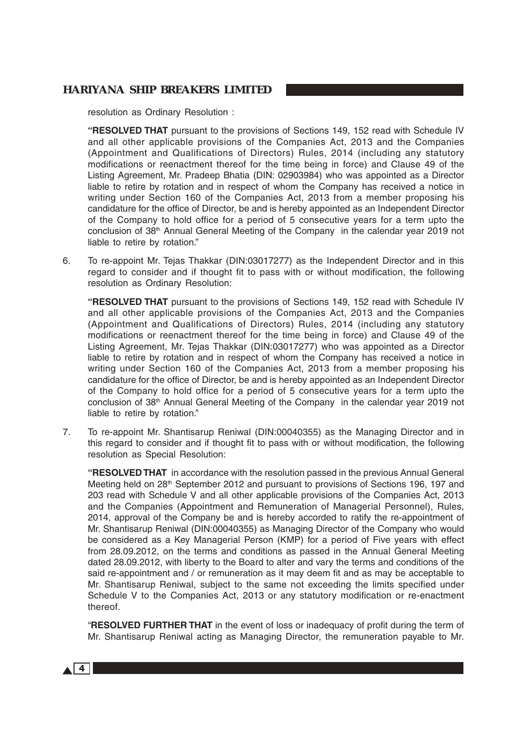resolution as Ordinary Resolution :

**"RESOLVED THAT** pursuant to the provisions of Sections 149, 152 read with Schedule IV and all other applicable provisions of the Companies Act, 2013 and the Companies (Appointment and Qualifications of Directors) Rules, 2014 (including any statutory modifications or reenactment thereof for the time being in force) and Clause 49 of the Listing Agreement, Mr. Pradeep Bhatia (DIN: 02903984) who was appointed as a Director liable to retire by rotation and in respect of whom the Company has received a notice in writing under Section 160 of the Companies Act, 2013 from a member proposing his candidature for the office of Director, be and is hereby appointed as an Independent Director of the Company to hold office for a period of 5 consecutive years for a term upto the conclusion of 38th Annual General Meeting of the Company in the calendar year 2019 not liable to retire by rotation."

6. To re-appoint Mr. Tejas Thakkar (DIN:03017277) as the Independent Director and in this regard to consider and if thought fit to pass with or without modification, the following resolution as Ordinary Resolution:

   **"RESOLVED THAT** pursuant to the provisions of Sections 149, 152 read with Schedule IV and all other applicable provisions of the Companies Act, 2013 and the Companies (Appointment and Qualifications of Directors) Rules, 2014 (including any statutory modifications or reenactment thereof for the time being in force) and Clause 49 of the Listing Agreement, Mr. Tejas Thakkar (DIN:03017277) who was appointed as a Director liable to retire by rotation and in respect of whom the Company has received a notice in writing under Section 160 of the Companies Act, 2013 from a member proposing his candidature for the office of Director, be and is hereby appointed as an Independent Director of the Company to hold office for a period of 5 consecutive years for a term upto the conclusion of 38th Annual General Meeting of the Company in the calendar year 2019 not liable to retire by rotation."

7. To re-appoint Mr. Shantisarup Reniwal (DIN:00040355) as the Managing Director and in this regard to consider and if thought fit to pass with or without modification, the following resolution as Special Resolution:

   **"RESOLVED THAT** in accordance with the resolution passed in the previous Annual General Meeting held on 28th September 2012 and pursuant to provisions of Sections 196, 197 and 203 read with Schedule V and all other applicable provisions of the Companies Act, 2013 and the Companies (Appointment and Remuneration of Managerial Personnel), Rules, 2014, approval of the Company be and is hereby accorded to ratify the re-appointment of Mr. Shantisarup Reniwal (DIN:00040355) as Managing Director of the Company who would be considered as a Key Managerial Person (KMP) for a period of Five years with effect from 28.09.2012, on the terms and conditions as passed in the Annual General Meeting dated 28.09.2012, with liberty to the Board to alter and vary the terms and conditions of the said re-appointment and / or remuneration as it may deem fit and as may be acceptable to Mr. Shantisarup Reniwal, subject to the same not exceeding the limits specified under Schedule V to the Companies Act, 2013 or any statutory modification or re-enactment thereof.

   "**RESOLVED FURTHER THAT** in the event of loss or inadequacy of profit during the term of Mr. Shantisarup Reniwal acting as Managing Director, the remuneration payable to Mr.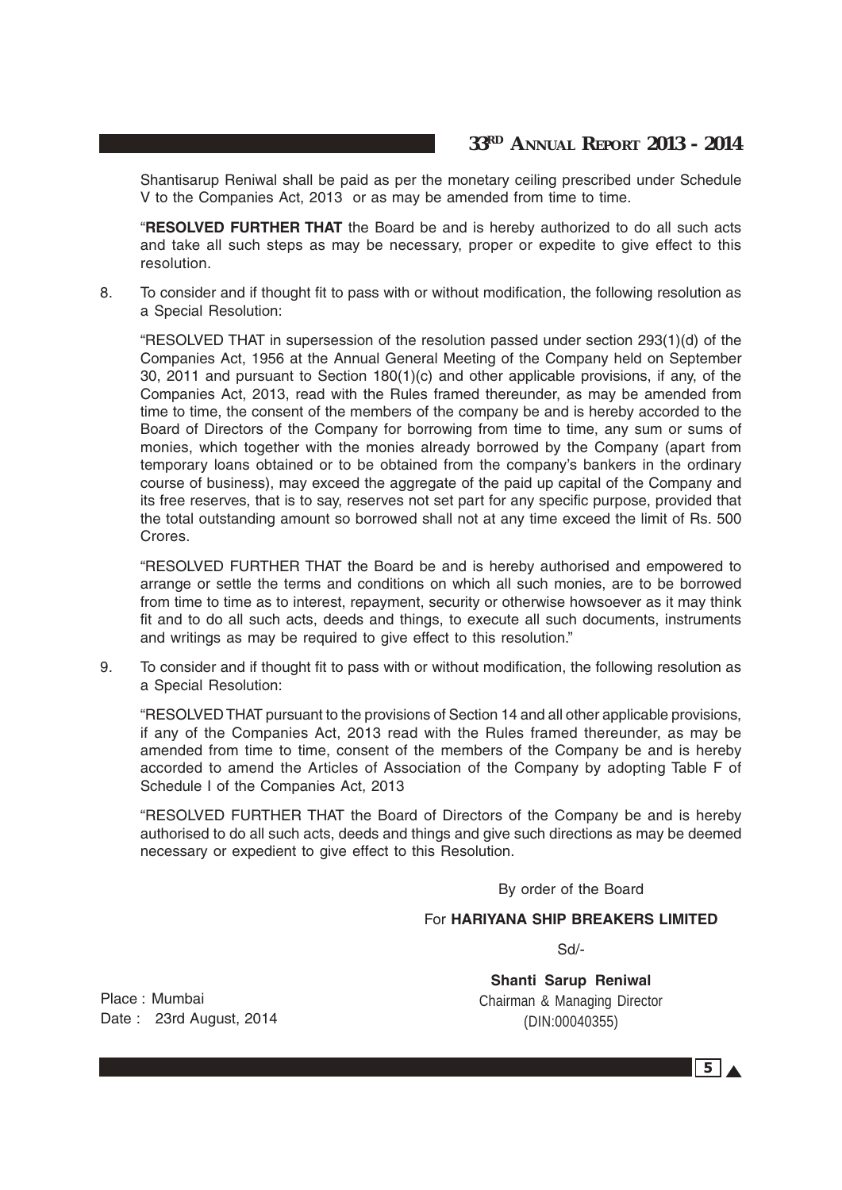Shantisarup Reniwal shall be paid as per the monetary ceiling prescribed under Schedule V to the Companies Act, 2013 or as may be amended from time to time.

"**RESOLVED FURTHER THAT** the Board be and is hereby authorized to do all such acts and take all such steps as may be necessary, proper or expedite to give effect to this resolution.

8. To consider and if thought fit to pass with or without modification, the following resolution as a Special Resolution:

   "RESOLVED THAT in supersession of the resolution passed under section 293(1)(d) of the Companies Act, 1956 at the Annual General Meeting of the Company held on September 30, 2011 and pursuant to Section 180(1)(c) and other applicable provisions, if any, of the Companies Act, 2013, read with the Rules framed thereunder, as may be amended from time to time, the consent of the members of the company be and is hereby accorded to the Board of Directors of the Company for borrowing from time to time, any sum or sums of monies, which together with the monies already borrowed by the Company (apart from temporary loans obtained or to be obtained from the company's bankers in the ordinary course of business), may exceed the aggregate of the paid up capital of the Company and its free reserves, that is to say, reserves not set part for any specific purpose, provided that the total outstanding amount so borrowed shall not at any time exceed the limit of Rs. 500 Crores.

   "RESOLVED FURTHER THAT the Board be and is hereby authorised and empowered to arrange or settle the terms and conditions on which all such monies, are to be borrowed from time to time as to interest, repayment, security or otherwise howsoever as it may think fit and to do all such acts, deeds and things, to execute all such documents, instruments and writings as may be required to give effect to this resolution."

9. To consider and if thought fit to pass with or without modification, the following resolution as a Special Resolution:

   "RESOLVED THAT pursuant to the provisions of Section 14 and all other applicable provisions, if any of the Companies Act, 2013 read with the Rules framed thereunder, as may be amended from time to time, consent of the members of the Company be and is hereby accorded to amend the Articles of Association of the Company by adopting Table F of Schedule I of the Companies Act, 2013

   "RESOLVED FURTHER THAT the Board of Directors of the Company be and is hereby authorised to do all such acts, deeds and things and give such directions as may be deemed necessary or expedient to give effect to this Resolution.

By order of the Board

For **HARIYANA SHIP BREAKERS LIMITED**

Sd/-

**Shanti Sarup Reniwal**
Chairman & Managing Director
(DIN:00040355)

Place : Mumbai
Date : 23rd August, 2014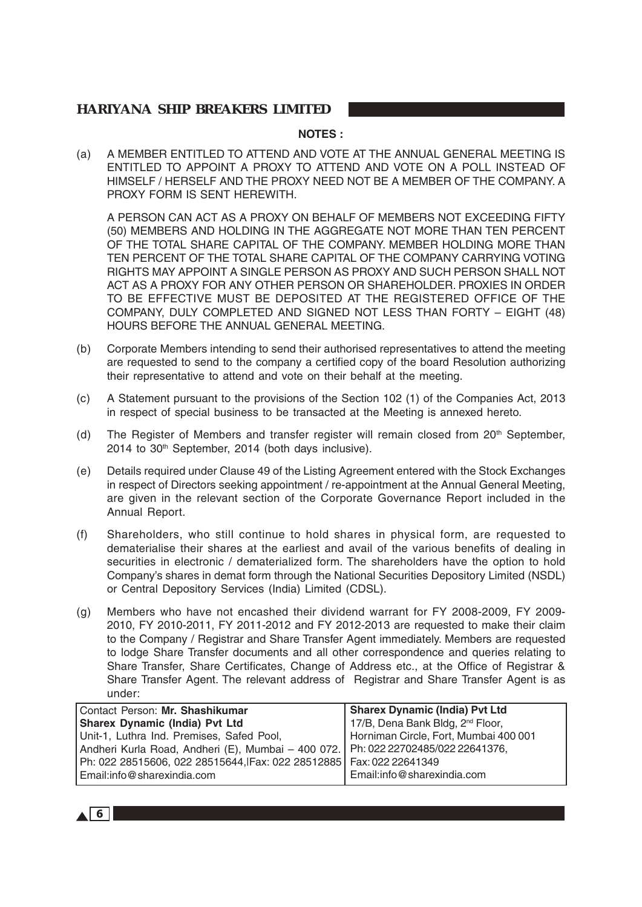**NOTES :**

(a) A MEMBER ENTITLED TO ATTEND AND VOTE AT THE ANNUAL GENERAL MEETING IS ENTITLED TO APPOINT A PROXY TO ATTEND AND VOTE ON A POLL INSTEAD OF HIMSELF / HERSELF AND THE PROXY NEED NOT BE A MEMBER OF THE COMPANY. A PROXY FORM IS SENT HEREWITH.

A PERSON CAN ACT AS A PROXY ON BEHALF OF MEMBERS NOT EXCEEDING FIFTY (50) MEMBERS AND HOLDING IN THE AGGREGATE NOT MORE THAN TEN PERCENT OF THE TOTAL SHARE CAPITAL OF THE COMPANY. MEMBER HOLDING MORE THAN TEN PERCENT OF THE TOTAL SHARE CAPITAL OF THE COMPANY CARRYING VOTING RIGHTS MAY APPOINT A SINGLE PERSON AS PROXY AND SUCH PERSON SHALL NOT ACT AS A PROXY FOR ANY OTHER PERSON OR SHAREHOLDER. PROXIES IN ORDER TO BE EFFECTIVE MUST BE DEPOSITED AT THE REGISTERED OFFICE OF THE COMPANY, DULY COMPLETED AND SIGNED NOT LESS THAN FORTY – EIGHT (48) HOURS BEFORE THE ANNUAL GENERAL MEETING.

(b) Corporate Members intending to send their authorised representatives to attend the meeting are requested to send to the company a certified copy of the board Resolution authorizing their representative to attend and vote on their behalf at the meeting.

(c) A Statement pursuant to the provisions of the Section 102 (1) of the Companies Act, 2013 in respect of special business to be transacted at the Meeting is annexed hereto.

(d) The Register of Members and transfer register will remain closed from 20th September, 2014 to 30th September, 2014 (both days inclusive).

(e) Details required under Clause 49 of the Listing Agreement entered with the Stock Exchanges in respect of Directors seeking appointment / re-appointment at the Annual General Meeting, are given in the relevant section of the Corporate Governance Report included in the Annual Report.

(f) Shareholders, who still continue to hold shares in physical form, are requested to dematerialise their shares at the earliest and avail of the various benefits of dealing in securities in electronic / dematerialized form. The shareholders have the option to hold Company's shares in demat form through the National Securities Depository Limited (NSDL) or Central Depository Services (India) Limited (CDSL).

(g) Members who have not encashed their dividend warrant for FY 2008-2009, FY 2009-2010, FY 2010-2011, FY 2011-2012 and FY 2012-2013 are requested to make their claim to the Company / Registrar and Share Transfer Agent immediately. Members are requested to lodge Share Transfer documents and all other correspondence and queries relating to Share Transfer, Share Certificates, Change of Address etc., at the Office of Registrar & Share Transfer Agent. The relevant address of Registrar and Share Transfer Agent is as under:

| Contact Person: **Mr. Shashikumar**<br>**Sharex Dynamic (India) Pvt Ltd**<br>Unit-1, Luthra Ind. Premises, Safed Pool,<br>Andheri Kurla Road, Andheri (E), Mumbai – 400 072.<br>Ph: 022 28515606, 022 28515644,|Fax: 022 28512885<br>Email:info@sharexindia.com | **Sharex Dynamic (India) Pvt Ltd**<br>17/B, Dena Bank Bldg, 2nd Floor,<br>Horniman Circle, Fort, Mumbai 400 001<br>Ph: 022 22702485/022 22641376,<br>Fax: 022 22641349<br>Email:info@sharexindia.com |
|---|---|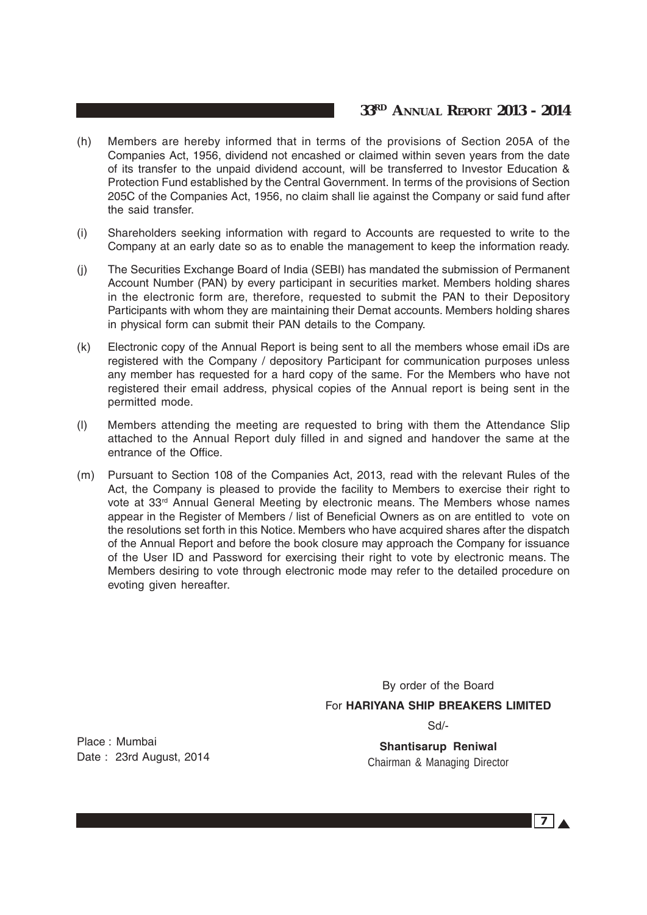(h) Members are hereby informed that in terms of the provisions of Section 205A of the Companies Act, 1956, dividend not encashed or claimed within seven years from the date of its transfer to the unpaid dividend account, will be transferred to Investor Education & Protection Fund established by the Central Government. In terms of the provisions of Section 205C of the Companies Act, 1956, no claim shall lie against the Company or said fund after the said transfer.

(i) Shareholders seeking information with regard to Accounts are requested to write to the Company at an early date so as to enable the management to keep the information ready.

(j) The Securities Exchange Board of India (SEBI) has mandated the submission of Permanent Account Number (PAN) by every participant in securities market. Members holding shares in the electronic form are, therefore, requested to submit the PAN to their Depository Participants with whom they are maintaining their Demat accounts. Members holding shares in physical form can submit their PAN details to the Company.

(k) Electronic copy of the Annual Report is being sent to all the members whose email iDs are registered with the Company / depository Participant for communication purposes unless any member has requested for a hard copy of the same. For the Members who have not registered their email address, physical copies of the Annual report is being sent in the permitted mode.

(l) Members attending the meeting are requested to bring with them the Attendance Slip attached to the Annual Report duly filled in and signed and handover the same at the entrance of the Office.

(m) Pursuant to Section 108 of the Companies Act, 2013, read with the relevant Rules of the Act, the Company is pleased to provide the facility to Members to exercise their right to vote at 33rd Annual General Meeting by electronic means. The Members whose names appear in the Register of Members / list of Beneficial Owners as on are entitled to vote on the resolutions set forth in this Notice. Members who have acquired shares after the dispatch of the Annual Report and before the book closure may approach the Company for issuance of the User ID and Password for exercising their right to vote by electronic means. The Members desiring to vote through electronic mode may refer to the detailed procedure on evoting given hereafter.

By order of the Board
For **HARIYANA SHIP BREAKERS LIMITED**

Sd/-

**Shantisarup Reniwal**
Chairman & Managing Director

Place : Mumbai
Date : 23rd August, 2014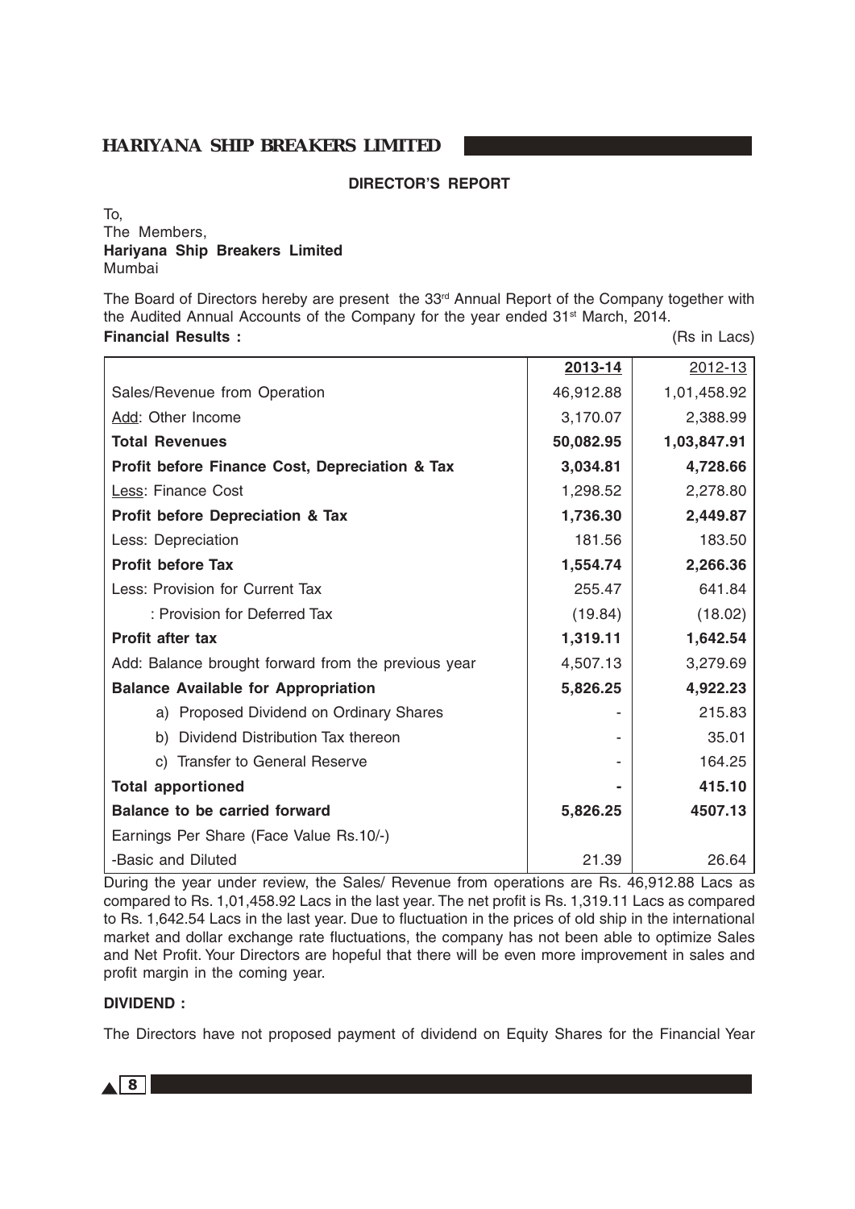**DIRECTOR'S REPORT**

To,
The Members,
**Hariyana Ship Breakers Limited**
Mumbai

The Board of Directors hereby are present the 33rd Annual Report of the Company together with the Audited Annual Accounts of the Company for the year ended 31st March, 2014.

**Financial Results :** (Rs in Lacs)

| | 2013-14 | 2012-13 |
|---|---|---|
| Sales/Revenue from Operation | 46,912.88 | 1,01,458.92 |
| Add: Other Income | 3,170.07 | 2,388.99 |
| **Total Revenues** | **50,082.95** | **1,03,847.91** |
| **Profit before Finance Cost, Depreciation & Tax** | **3,034.81** | **4,728.66** |
| Less: Finance Cost | 1,298.52 | 2,278.80 |
| **Profit before Depreciation & Tax** | **1,736.30** | **2,449.87** |
| Less: Depreciation | 181.56 | 183.50 |
| **Profit before Tax** | **1,554.74** | **2,266.36** |
| Less: Provision for Current Tax | 255.47 | 641.84 |
| : Provision for Deferred Tax | (19.84) | (18.02) |
| **Profit after tax** | **1,319.11** | **1,642.54** |
| Add: Balance brought forward from the previous year | 4,507.13 | 3,279.69 |
| **Balance Available for Appropriation** | **5,826.25** | **4,922.23** |
| a) Proposed Dividend on Ordinary Shares | - | 215.83 |
| b) Dividend Distribution Tax thereon | - | 35.01 |
| c) Transfer to General Reserve | - | 164.25 |
| **Total apportioned** | **-** | **415.10** |
| **Balance to be carried forward** | **5,826.25** | **4507.13** |
| Earnings Per Share (Face Value Rs.10/-) | | |
| -Basic and Diluted | 21.39 | 26.64 |

During the year under review, the Sales/ Revenue from operations are Rs. 46,912.88 Lacs as compared to Rs. 1,01,458.92 Lacs in the last year. The net profit is Rs. 1,319.11 Lacs as compared to Rs. 1,642.54 Lacs in the last year. Due to fluctuation in the prices of old ship in the international market and dollar exchange rate fluctuations, the company has not been able to optimize Sales and Net Profit. Your Directors are hopeful that there will be even more improvement in sales and profit margin in the coming year.

**DIVIDEND :**

The Directors have not proposed payment of dividend on Equity Shares for the Financial Year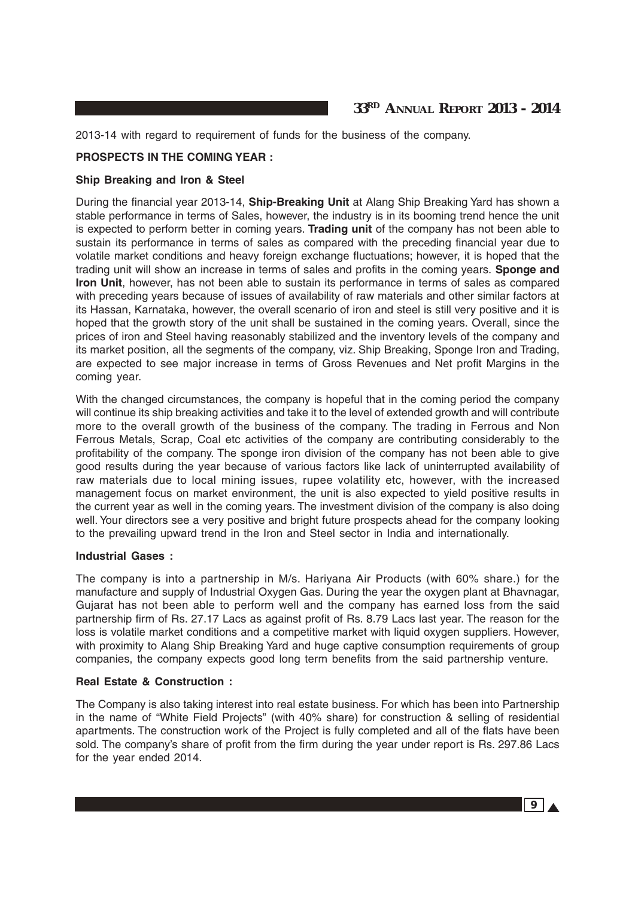2013-14 with regard to requirement of funds for the business of the company.

**PROSPECTS IN THE COMING YEAR :**

**Ship Breaking and Iron & Steel**

During the financial year 2013-14, **Ship-Breaking Unit** at Alang Ship Breaking Yard has shown a stable performance in terms of Sales, however, the industry is in its booming trend hence the unit is expected to perform better in coming years. **Trading unit** of the company has not been able to sustain its performance in terms of sales as compared with the preceding financial year due to volatile market conditions and heavy foreign exchange fluctuations; however, it is hoped that the trading unit will show an increase in terms of sales and profits in the coming years. **Sponge and Iron Unit**, however, has not been able to sustain its performance in terms of sales as compared with preceding years because of issues of availability of raw materials and other similar factors at its Hassan, Karnataka, however, the overall scenario of iron and steel is still very positive and it is hoped that the growth story of the unit shall be sustained in the coming years. Overall, since the prices of iron and Steel having reasonably stabilized and the inventory levels of the company and its market position, all the segments of the company, viz. Ship Breaking, Sponge Iron and Trading, are expected to see major increase in terms of Gross Revenues and Net profit Margins in the coming year.

With the changed circumstances, the company is hopeful that in the coming period the company will continue its ship breaking activities and take it to the level of extended growth and will contribute more to the overall growth of the business of the company. The trading in Ferrous and Non Ferrous Metals, Scrap, Coal etc activities of the company are contributing considerably to the profitability of the company. The sponge iron division of the company has not been able to give good results during the year because of various factors like lack of uninterrupted availability of raw materials due to local mining issues, rupee volatility etc, however, with the increased management focus on market environment, the unit is also expected to yield positive results in the current year as well in the coming years. The investment division of the company is also doing well. Your directors see a very positive and bright future prospects ahead for the company looking to the prevailing upward trend in the Iron and Steel sector in India and internationally.

**Industrial Gases :**

The company is into a partnership in M/s. Hariyana Air Products (with 60% share.) for the manufacture and supply of Industrial Oxygen Gas. During the year the oxygen plant at Bhavnagar, Gujarat has not been able to perform well and the company has earned loss from the said partnership firm of Rs. 27.17 Lacs as against profit of Rs. 8.79 Lacs last year. The reason for the loss is volatile market conditions and a competitive market with liquid oxygen suppliers. However, with proximity to Alang Ship Breaking Yard and huge captive consumption requirements of group companies, the company expects good long term benefits from the said partnership venture.

**Real Estate & Construction :**

The Company is also taking interest into real estate business. For which has been into Partnership in the name of "White Field Projects" (with 40% share) for construction & selling of residential apartments. The construction work of the Project is fully completed and all of the flats have been sold. The company's share of profit from the firm during the year under report is Rs. 297.86 Lacs for the year ended 2014.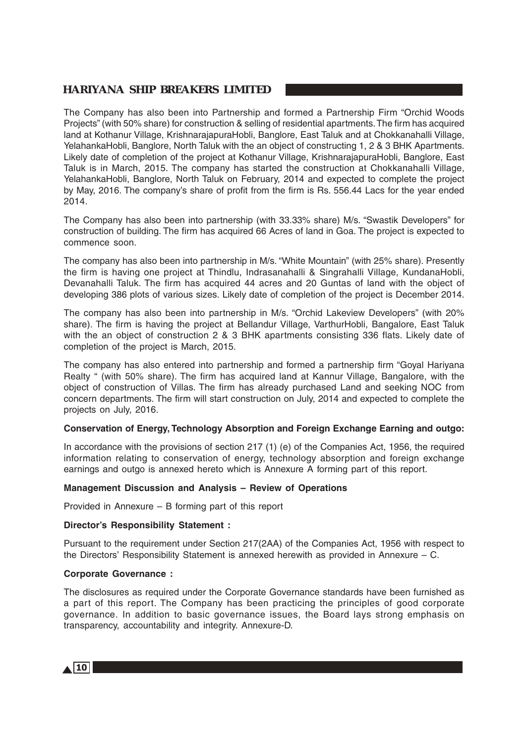The Company has also been into Partnership and formed a Partnership Firm "Orchid Woods Projects" (with 50% share) for construction & selling of residential apartments. The firm has acquired land at Kothanur Village, KrishnarajapuraHobli, Banglore, East Taluk and at Chokkanahalli Village, YelahankaHobli, Banglore, North Taluk with the an object of constructing 1, 2 & 3 BHK Apartments. Likely date of completion of the project at Kothanur Village, KrishnarajapuraHobli, Banglore, East Taluk is in March, 2015. The company has started the construction at Chokkanahalli Village, YelahankaHobli, Banglore, North Taluk on February, 2014 and expected to complete the project by May, 2016. The company's share of profit from the firm is Rs. 556.44 Lacs for the year ended 2014.

The Company has also been into partnership (with 33.33% share) M/s. "Swastik Developers" for construction of building. The firm has acquired 66 Acres of land in Goa. The project is expected to commence soon.

The company has also been into partnership in M/s. "White Mountain" (with 25% share). Presently the firm is having one project at Thindlu, Indrasanahalli & Singrahalli Village, KundanaHobli, Devanahalli Taluk. The firm has acquired 44 acres and 20 Guntas of land with the object of developing 386 plots of various sizes. Likely date of completion of the project is December 2014.

The company has also been into partnership in M/s. "Orchid Lakeview Developers" (with 20% share). The firm is having the project at Bellandur Village, VarthurHobli, Bangalore, East Taluk with the an object of construction 2 & 3 BHK apartments consisting 336 flats. Likely date of completion of the project is March, 2015.

The company has also entered into partnership and formed a partnership firm "Goyal Hariyana Realty " (with 50% share). The firm has acquired land at Kannur Village, Bangalore, with the object of construction of Villas. The firm has already purchased Land and seeking NOC from concern departments. The firm will start construction on July, 2014 and expected to complete the projects on July, 2016.

**Conservation of Energy, Technology Absorption and Foreign Exchange Earning and outgo:**

In accordance with the provisions of section 217 (1) (e) of the Companies Act, 1956, the required information relating to conservation of energy, technology absorption and foreign exchange earnings and outgo is annexed hereto which is Annexure A forming part of this report.

**Management Discussion and Analysis – Review of Operations**

Provided in Annexure – B forming part of this report

**Director's Responsibility Statement :**

Pursuant to the requirement under Section 217(2AA) of the Companies Act, 1956 with respect to the Directors' Responsibility Statement is annexed herewith as provided in Annexure – C.

**Corporate Governance :**

The disclosures as required under the Corporate Governance standards have been furnished as a part of this report. The Company has been practicing the principles of good corporate governance. In addition to basic governance issues, the Board lays strong emphasis on transparency, accountability and integrity. Annexure-D.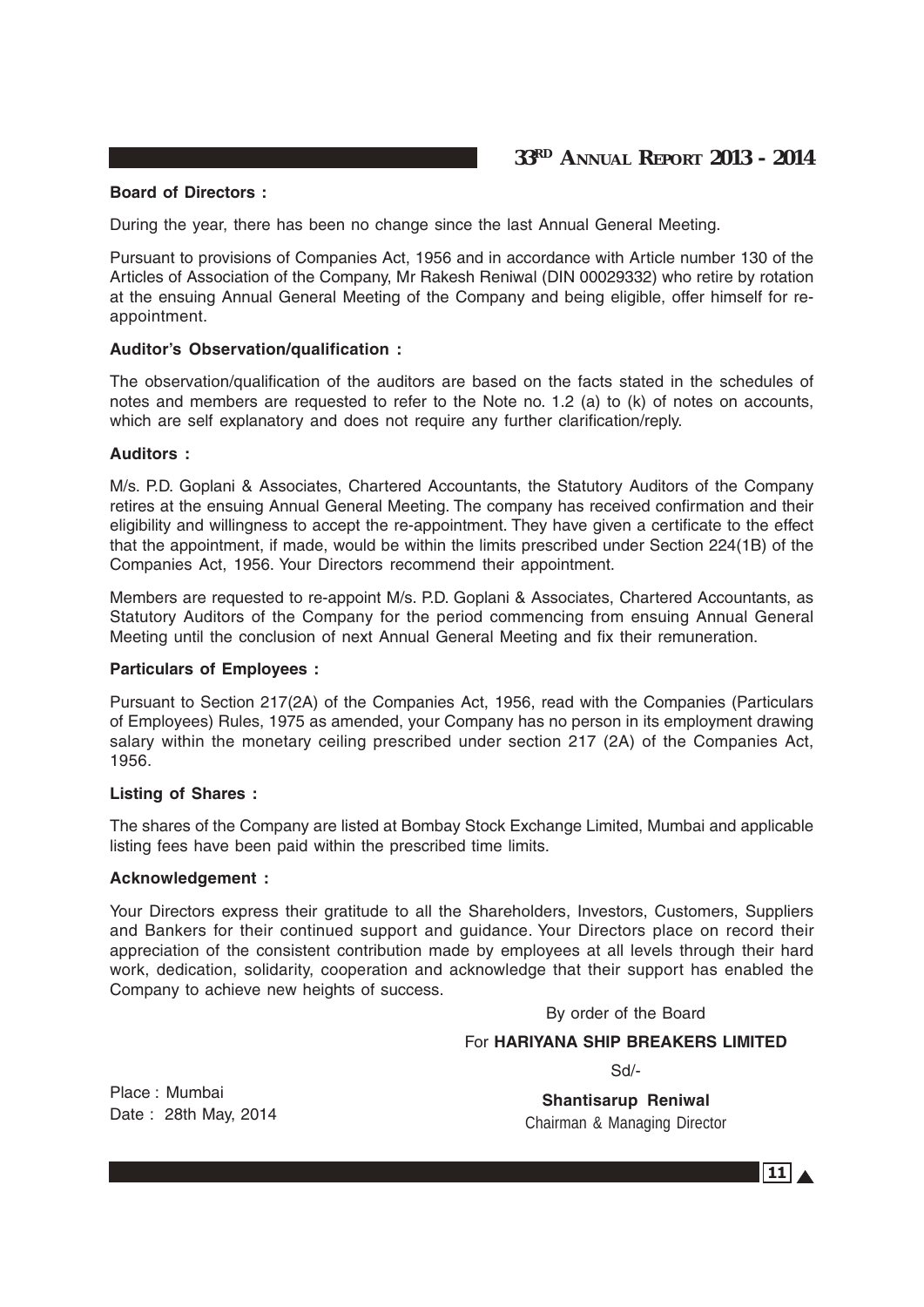**Board of Directors :**

During the year, there has been no change since the last Annual General Meeting.

Pursuant to provisions of Companies Act, 1956 and in accordance with Article number 130 of the Articles of Association of the Company, Mr Rakesh Reniwal (DIN 00029332) who retire by rotation at the ensuing Annual General Meeting of the Company and being eligible, offer himself for re-appointment.

**Auditor's Observation/qualification :**

The observation/qualification of the auditors are based on the facts stated in the schedules of notes and members are requested to refer to the Note no. 1.2 (a) to (k) of notes on accounts, which are self explanatory and does not require any further clarification/reply.

**Auditors :**

M/s. P.D. Goplani & Associates, Chartered Accountants, the Statutory Auditors of the Company retires at the ensuing Annual General Meeting. The company has received confirmation and their eligibility and willingness to accept the re-appointment. They have given a certificate to the effect that the appointment, if made, would be within the limits prescribed under Section 224(1B) of the Companies Act, 1956. Your Directors recommend their appointment.

Members are requested to re-appoint M/s. P.D. Goplani & Associates, Chartered Accountants, as Statutory Auditors of the Company for the period commencing from ensuing Annual General Meeting until the conclusion of next Annual General Meeting and fix their remuneration.

**Particulars of Employees :**

Pursuant to Section 217(2A) of the Companies Act, 1956, read with the Companies (Particulars of Employees) Rules, 1975 as amended, your Company has no person in its employment drawing salary within the monetary ceiling prescribed under section 217 (2A) of the Companies Act, 1956.

**Listing of Shares :**

The shares of the Company are listed at Bombay Stock Exchange Limited, Mumbai and applicable listing fees have been paid within the prescribed time limits.

**Acknowledgement :**

Your Directors express their gratitude to all the Shareholders, Investors, Customers, Suppliers and Bankers for their continued support and guidance. Your Directors place on record their appreciation of the consistent contribution made by employees at all levels through their hard work, dedication, solidarity, cooperation and acknowledge that their support has enabled the Company to achieve new heights of success.

By order of the Board

For **HARIYANA SHIP BREAKERS LIMITED**

Sd/-

**Shantisarup Reniwal**
Chairman & Managing Director

Place : Mumbai
Date : 28th May, 2014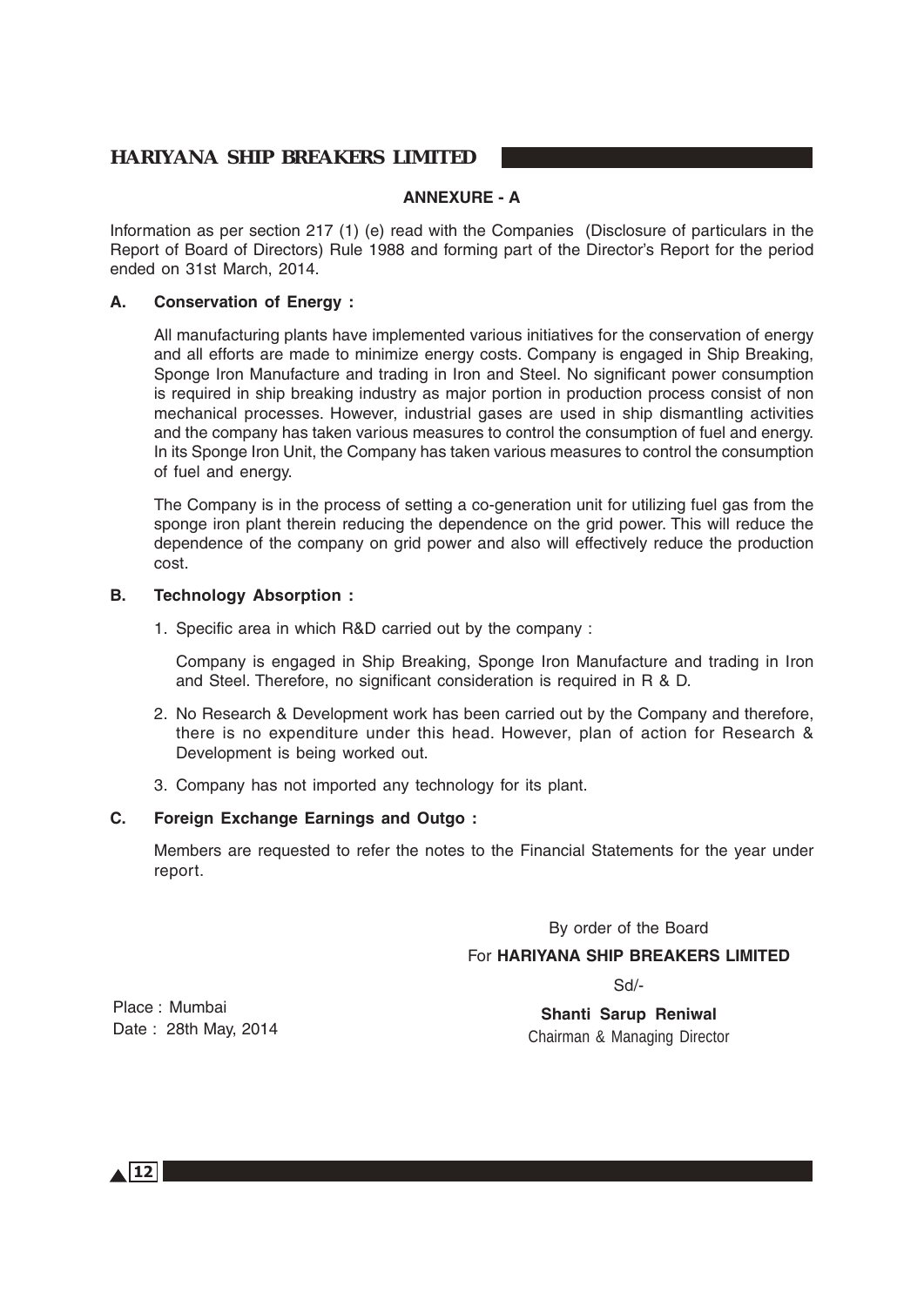## ANNEXURE - A

Information as per section 217 (1) (e) read with the Companies (Disclosure of particulars in the Report of Board of Directors) Rule 1988 and forming part of the Director's Report for the period ended on 31st March, 2014.

### A. Conservation of Energy :

All manufacturing plants have implemented various initiatives for the conservation of energy and all efforts are made to minimize energy costs. Company is engaged in Ship Breaking, Sponge Iron Manufacture and trading in Iron and Steel. No significant power consumption is required in ship breaking industry as major portion in production process consist of non mechanical processes. However, industrial gases are used in ship dismantling activities and the company has taken various measures to control the consumption of fuel and energy. In its Sponge Iron Unit, the Company has taken various measures to control the consumption of fuel and energy.

The Company is in the process of setting a co-generation unit for utilizing fuel gas from the sponge iron plant therein reducing the dependence on the grid power. This will reduce the dependence of the company on grid power and also will effectively reduce the production cost.

### B. Technology Absorption :

1. Specific area in which R&D carried out by the company :

   Company is engaged in Ship Breaking, Sponge Iron Manufacture and trading in Iron and Steel. Therefore, no significant consideration is required in R & D.

2. No Research & Development work has been carried out by the Company and therefore, there is no expenditure under this head. However, plan of action for Research & Development is being worked out.

3. Company has not imported any technology for its plant.

### C. Foreign Exchange Earnings and Outgo :

Members are requested to refer the notes to the Financial Statements for the year under report.

By order of the Board

For **HARIYANA SHIP BREAKERS LIMITED**

Sd/-

Place : Mumbai
Date : 28th May, 2014

**Shanti Sarup Reniwal**
Chairman & Managing Director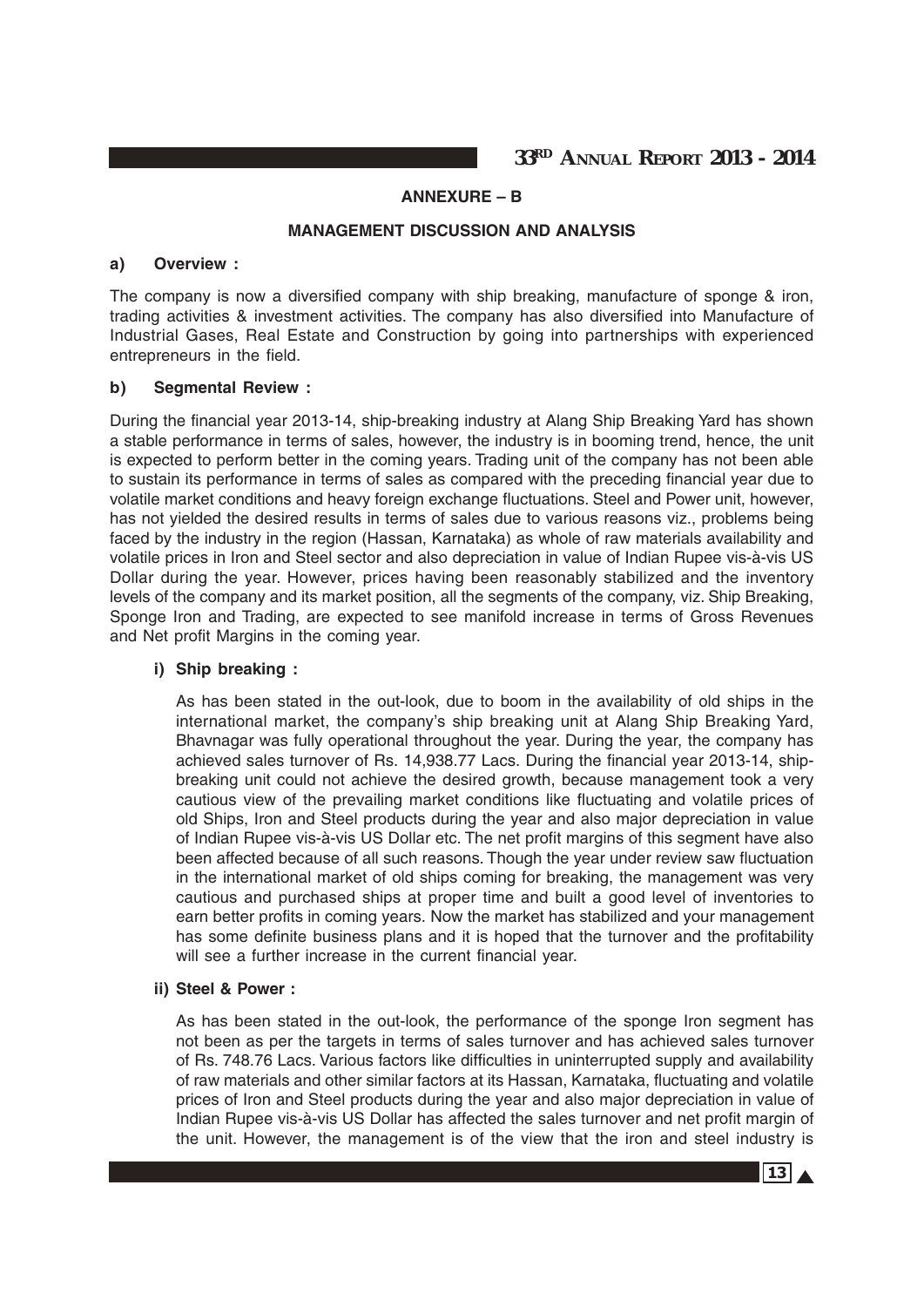## ANNEXURE – B

## MANAGEMENT DISCUSSION AND ANALYSIS

### a) Overview :

The company is now a diversified company with ship breaking, manufacture of sponge & iron, trading activities & investment activities. The company has also diversified into Manufacture of Industrial Gases, Real Estate and Construction by going into partnerships with experienced entrepreneurs in the field.

### b) Segmental Review :

During the financial year 2013-14, ship-breaking industry at Alang Ship Breaking Yard has shown a stable performance in terms of sales, however, the industry is in booming trend, hence, the unit is expected to perform better in the coming years. Trading unit of the company has not been able to sustain its performance in terms of sales as compared with the preceding financial year due to volatile market conditions and heavy foreign exchange fluctuations. Steel and Power unit, however, has not yielded the desired results in terms of sales due to various reasons viz., problems being faced by the industry in the region (Hassan, Karnataka) as whole of raw materials availability and volatile prices in Iron and Steel sector and also depreciation in value of Indian Rupee vis-à-vis US Dollar during the year. However, prices having been reasonably stabilized and the inventory levels of the company and its market position, all the segments of the company, viz. Ship Breaking, Sponge Iron and Trading, are expected to see manifold increase in terms of Gross Revenues and Net profit Margins in the coming year.

#### i) Ship breaking :

As has been stated in the out-look, due to boom in the availability of old ships in the international market, the company's ship breaking unit at Alang Ship Breaking Yard, Bhavnagar was fully operational throughout the year. During the year, the company has achieved sales turnover of Rs. 14,938.77 Lacs. During the financial year 2013-14, ship-breaking unit could not achieve the desired growth, because management took a very cautious view of the prevailing market conditions like fluctuating and volatile prices of old Ships, Iron and Steel products during the year and also major depreciation in value of Indian Rupee vis-à-vis US Dollar etc. The net profit margins of this segment have also been affected because of all such reasons. Though the year under review saw fluctuation in the international market of old ships coming for breaking, the management was very cautious and purchased ships at proper time and built a good level of inventories to earn better profits in coming years. Now the market has stabilized and your management has some definite business plans and it is hoped that the turnover and the profitability will see a further increase in the current financial year.

#### ii) Steel & Power :

As has been stated in the out-look, the performance of the sponge Iron segment has not been as per the targets in terms of sales turnover and has achieved sales turnover of Rs. 748.76 Lacs. Various factors like difficulties in uninterrupted supply and availability of raw materials and other similar factors at its Hassan, Karnataka, fluctuating and volatile prices of Iron and Steel products during the year and also major depreciation in value of Indian Rupee vis-à-vis US Dollar has affected the sales turnover and net profit margin of the unit. However, the management is of the view that the iron and steel industry is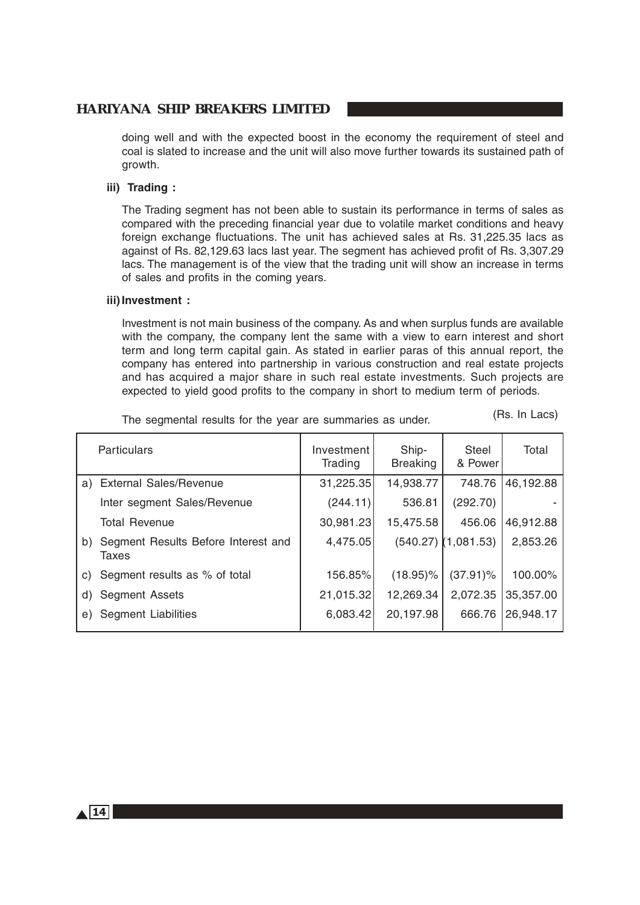doing well and with the expected boost in the economy the requirement of steel and coal is slated to increase and the unit will also move further towards its sustained path of growth.

**iii) Trading :**

The Trading segment has not been able to sustain its performance in terms of sales as compared with the preceding financial year due to volatile market conditions and heavy foreign exchange fluctuations. The unit has achieved sales at Rs. 31,225.35 lacs as against of Rs. 82,129.63 lacs last year. The segment has achieved profit of Rs. 3,307.29 lacs. The management is of the view that the trading unit will show an increase in terms of sales and profits in the coming years.

**iii) Investment :**

Investment is not main business of the company. As and when surplus funds are available with the company, the company lent the same with a view to earn interest and short term and long term capital gain. As stated in earlier paras of this annual report, the company has entered into partnership in various construction and real estate projects and has acquired a major share in such real estate investments. Such projects are expected to yield good profits to the company in short to medium term of periods.

The segmental results for the year are summaries as under. (Rs. In Lacs)

| | Particulars | Investment Trading | Ship-Breaking | Steel & Power | Total |
|---|---|---|---|---|---|
| a) | External Sales/Revenue | 31,225.35 | 14,938.77 | 748.76 | 46,192.88 |
| | Inter segment Sales/Revenue | (244.11) | 536.81 | (292.70) | - |
| | Total Revenue | 30,981.23 | 15,475.58 | 456.06 | 46,912.88 |
| b) | Segment Results Before Interest and Taxes | 4,475.05 | (540.27) | (1,081.53) | 2,853.26 |
| c) | Segment results as % of total | 156.85% | (18.95)% | (37.91)% | 100.00% |
| d) | Segment Assets | 21,015.32 | 12,269.34 | 2,072.35 | 35,357.00 |
| e) | Segment Liabilities | 6,083.42 | 20,197.98 | 666.76 | 26,948.17 |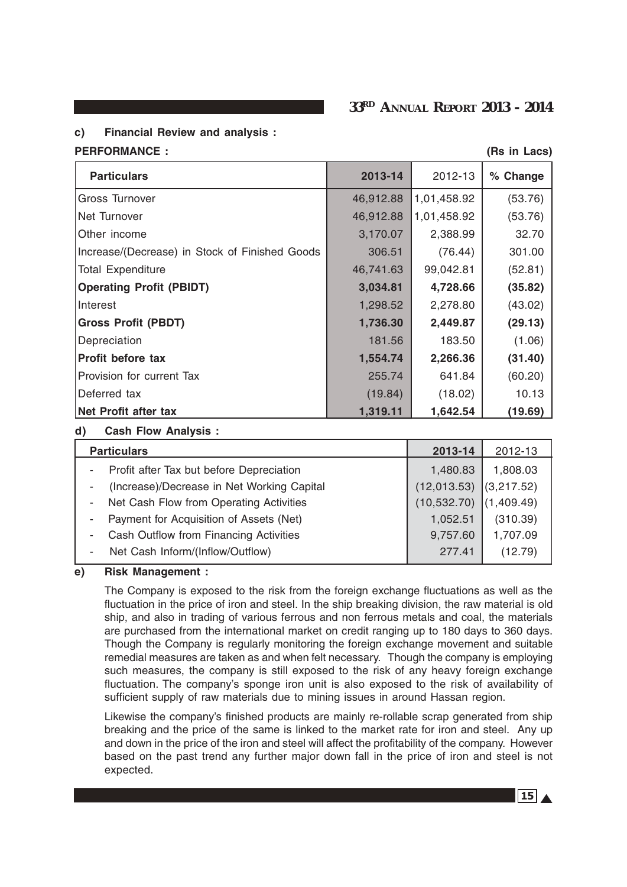**c) Financial Review and analysis :**

**PERFORMANCE :** **(Rs in Lacs)**

| Particulars | 2013-14 | 2012-13 | % Change |
|---|---|---|---|
| Gross Turnover | 46,912.88 | 1,01,458.92 | (53.76) |
| Net Turnover | 46,912.88 | 1,01,458.92 | (53.76) |
| Other income | 3,170.07 | 2,388.99 | 32.70 |
| Increase/(Decrease) in Stock of Finished Goods | 306.51 | (76.44) | 301.00 |
| Total Expenditure | 46,741.63 | 99,042.81 | (52.81) |
| **Operating Profit (PBIDT)** | **3,034.81** | **4,728.66** | **(35.82)** |
| Interest | 1,298.52 | 2,278.80 | (43.02) |
| **Gross Profit (PBDT)** | **1,736.30** | **2,449.87** | **(29.13)** |
| Depreciation | 181.56 | 183.50 | (1.06) |
| **Profit before tax** | **1,554.74** | **2,266.36** | **(31.40)** |
| Provision for current Tax | 255.74 | 641.84 | (60.20) |
| Deferred tax | (19.84) | (18.02) | 10.13 |
| **Net Profit after tax** | **1,319.11** | **1,642.54** | **(19.69)** |

**d) Cash Flow Analysis :**

| Particulars | 2013-14 | 2012-13 |
|---|---|---|
| - Profit after Tax but before Depreciation | 1,480.83 | 1,808.03 |
| - (Increase)/Decrease in Net Working Capital | (12,013.53) | (3,217.52) |
| - Net Cash Flow from Operating Activities | (10,532.70) | (1,409.49) |
| - Payment for Acquisition of Assets (Net) | 1,052.51 | (310.39) |
| - Cash Outflow from Financing Activities | 9,757.60 | 1,707.09 |
| - Net Cash Inform/(Inflow/Outflow) | 277.41 | (12.79) |

**e) Risk Management :**

The Company is exposed to the risk from the foreign exchange fluctuations as well as the fluctuation in the price of iron and steel. In the ship breaking division, the raw material is old ship, and also in trading of various ferrous and non ferrous metals and coal, the materials are purchased from the international market on credit ranging up to 180 days to 360 days. Though the Company is regularly monitoring the foreign exchange movement and suitable remedial measures are taken as and when felt necessary. Though the company is employing such measures, the company is still exposed to the risk of any heavy foreign exchange fluctuation. The company's sponge iron unit is also exposed to the risk of availability of sufficient supply of raw materials due to mining issues in around Hassan region.

Likewise the company's finished products are mainly re-rollable scrap generated from ship breaking and the price of the same is linked to the market rate for iron and steel. Any up and down in the price of the iron and steel will affect the profitability of the company. However based on the past trend any further major down fall in the price of iron and steel is not expected.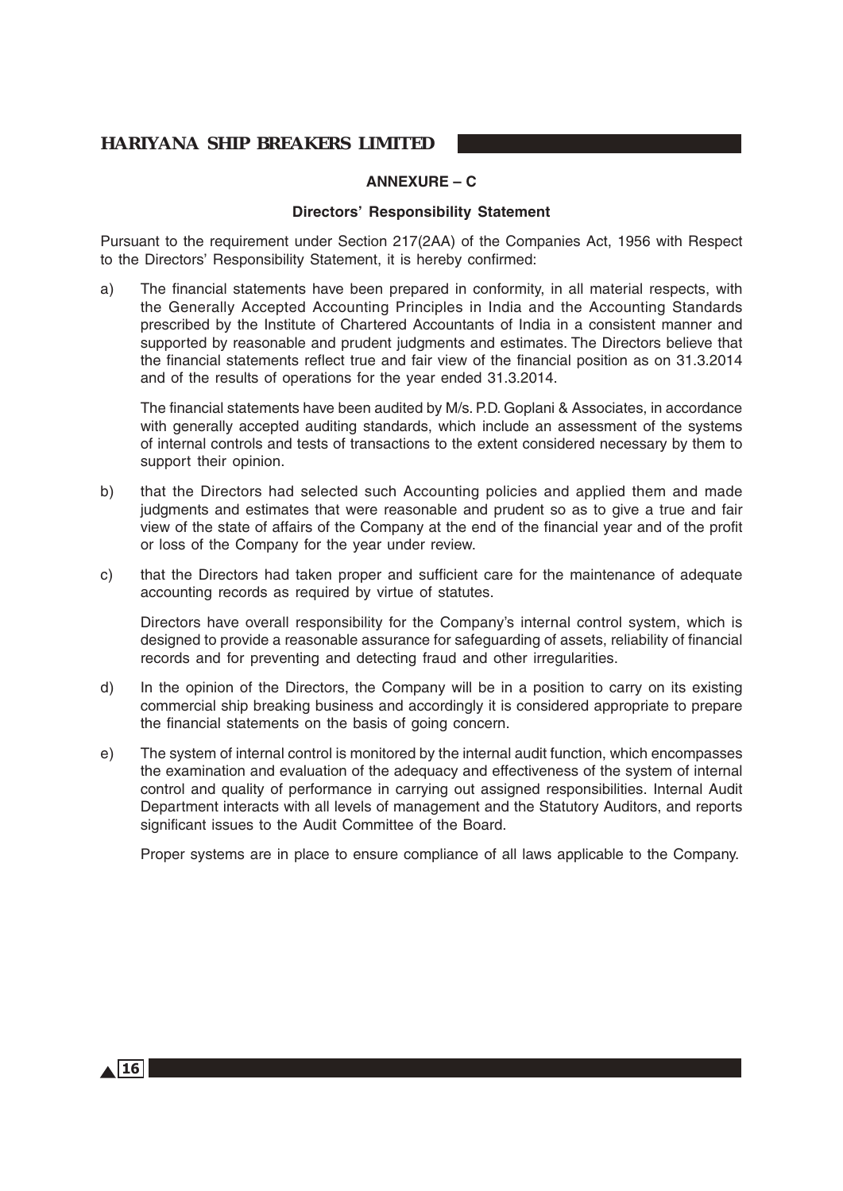## ANNEXURE – C

### Directors' Responsibility Statement

Pursuant to the requirement under Section 217(2AA) of the Companies Act, 1956 with Respect to the Directors' Responsibility Statement, it is hereby confirmed:

a) The financial statements have been prepared in conformity, in all material respects, with the Generally Accepted Accounting Principles in India and the Accounting Standards prescribed by the Institute of Chartered Accountants of India in a consistent manner and supported by reasonable and prudent judgments and estimates. The Directors believe that the financial statements reflect true and fair view of the financial position as on 31.3.2014 and of the results of operations for the year ended 31.3.2014.

   The financial statements have been audited by M/s. P.D. Goplani & Associates, in accordance with generally accepted auditing standards, which include an assessment of the systems of internal controls and tests of transactions to the extent considered necessary by them to support their opinion.

b) that the Directors had selected such Accounting policies and applied them and made judgments and estimates that were reasonable and prudent so as to give a true and fair view of the state of affairs of the Company at the end of the financial year and of the profit or loss of the Company for the year under review.

c) that the Directors had taken proper and sufficient care for the maintenance of adequate accounting records as required by virtue of statutes.

   Directors have overall responsibility for the Company's internal control system, which is designed to provide a reasonable assurance for safeguarding of assets, reliability of financial records and for preventing and detecting fraud and other irregularities.

d) In the opinion of the Directors, the Company will be in a position to carry on its existing commercial ship breaking business and accordingly it is considered appropriate to prepare the financial statements on the basis of going concern.

e) The system of internal control is monitored by the internal audit function, which encompasses the examination and evaluation of the adequacy and effectiveness of the system of internal control and quality of performance in carrying out assigned responsibilities. Internal Audit Department interacts with all levels of management and the Statutory Auditors, and reports significant issues to the Audit Committee of the Board.

   Proper systems are in place to ensure compliance of all laws applicable to the Company.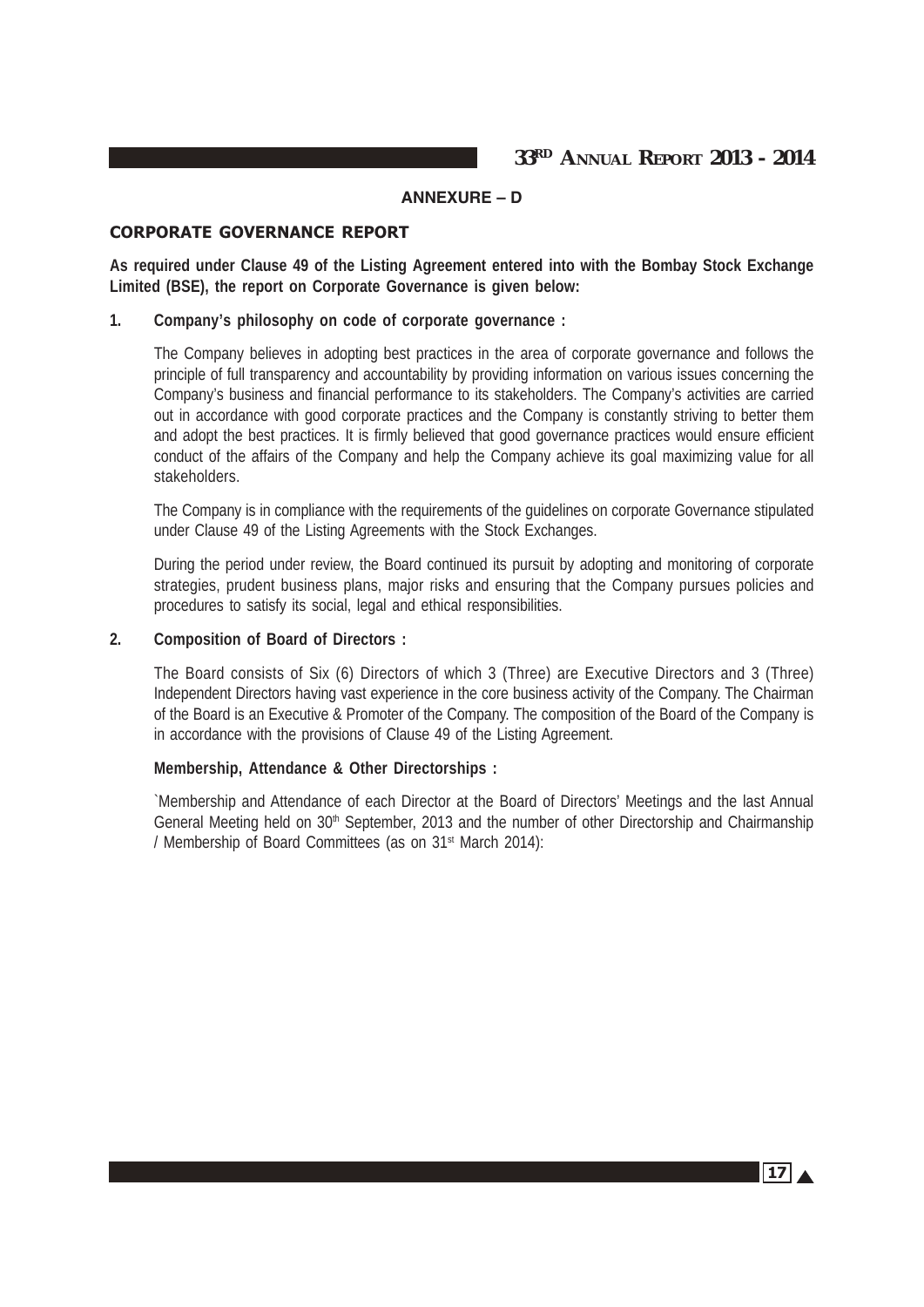## ANNEXURE – D

### CORPORATE GOVERNANCE REPORT

**As required under Clause 49 of the Listing Agreement entered into with the Bombay Stock Exchange Limited (BSE), the report on Corporate Governance is given below:**

**1. Company's philosophy on code of corporate governance :**

The Company believes in adopting best practices in the area of corporate governance and follows the principle of full transparency and accountability by providing information on various issues concerning the Company's business and financial performance to its stakeholders. The Company's activities are carried out in accordance with good corporate practices and the Company is constantly striving to better them and adopt the best practices. It is firmly believed that good governance practices would ensure efficient conduct of the affairs of the Company and help the Company achieve its goal maximizing value for all stakeholders.

The Company is in compliance with the requirements of the guidelines on corporate Governance stipulated under Clause 49 of the Listing Agreements with the Stock Exchanges.

During the period under review, the Board continued its pursuit by adopting and monitoring of corporate strategies, prudent business plans, major risks and ensuring that the Company pursues policies and procedures to satisfy its social, legal and ethical responsibilities.

**2. Composition of Board of Directors :**

The Board consists of Six (6) Directors of which 3 (Three) are Executive Directors and 3 (Three) Independent Directors having vast experience in the core business activity of the Company. The Chairman of the Board is an Executive & Promoter of the Company. The composition of the Board of the Company is in accordance with the provisions of Clause 49 of the Listing Agreement.

**Membership, Attendance & Other Directorships :**

`Membership and Attendance of each Director at the Board of Directors' Meetings and the last Annual General Meeting held on 30th September, 2013 and the number of other Directorship and Chairmanship / Membership of Board Committees (as on 31st March 2014):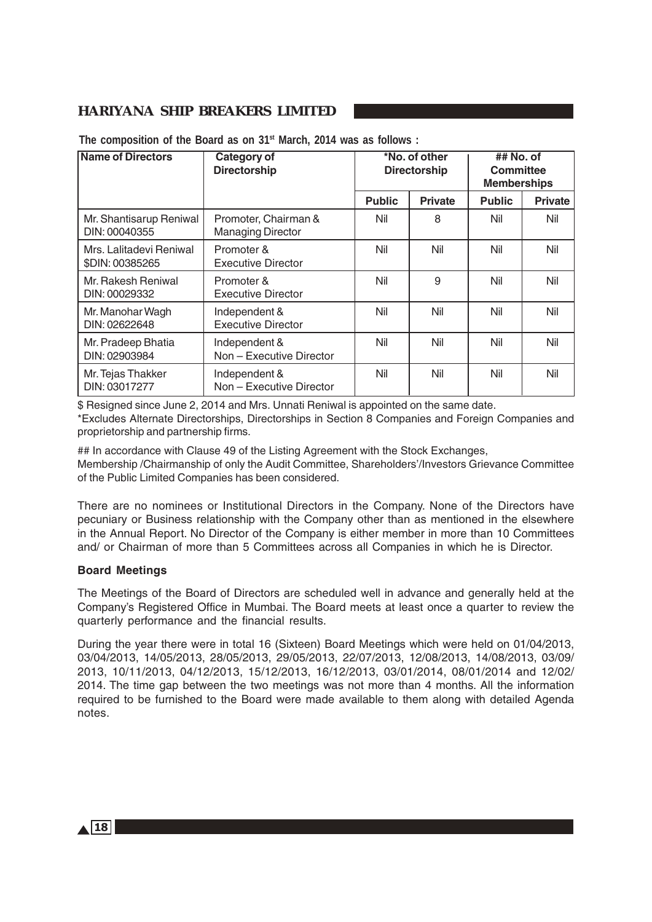**The composition of the Board as on 31st March, 2014 was as follows :**

| Name of Directors | Category of Directorship | *No. of other Directorship | | ## No. of Committee Memberships | |
|---|---|---|---|---|---|
| | | Public | Private | Public | Private |
| Mr. Shantisarup Reniwal DIN: 00040355 | Promoter, Chairman & Managing Director | Nil | 8 | Nil | Nil |
| Mrs. Lalitadevi Reniwal $DIN: 00385265 | Promoter & Executive Director | Nil | Nil | Nil | Nil |
| Mr. Rakesh Reniwal DIN: 00029332 | Promoter & Executive Director | Nil | 9 | Nil | Nil |
| Mr. Manohar Wagh DIN: 02622648 | Independent & Executive Director | Nil | Nil | Nil | Nil |
| Mr. Pradeep Bhatia DIN: 02903984 | Independent & Non – Executive Director | Nil | Nil | Nil | Nil |
| Mr. Tejas Thakker DIN: 03017277 | Independent & Non – Executive Director | Nil | Nil | Nil | Nil |

$ Resigned since June 2, 2014 and Mrs. Unnati Reniwal is appointed on the same date.

*Excludes Alternate Directorships, Directorships in Section 8 Companies and Foreign Companies and proprietorship and partnership firms.

## In accordance with Clause 49 of the Listing Agreement with the Stock Exchanges,
Membership /Chairmanship of only the Audit Committee, Shareholders'/Investors Grievance Committee of the Public Limited Companies has been considered.

There are no nominees or Institutional Directors in the Company. None of the Directors have pecuniary or Business relationship with the Company other than as mentioned in the elsewhere in the Annual Report. No Director of the Company is either member in more than 10 Committees and/ or Chairman of more than 5 Committees across all Companies in which he is Director.

**Board Meetings**

The Meetings of the Board of Directors are scheduled well in advance and generally held at the Company's Registered Office in Mumbai. The Board meets at least once a quarter to review the quarterly performance and the financial results.

During the year there were in total 16 (Sixteen) Board Meetings which were held on 01/04/2013, 03/04/2013, 14/05/2013, 28/05/2013, 29/05/2013, 22/07/2013, 12/08/2013, 14/08/2013, 03/09/2013, 10/11/2013, 04/12/2013, 15/12/2013, 16/12/2013, 03/01/2014, 08/01/2014 and 12/02/2014. The time gap between the two meetings was not more than 4 months. All the information required to be furnished to the Board were made available to them along with detailed Agenda notes.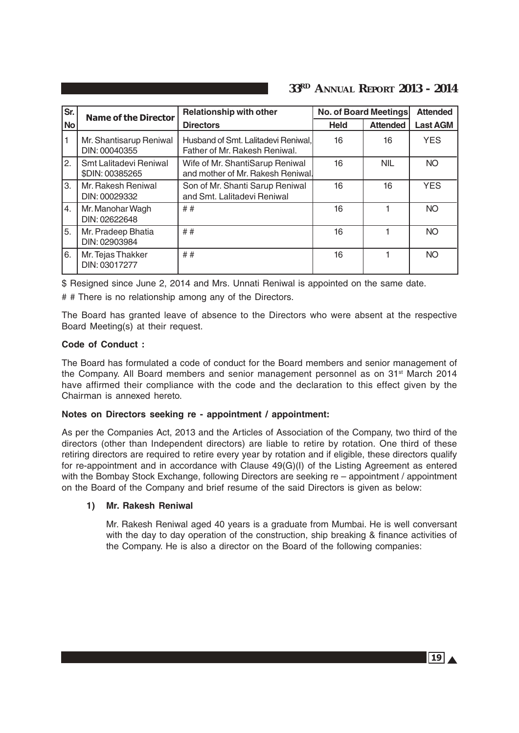| Sr. No | Name of the Director | Relationship with other Directors | No. of Board Meetings | | Attended |
|---|---|---|---|---|---|
| | | | Held | Attended | Last AGM |
| 1 | Mr. Shantisarup Reniwal DIN: 00040355 | Husband of Smt. Lalitadevi Reniwal, Father of Mr. Rakesh Reniwal. | 16 | 16 | YES |
| 2. | Smt Lalitadevi Reniwal $DIN: 00385265 | Wife of Mr. ShantiSarup Reniwal and mother of Mr. Rakesh Reniwal. | 16 | NIL | NO |
| 3. | Mr. Rakesh Reniwal DIN: 00029332 | Son of Mr. Shanti Sarup Reniwal and Smt. Lalitadevi Reniwal | 16 | 16 | YES |
| 4. | Mr. Manohar Wagh DIN: 02622648 | # # | 16 | 1 | NO |
| 5. | Mr. Pradeep Bhatia DIN: 02903984 | # # | 16 | 1 | NO |
| 6. | Mr. Tejas Thakker DIN: 03017277 | # # | 16 | 1 | NO |

$ Resigned since June 2, 2014 and Mrs. Unnati Reniwal is appointed on the same date.

# # There is no relationship among any of the Directors.

The Board has granted leave of absence to the Directors who were absent at the respective Board Meeting(s) at their request.

**Code of Conduct :**

The Board has formulated a code of conduct for the Board members and senior management of the Company. All Board members and senior management personnel as on 31st March 2014 have affirmed their compliance with the code and the declaration to this effect given by the Chairman is annexed hereto.

**Notes on Directors seeking re - appointment / appointment:**

As per the Companies Act, 2013 and the Articles of Association of the Company, two third of the directors (other than Independent directors) are liable to retire by rotation. One third of these retiring directors are required to retire every year by rotation and if eligible, these directors qualify for re-appointment and in accordance with Clause 49(G)(I) of the Listing Agreement as entered with the Bombay Stock Exchange, following Directors are seeking re – appointment / appointment on the Board of the Company and brief resume of the said Directors is given as below:

1) **Mr. Rakesh Reniwal**

   Mr. Rakesh Reniwal aged 40 years is a graduate from Mumbai. He is well conversant with the day to day operation of the construction, ship breaking & finance activities of the Company. He is also a director on the Board of the following companies: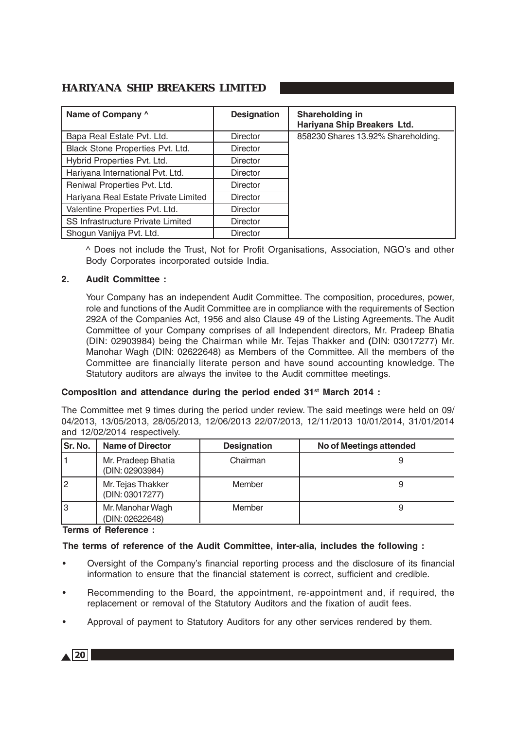| Name of Company ^ | Designation | Shareholding in Hariyana Ship Breakers Ltd. |
|---|---|---|
| Bapa Real Estate Pvt. Ltd. | Director | 858230 Shares 13.92% Shareholding. |
| Black Stone Properties Pvt. Ltd. | Director | |
| Hybrid Properties Pvt. Ltd. | Director | |
| Hariyana International Pvt. Ltd. | Director | |
| Reniwal Properties Pvt. Ltd. | Director | |
| Hariyana Real Estate Private Limited | Director | |
| Valentine Properties Pvt. Ltd. | Director | |
| SS Infrastructure Private Limited | Director | |
| Shogun Vanijya Pvt. Ltd. | Director | |

^ Does not include the Trust, Not for Profit Organisations, Association, NGO's and other Body Corporates incorporated outside India.

**2. Audit Committee :**

Your Company has an independent Audit Committee. The composition, procedures, power, role and functions of the Audit Committee are in compliance with the requirements of Section 292A of the Companies Act, 1956 and also Clause 49 of the Listing Agreements. The Audit Committee of your Company comprises of all Independent directors, Mr. Pradeep Bhatia (DIN: 02903984) being the Chairman while Mr. Tejas Thakker and **(**DIN: 03017277) Mr. Manohar Wagh (DIN: 02622648) as Members of the Committee. All the members of the Committee are financially literate person and have sound accounting knowledge. The Statutory auditors are always the invitee to the Audit committee meetings.

**Composition and attendance during the period ended 31st March 2014 :**

The Committee met 9 times during the period under review. The said meetings were held on 09/04/2013, 13/05/2013, 28/05/2013, 12/06/2013 22/07/2013, 12/11/2013 10/01/2014, 31/01/2014 and 12/02/2014 respectively.

| Sr. No. | Name of Director | Designation | No of Meetings attended |
|---|---|---|---|
| 1 | Mr. Pradeep Bhatia (DIN: 02903984) | Chairman | 9 |
| 2 | Mr. Tejas Thakker (DIN: 03017277) | Member | 9 |
| 3 | Mr. Manohar Wagh (DIN: 02622648) | Member | 9 |

**Terms of Reference :**

**The terms of reference of the Audit Committee, inter-alia, includes the following :**

- Oversight of the Company's financial reporting process and the disclosure of its financial information to ensure that the financial statement is correct, sufficient and credible.
- Recommending to the Board, the appointment, re-appointment and, if required, the replacement or removal of the Statutory Auditors and the fixation of audit fees.
- Approval of payment to Statutory Auditors for any other services rendered by them.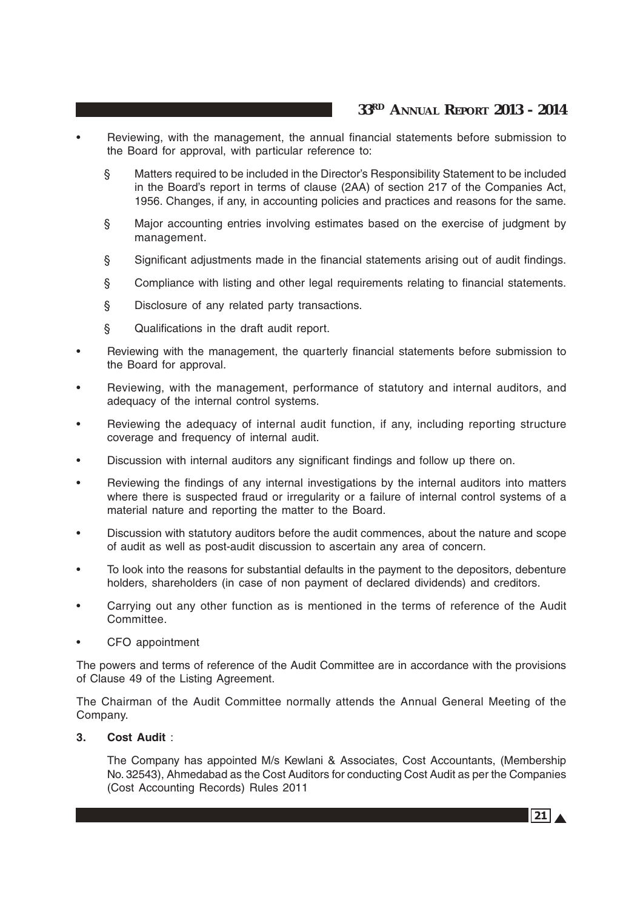- Reviewing, with the management, the annual financial statements before submission to the Board for approval, with particular reference to:
  - Matters required to be included in the Director's Responsibility Statement to be included in the Board's report in terms of clause (2AA) of section 217 of the Companies Act, 1956. Changes, if any, in accounting policies and practices and reasons for the same.
  - Major accounting entries involving estimates based on the exercise of judgment by management.
  - Significant adjustments made in the financial statements arising out of audit findings.
  - Compliance with listing and other legal requirements relating to financial statements.
  - Disclosure of any related party transactions.
  - Qualifications in the draft audit report.
- Reviewing with the management, the quarterly financial statements before submission to the Board for approval.
- Reviewing, with the management, performance of statutory and internal auditors, and adequacy of the internal control systems.
- Reviewing the adequacy of internal audit function, if any, including reporting structure coverage and frequency of internal audit.
- Discussion with internal auditors any significant findings and follow up there on.
- Reviewing the findings of any internal investigations by the internal auditors into matters where there is suspected fraud or irregularity or a failure of internal control systems of a material nature and reporting the matter to the Board.
- Discussion with statutory auditors before the audit commences, about the nature and scope of audit as well as post-audit discussion to ascertain any area of concern.
- To look into the reasons for substantial defaults in the payment to the depositors, debenture holders, shareholders (in case of non payment of declared dividends) and creditors.
- Carrying out any other function as is mentioned in the terms of reference of the Audit Committee.
- CFO appointment

The powers and terms of reference of the Audit Committee are in accordance with the provisions of Clause 49 of the Listing Agreement.

The Chairman of the Audit Committee normally attends the Annual General Meeting of the Company.

**3. Cost Audit** :

The Company has appointed M/s Kewlani & Associates, Cost Accountants, (Membership No. 32543), Ahmedabad as the Cost Auditors for conducting Cost Audit as per the Companies (Cost Accounting Records) Rules 2011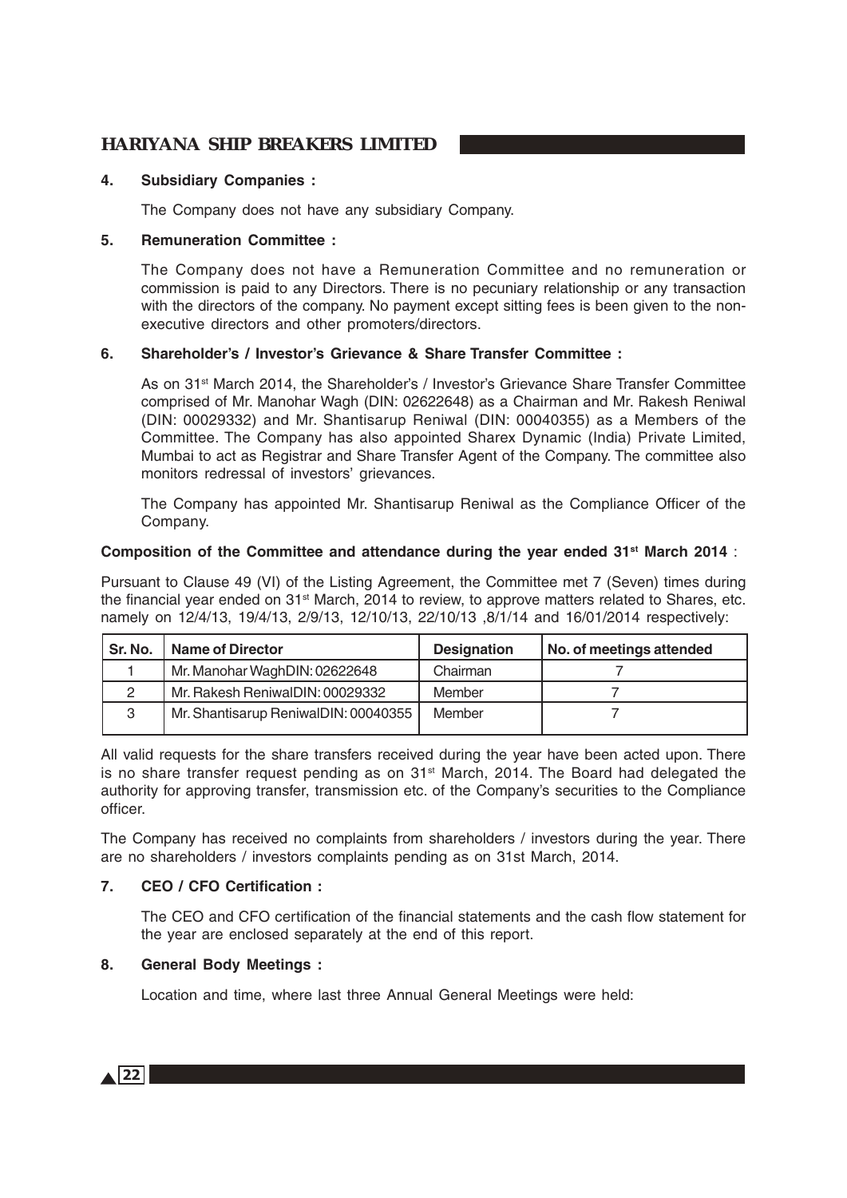### 4. Subsidiary Companies :

The Company does not have any subsidiary Company.

### 5. Remuneration Committee :

The Company does not have a Remuneration Committee and no remuneration or commission is paid to any Directors. There is no pecuniary relationship or any transaction with the directors of the company. No payment except sitting fees is been given to the non-executive directors and other promoters/directors.

### 6. Shareholder's / Investor's Grievance & Share Transfer Committee :

As on 31st March 2014, the Shareholder's / Investor's Grievance Share Transfer Committee comprised of Mr. Manohar Wagh (DIN: 02622648) as a Chairman and Mr. Rakesh Reniwal (DIN: 00029332) and Mr. Shantisarup Reniwal (DIN: 00040355) as a Members of the Committee. The Company has also appointed Sharex Dynamic (India) Private Limited, Mumbai to act as Registrar and Share Transfer Agent of the Company. The committee also monitors redressal of investors' grievances.

The Company has appointed Mr. Shantisarup Reniwal as the Compliance Officer of the Company.

**Composition of the Committee and attendance during the year ended 31st March 2014** :

Pursuant to Clause 49 (VI) of the Listing Agreement, the Committee met 7 (Seven) times during the financial year ended on 31st March, 2014 to review, to approve matters related to Shares, etc. namely on 12/4/13, 19/4/13, 2/9/13, 12/10/13, 22/10/13 ,8/1/14 and 16/01/2014 respectively:

| Sr. No. | Name of Director | Designation | No. of meetings attended |
|---|---|---|---|
| 1 | Mr. Manohar WaghDIN: 02622648 | Chairman | 7 |
| 2 | Mr. Rakesh ReniwalDIN: 00029332 | Member | 7 |
| 3 | Mr. Shantisarup ReniwalDIN: 00040355 | Member | 7 |

All valid requests for the share transfers received during the year have been acted upon. There is no share transfer request pending as on 31st March, 2014. The Board had delegated the authority for approving transfer, transmission etc. of the Company's securities to the Compliance officer.

The Company has received no complaints from shareholders / investors during the year. There are no shareholders / investors complaints pending as on 31st March, 2014.

### 7. CEO / CFO Certification :

The CEO and CFO certification of the financial statements and the cash flow statement for the year are enclosed separately at the end of this report.

### 8. General Body Meetings :

Location and time, where last three Annual General Meetings were held: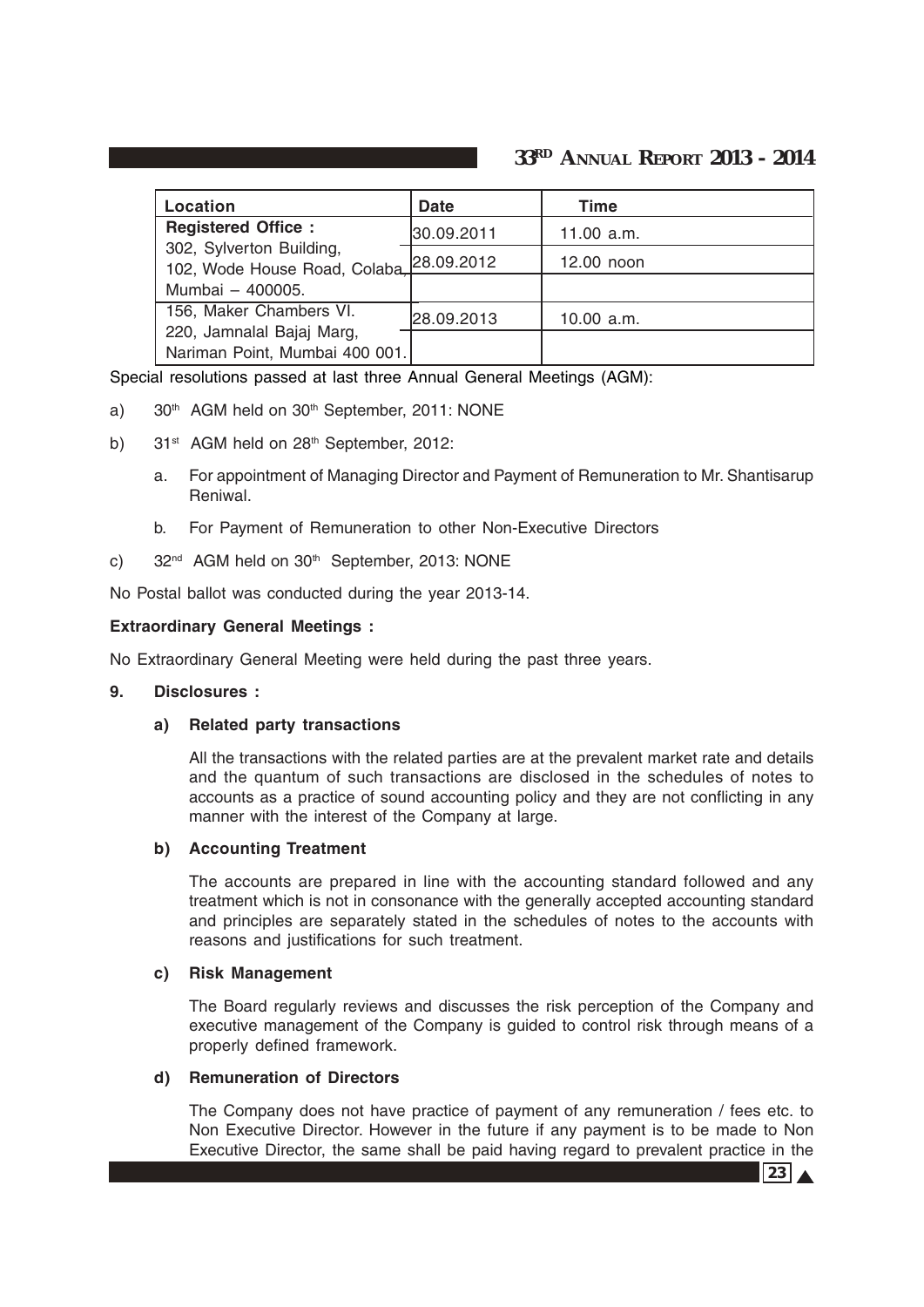| Location | Date | Time |
|---|---|---|
| **Registered Office :** 302, Sylverton Building, 102, Wode House Road, Colaba, Mumbai – 400005. | 30.09.2011 | 11.00 a.m. |
| | 28.09.2012 | 12.00 noon |
| | | |
| 156, Maker Chambers VI. 220, Jamnalal Bajaj Marg, Nariman Point, Mumbai 400 001. | 28.09.2013 | 10.00 a.m. |
| | | |

Special resolutions passed at last three Annual General Meetings (AGM):

a) 30th AGM held on 30th September, 2011: NONE

b) 31st AGM held on 28th September, 2012:

   a. For appointment of Managing Director and Payment of Remuneration to Mr. Shantisarup Reniwal.

   b. For Payment of Remuneration to other Non-Executive Directors

c) 32nd AGM held on 30th September, 2013: NONE

No Postal ballot was conducted during the year 2013-14.

**Extraordinary General Meetings :**

No Extraordinary General Meeting were held during the past three years.

**9. Disclosures :**

**a) Related party transactions**

All the transactions with the related parties are at the prevalent market rate and details and the quantum of such transactions are disclosed in the schedules of notes to accounts as a practice of sound accounting policy and they are not conflicting in any manner with the interest of the Company at large.

**b) Accounting Treatment**

The accounts are prepared in line with the accounting standard followed and any treatment which is not in consonance with the generally accepted accounting standard and principles are separately stated in the schedules of notes to the accounts with reasons and justifications for such treatment.

**c) Risk Management**

The Board regularly reviews and discusses the risk perception of the Company and executive management of the Company is guided to control risk through means of a properly defined framework.

**d) Remuneration of Directors**

The Company does not have practice of payment of any remuneration / fees etc. to Non Executive Director. However in the future if any payment is to be made to Non Executive Director, the same shall be paid having regard to prevalent practice in the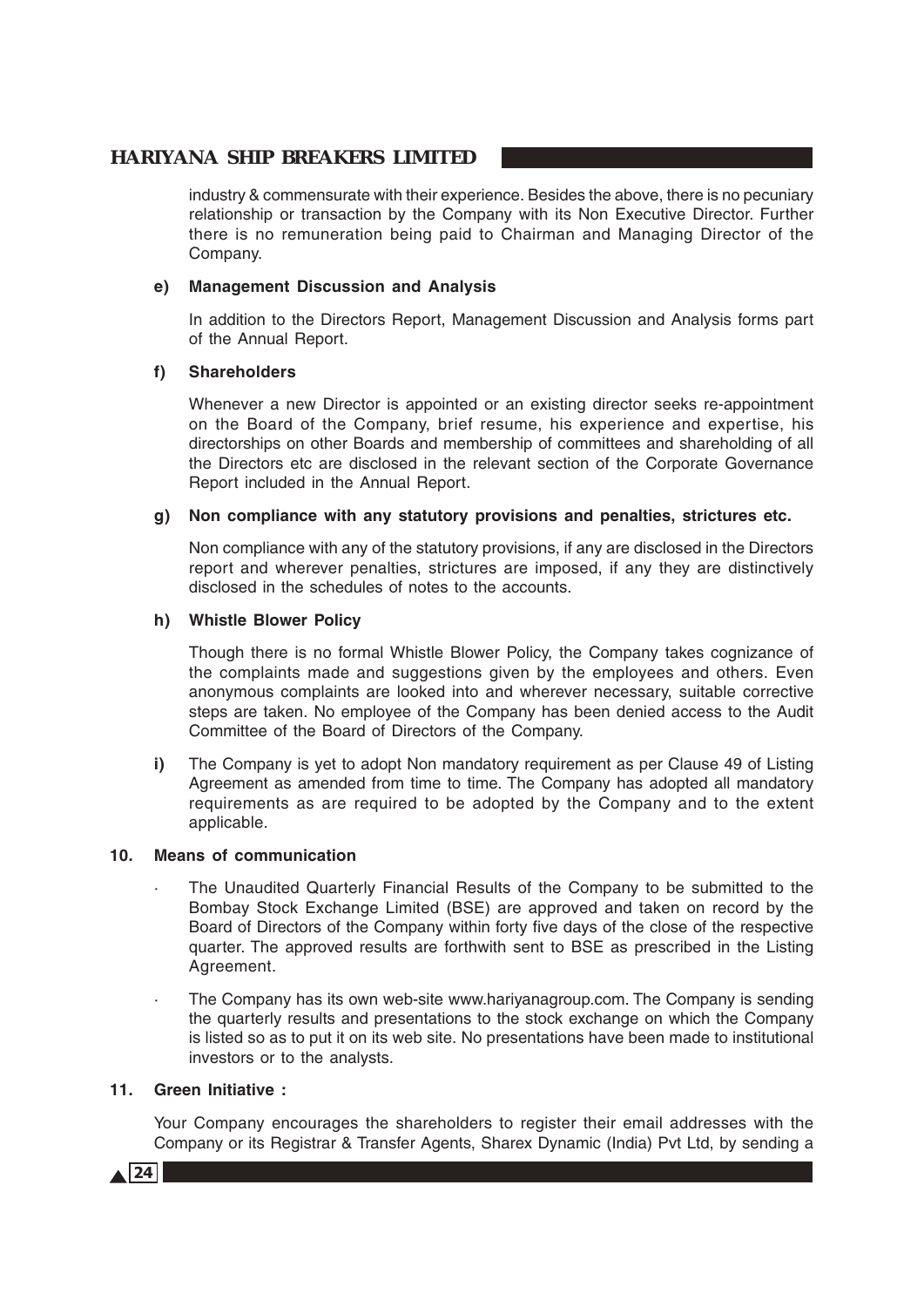industry & commensurate with their experience. Besides the above, there is no pecuniary relationship or transaction by the Company with its Non Executive Director. Further there is no remuneration being paid to Chairman and Managing Director of the Company.

**e) Management Discussion and Analysis**

In addition to the Directors Report, Management Discussion and Analysis forms part of the Annual Report.

**f) Shareholders**

Whenever a new Director is appointed or an existing director seeks re-appointment on the Board of the Company, brief resume, his experience and expertise, his directorships on other Boards and membership of committees and shareholding of all the Directors etc are disclosed in the relevant section of the Corporate Governance Report included in the Annual Report.

**g) Non compliance with any statutory provisions and penalties, strictures etc.**

Non compliance with any of the statutory provisions, if any are disclosed in the Directors report and wherever penalties, strictures are imposed, if any they are distinctively disclosed in the schedules of notes to the accounts.

**h) Whistle Blower Policy**

Though there is no formal Whistle Blower Policy, the Company takes cognizance of the complaints made and suggestions given by the employees and others. Even anonymous complaints are looked into and wherever necessary, suitable corrective steps are taken. No employee of the Company has been denied access to the Audit Committee of the Board of Directors of the Company.

**i)** The Company is yet to adopt Non mandatory requirement as per Clause 49 of Listing Agreement as amended from time to time. The Company has adopted all mandatory requirements as are required to be adopted by the Company and to the extent applicable.

**10. Means of communication**

- The Unaudited Quarterly Financial Results of the Company to be submitted to the Bombay Stock Exchange Limited (BSE) are approved and taken on record by the Board of Directors of the Company within forty five days of the close of the respective quarter. The approved results are forthwith sent to BSE as prescribed in the Listing Agreement.
- The Company has its own web-site www.hariyanagroup.com. The Company is sending the quarterly results and presentations to the stock exchange on which the Company is listed so as to put it on its web site. No presentations have been made to institutional investors or to the analysts.

**11. Green Initiative :**

Your Company encourages the shareholders to register their email addresses with the Company or its Registrar & Transfer Agents, Sharex Dynamic (India) Pvt Ltd, by sending a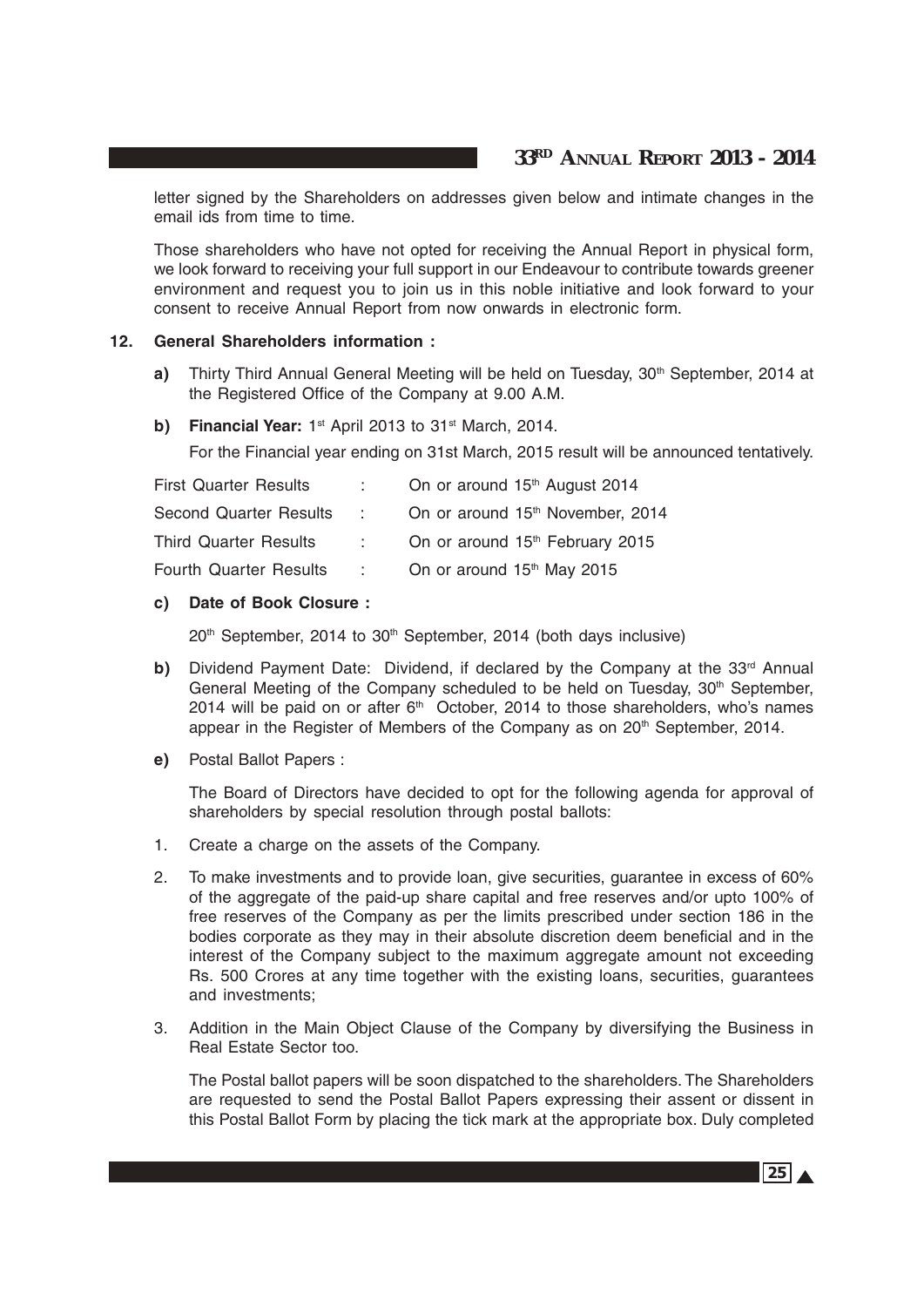letter signed by the Shareholders on addresses given below and intimate changes in the email ids from time to time.

Those shareholders who have not opted for receiving the Annual Report in physical form, we look forward to receiving your full support in our Endeavour to contribute towards greener environment and request you to join us in this noble initiative and look forward to your consent to receive Annual Report from now onwards in electronic form.

**12. General Shareholders information :**

**a)** Thirty Third Annual General Meeting will be held on Tuesday, 30th September, 2014 at the Registered Office of the Company at 9.00 A.M.

**b) Financial Year:** 1st April 2013 to 31st March, 2014.

For the Financial year ending on 31st March, 2015 result will be announced tentatively.

| | | |
|---|---|---|
| First Quarter Results | : | On or around 15th August 2014 |
| Second Quarter Results | : | On or around 15th November, 2014 |
| Third Quarter Results | : | On or around 15th February 2015 |
| Fourth Quarter Results | : | On or around 15th May 2015 |

**c) Date of Book Closure :**

20th September, 2014 to 30th September, 2014 (both days inclusive)

**b)** Dividend Payment Date: Dividend, if declared by the Company at the 33rd Annual General Meeting of the Company scheduled to be held on Tuesday, 30th September, 2014 will be paid on or after 6th October, 2014 to those shareholders, who's names appear in the Register of Members of the Company as on 20th September, 2014.

**e)** Postal Ballot Papers :

The Board of Directors have decided to opt for the following agenda for approval of shareholders by special resolution through postal ballots:

1. Create a charge on the assets of the Company.
2. To make investments and to provide loan, give securities, guarantee in excess of 60% of the aggregate of the paid-up share capital and free reserves and/or upto 100% of free reserves of the Company as per the limits prescribed under section 186 in the bodies corporate as they may in their absolute discretion deem beneficial and in the interest of the Company subject to the maximum aggregate amount not exceeding Rs. 500 Crores at any time together with the existing loans, securities, guarantees and investments;
3. Addition in the Main Object Clause of the Company by diversifying the Business in Real Estate Sector too.

The Postal ballot papers will be soon dispatched to the shareholders. The Shareholders are requested to send the Postal Ballot Papers expressing their assent or dissent in this Postal Ballot Form by placing the tick mark at the appropriate box. Duly completed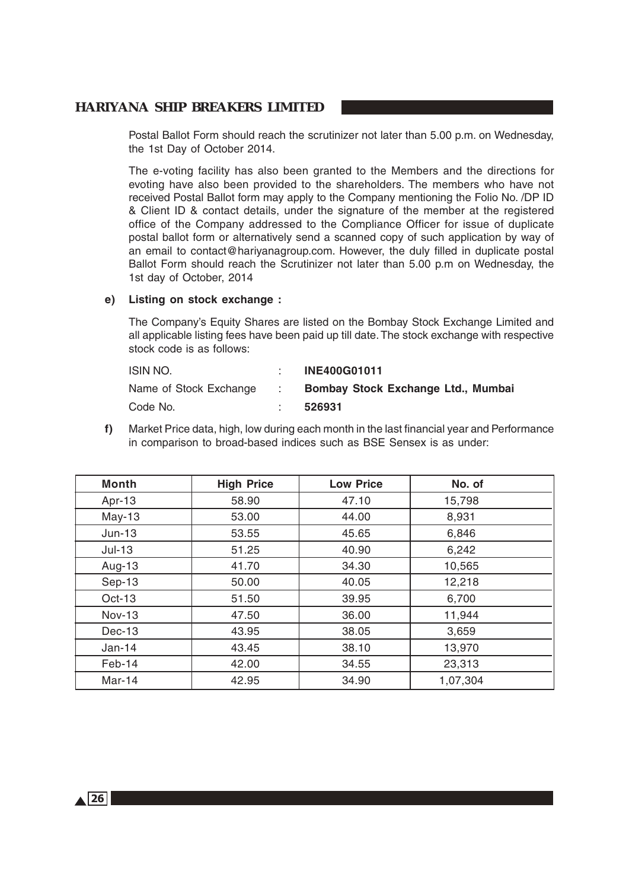Postal Ballot Form should reach the scrutinizer not later than 5.00 p.m. on Wednesday, the 1st Day of October 2014.

The e-voting facility has also been granted to the Members and the directions for evoting have also been provided to the shareholders. The members who have not received Postal Ballot form may apply to the Company mentioning the Folio No. /DP ID & Client ID & contact details, under the signature of the member at the registered office of the Company addressed to the Compliance Officer for issue of duplicate postal ballot form or alternatively send a scanned copy of such application by way of an email to contact@hariyanagroup.com. However, the duly filled in duplicate postal Ballot Form should reach the Scrutinizer not later than 5.00 p.m on Wednesday, the 1st day of October, 2014

**e) Listing on stock exchange :**

The Company's Equity Shares are listed on the Bombay Stock Exchange Limited and all applicable listing fees have been paid up till date. The stock exchange with respective stock code is as follows:

| | | |
|---|---|---|
| ISIN NO. | : | **INE400G01011** |
| Name of Stock Exchange | : | **Bombay Stock Exchange Ltd., Mumbai** |
| Code No. | : | **526931** |

**f)** Market Price data, high, low during each month in the last financial year and Performance in comparison to broad-based indices such as BSE Sensex is as under:

| Month | High Price | Low Price | No. of |
|---|---|---|---|
| Apr-13 | 58.90 | 47.10 | 15,798 |
| May-13 | 53.00 | 44.00 | 8,931 |
| Jun-13 | 53.55 | 45.65 | 6,846 |
| Jul-13 | 51.25 | 40.90 | 6,242 |
| Aug-13 | 41.70 | 34.30 | 10,565 |
| Sep-13 | 50.00 | 40.05 | 12,218 |
| Oct-13 | 51.50 | 39.95 | 6,700 |
| Nov-13 | 47.50 | 36.00 | 11,944 |
| Dec-13 | 43.95 | 38.05 | 3,659 |
| Jan-14 | 43.45 | 38.10 | 13,970 |
| Feb-14 | 42.00 | 34.55 | 23,313 |
| Mar-14 | 42.95 | 34.90 | 1,07,304 |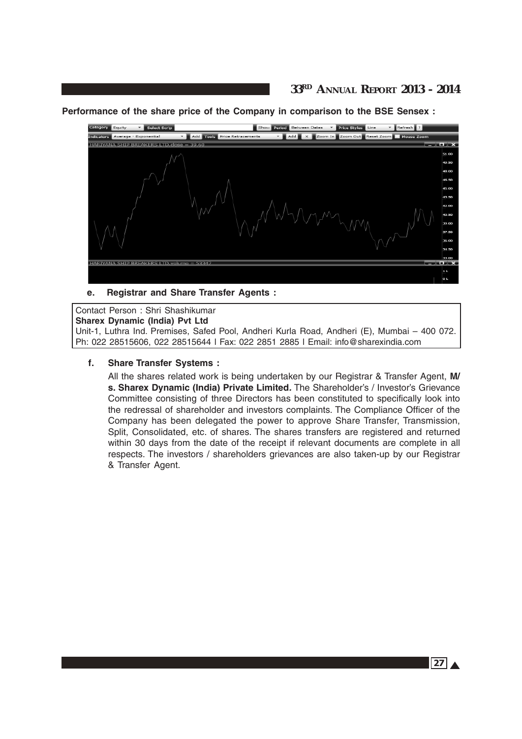**Performance of the share price of the Company in comparison to the BSE Sensex :**

**e. Registrar and Share Transfer Agents :**

Contact Person : Shri Shashikumar
**Sharex Dynamic (India) Pvt Ltd**
Unit-1, Luthra Ind. Premises, Safed Pool, Andheri Kurla Road, Andheri (E), Mumbai – 400 072.
Ph: 022 28515606, 022 28515644 l Fax: 022 2851 2885 l Email: info@sharexindia.com

**f. Share Transfer Systems :**

All the shares related work is being undertaken by our Registrar & Transfer Agent, **M/s. Sharex Dynamic (India) Private Limited.** The Shareholder's / Investor's Grievance Committee consisting of three Directors has been constituted to specifically look into the redressal of shareholder and investors complaints. The Compliance Officer of the Company has been delegated the power to approve Share Transfer, Transmission, Split, Consolidated, etc. of shares. The shares transfers are registered and returned within 30 days from the date of the receipt if relevant documents are complete in all respects. The investors / shareholders grievances are also taken-up by our Registrar & Transfer Agent.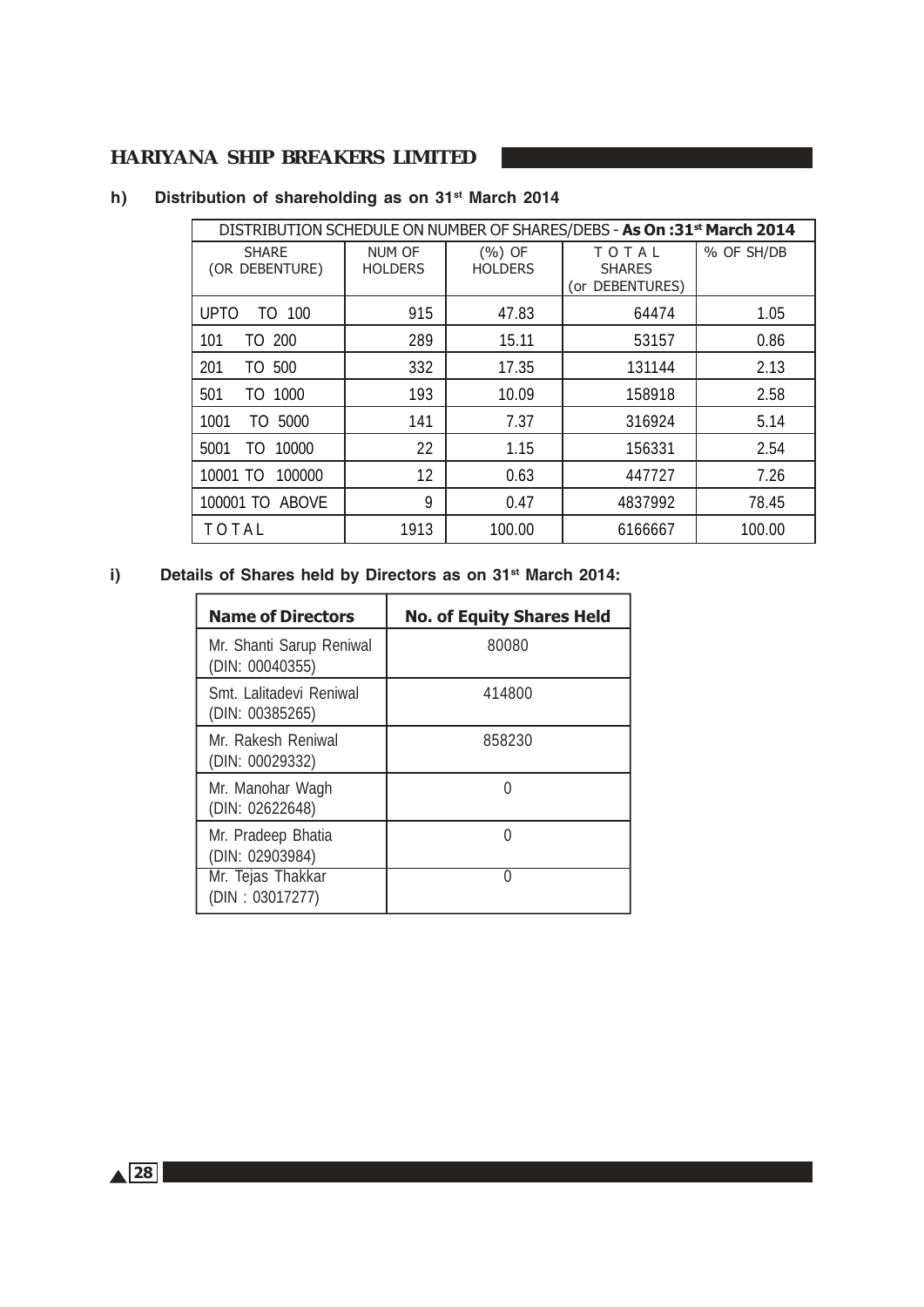**h) Distribution of shareholding as on 31st March 2014**

| DISTRIBUTION SCHEDULE ON NUMBER OF SHARES/DEBS - **As On :31st March 2014** | | | | |
|---|---|---|---|---|
| SHARE (OR DEBENTURE) | NUM OF HOLDERS | (%) OF HOLDERS | TOTAL SHARES (or DEBENTURES) | % OF SH/DB |
| UPTO TO 100 | 915 | 47.83 | 64474 | 1.05 |
| 101 TO 200 | 289 | 15.11 | 53157 | 0.86 |
| 201 TO 500 | 332 | 17.35 | 131144 | 2.13 |
| 501 TO 1000 | 193 | 10.09 | 158918 | 2.58 |
| 1001 TO 5000 | 141 | 7.37 | 316924 | 5.14 |
| 5001 TO 10000 | 22 | 1.15 | 156331 | 2.54 |
| 10001 TO 100000 | 12 | 0.63 | 447727 | 7.26 |
| 100001 TO ABOVE | 9 | 0.47 | 4837992 | 78.45 |
| TOTAL | 1913 | 100.00 | 6166667 | 100.00 |

**i) Details of Shares held by Directors as on 31st March 2014:**

| Name of Directors | No. of Equity Shares Held |
|---|---|
| Mr. Shanti Sarup Reniwal (DIN: 00040355) | 80080 |
| Smt. Lalitadevi Reniwal (DIN: 00385265) | 414800 |
| Mr. Rakesh Reniwal (DIN: 00029332) | 858230 |
| Mr. Manohar Wagh (DIN: 02622648) | 0 |
| Mr. Pradeep Bhatia (DIN: 02903984) | 0 |
| Mr. Tejas Thakkar (DIN : 03017277) | 0 |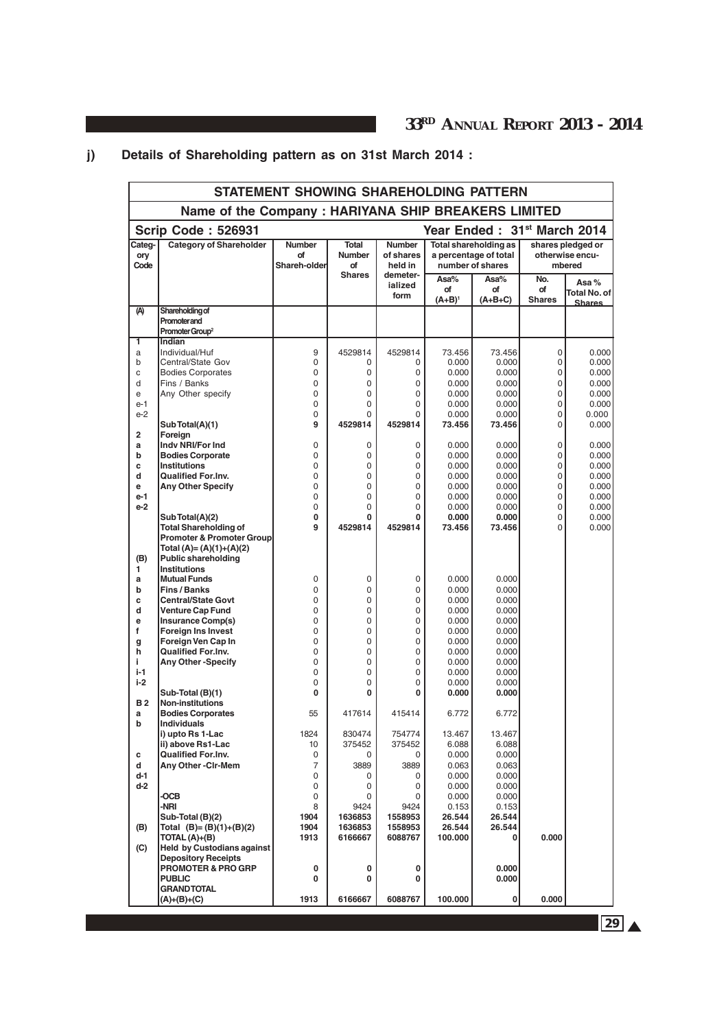## j) Details of Shareholding pattern as on 31st March 2014 :

| STATEMENT SHOWING SHAREHOLDING PATTERN | | | | | | | | | |
|---|---|---|---|---|---|---|---|---|---|
| Name of the Company : HARIYANA SHIP BREAKERS LIMITED | | | | | | | | | |
| Scrip Code : 526931 | | | | | | Year Ended : 31st March 2014 | | | |
| Category Code | Category of Shareholder | Number of Shareh-older | Total Number of Shares | Number of shares held in demeter-ialized form | Total shareholding as a percentage of total number of shares | | shares pledged or otherwise encu-mbered | | |
| | | | | | Asa% of (A+B)[1] | Asa% of (A+B+C) | No. of Shares | Asa % Total No. of Shares | |
| (A) | Shareholding of Promoter and Promoter Group[2] | | | | | | | | |
| 1 | Indian | | | | | | | | |
| a | Individual/Huf | 9 | 4529814 | 4529814 | 73.456 | 73.456 | 0 | 0.000 | |
| b | Central/State Gov | 0 | 0 | 0 | 0.000 | 0.000 | 0 | 0.000 | |
| c | Bodies Corporates | 0 | 0 | 0 | 0.000 | 0.000 | 0 | 0.000 | |
| d | Fins / Banks | 0 | 0 | 0 | 0.000 | 0.000 | 0 | 0.000 | |
| e | Any Other specify | 0 | 0 | 0 | 0.000 | 0.000 | 0 | 0.000 | |
| e-1 | | 0 | 0 | 0 | 0.000 | 0.000 | 0 | 0.000 | |
| e-2 | | 0 | 0 | 0 | 0.000 | 0.000 | 0 | 0.000 | |
| | Sub Total(A)(1) | 9 | 4529814 | 4529814 | 73.456 | 73.456 | 0 | 0.000 | |
| 2 | Foreign | | | | | | | | |
| a | Indv NRI/For Ind | 0 | 0 | 0 | 0.000 | 0.000 | 0 | 0.000 | |
| b | Bodies Corporate | 0 | 0 | 0 | 0.000 | 0.000 | 0 | 0.000 | |
| c | Institutions | 0 | 0 | 0 | 0.000 | 0.000 | 0 | 0.000 | |
| d | Qualified For.Inv. | 0 | 0 | 0 | 0.000 | 0.000 | 0 | 0.000 | |
| e | Any Other Specify | 0 | 0 | 0 | 0.000 | 0.000 | 0 | 0.000 | |
| e-1 | | 0 | 0 | 0 | 0.000 | 0.000 | 0 | 0.000 | |
| e-2 | | 0 | 0 | 0 | 0.000 | 0.000 | 0 | 0.000 | |
| | Sub Total(A)(2) | 0 | 0 | 0 | 0.000 | 0.000 | 0 | 0.000 | |
| | Total Shareholding of Promoter & Promoter Group Total (A)= (A)(1)+(A)(2) | 9 | 4529814 | 4529814 | 73.456 | 73.456 | 0 | 0.000 | |
| (B) | Public shareholding | | | | | | | | |
| 1 | Institutions | | | | | | | | |
| a | Mutual Funds | 0 | 0 | 0 | 0.000 | 0.000 | | | |
| b | Fins / Banks | 0 | 0 | 0 | 0.000 | 0.000 | | | |
| c | Central/State Govt | 0 | 0 | 0 | 0.000 | 0.000 | | | |
| d | Venture Cap Fund | 0 | 0 | 0 | 0.000 | 0.000 | | | |
| e | Insurance Comp(s) | 0 | 0 | 0 | 0.000 | 0.000 | | | |
| f | Foreign Ins Invest | 0 | 0 | 0 | 0.000 | 0.000 | | | |
| g | Foreign Ven Cap In | 0 | 0 | 0 | 0.000 | 0.000 | | | |
| h | Qualified For.Inv. | 0 | 0 | 0 | 0.000 | 0.000 | | | |
| i | Any Other -Specify | 0 | 0 | 0 | 0.000 | 0.000 | | | |
| i-1 | | 0 | 0 | 0 | 0.000 | 0.000 | | | |
| i-2 | | 0 | 0 | 0 | 0.000 | 0.000 | | | |
| | Sub-Total (B)(1) | 0 | 0 | 0 | 0.000 | 0.000 | | | |
| B 2 | Non-institutions | | | | | | | | |
| a | Bodies Corporates | 55 | 417614 | 415414 | 6.772 | 6.772 | | | |
| b | Individuals | | | | | | | | |
| | i) upto Rs 1-Lac | 1824 | 830474 | 754774 | 13.467 | 13.467 | | | |
| | ii) above Rs1-Lac | 10 | 375452 | 375452 | 6.088 | 6.088 | | | |
| c | Qualified For.Inv. | 0 | 0 | 0 | 0.000 | 0.000 | | | |
| d | Any Other -Clr-Mem | 7 | 3889 | 3889 | 0.063 | 0.063 | | | |
| d-1 | | 0 | 0 | 0 | 0.000 | 0.000 | | | |
| d-2 | | 0 | 0 | 0 | 0.000 | 0.000 | | | |
| | -OCB | 0 | 0 | 0 | 0.000 | 0.000 | | | |
| | -NRI | 8 | 9424 | 9424 | 0.153 | 0.153 | | | |
| | Sub-Total (B)(2) | 1904 | 1636853 | 1558953 | 26.544 | 26.544 | | | |
| (B) | Total (B)= (B)(1)+(B)(2) | 1904 | 1636853 | 1558953 | 26.544 | 26.544 | | | |
| | TOTAL (A)+(B) | 1913 | 6166667 | 6088767 | 100.000 | 0 | 0.000 | | |
| (C) | Held by Custodians against Depository Receipts | | | | | | | | |
| | PROMOTER & PRO GRP | 0 | 0 | 0 | | 0.000 | | | |
| | PUBLIC | 0 | 0 | 0 | | 0.000 | | | |
| | GRANDTOTAL (A)+(B)+(C) | 1913 | 6166667 | 6088767 | 100.000 | 0 | 0.000 | | |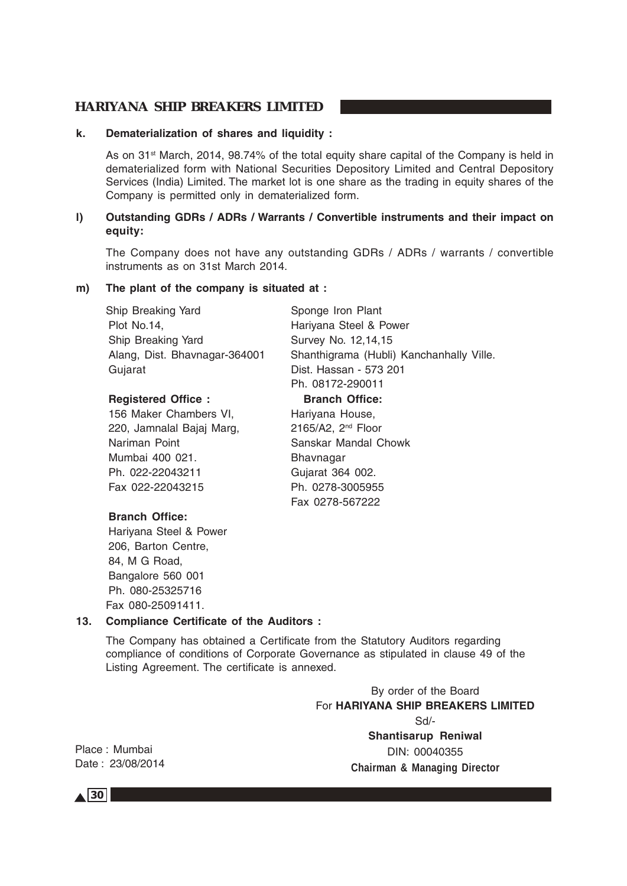**k. Dematerialization of shares and liquidity :**

As on 31st March, 2014, 98.74% of the total equity share capital of the Company is held in dematerialized form with National Securities Depository Limited and Central Depository Services (India) Limited. The market lot is one share as the trading in equity shares of the Company is permitted only in dematerialized form.

**l) Outstanding GDRs / ADRs / Warrants / Convertible instruments and their impact on equity:**

The Company does not have any outstanding GDRs / ADRs / warrants / convertible instruments as on 31st March 2014.

**m) The plant of the company is situated at :**

Ship Breaking Yard
Plot No.14,
Ship Breaking Yard
Alang, Dist. Bhavnagar-364001
Gujarat

Sponge Iron Plant
Hariyana Steel & Power
Survey No. 12,14,15
Shanthigrama (Hubli) Kanchanhally Ville.
Dist. Hassan - 573 201
Ph. 08172-290011

**Registered Office :**
156 Maker Chambers VI,
220, Jamnalal Bajaj Marg,
Nariman Point
Mumbai 400 021.
Ph. 022-22043211
Fax 022-22043215

**Branch Office:**
Hariyana House,
2165/A2, 2nd Floor
Sanskar Mandal Chowk
Bhavnagar
Gujarat 364 002.
Ph. 0278-3005955
Fax 0278-567222

**Branch Office:**
Hariyana Steel & Power
206, Barton Centre,
84, M G Road,
Bangalore 560 001
Ph. 080-25325716
Fax 080-25091411.

**13. Compliance Certificate of the Auditors :**

The Company has obtained a Certificate from the Statutory Auditors regarding compliance of conditions of Corporate Governance as stipulated in clause 49 of the Listing Agreement. The certificate is annexed.

By order of the Board
For **HARIYANA SHIP BREAKERS LIMITED**
Sd/-
**Shantisarup Reniwal**
DIN: 00040355
**Chairman & Managing Director**

Place : Mumbai
Date : 23/08/2014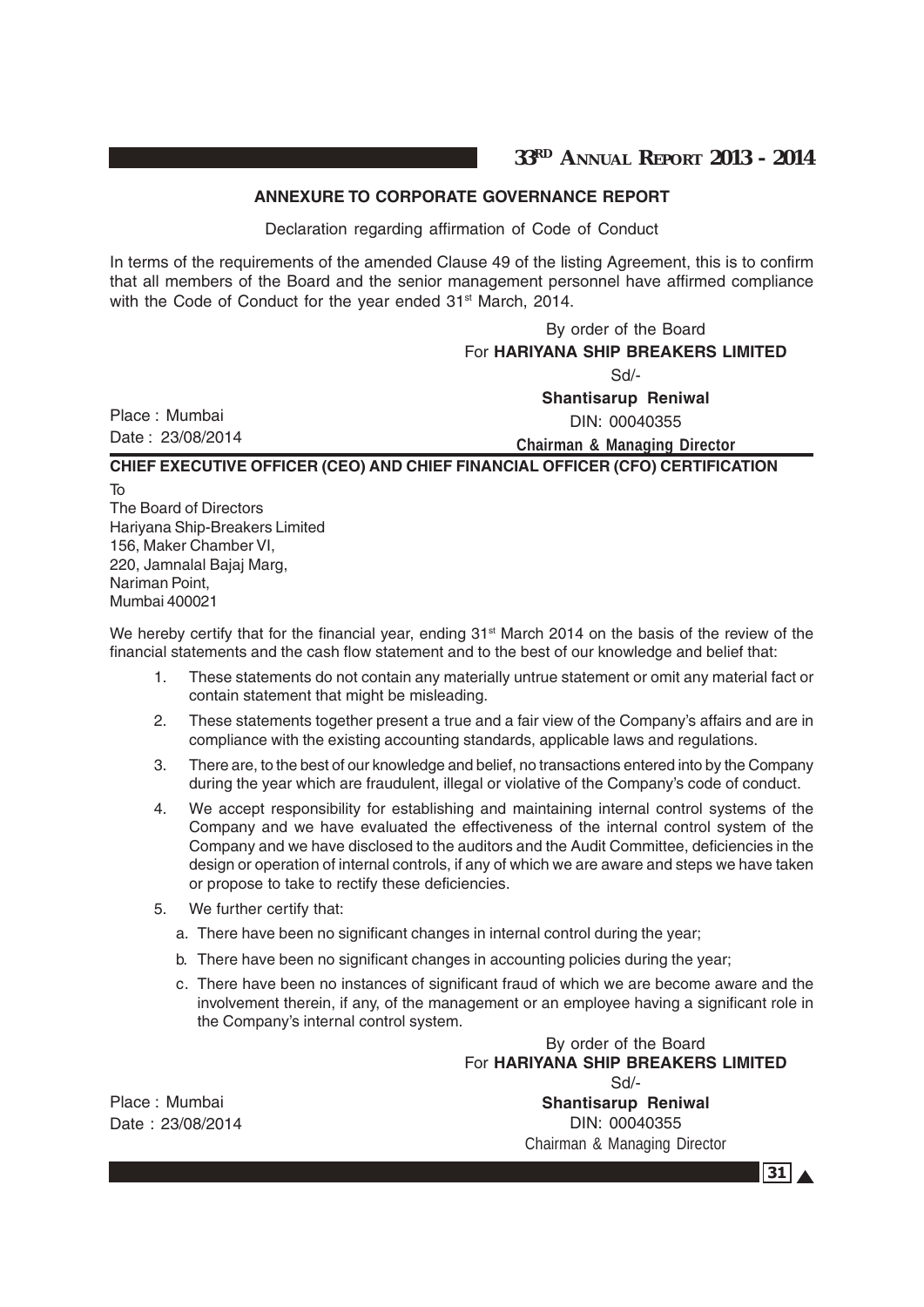## ANNEXURE TO CORPORATE GOVERNANCE REPORT

Declaration regarding affirmation of Code of Conduct

In terms of the requirements of the amended Clause 49 of the listing Agreement, this is to confirm that all members of the Board and the senior management personnel have affirmed compliance with the Code of Conduct for the year ended 31st March, 2014.

By order of the Board
For **HARIYANA SHIP BREAKERS LIMITED**
Sd/-
**Shantisarup Reniwal**
DIN: 00040355
**Chairman & Managing Director**

Place : Mumbai
Date : 23/08/2014

## CHIEF EXECUTIVE OFFICER (CEO) AND CHIEF FINANCIAL OFFICER (CFO) CERTIFICATION

To
The Board of Directors
Hariyana Ship-Breakers Limited
156, Maker Chamber VI,
220, Jamnalal Bajaj Marg,
Nariman Point,
Mumbai 400021

We hereby certify that for the financial year, ending 31st March 2014 on the basis of the review of the financial statements and the cash flow statement and to the best of our knowledge and belief that:

1. These statements do not contain any materially untrue statement or omit any material fact or contain statement that might be misleading.
2. These statements together present a true and a fair view of the Company's affairs and are in compliance with the existing accounting standards, applicable laws and regulations.
3. There are, to the best of our knowledge and belief, no transactions entered into by the Company during the year which are fraudulent, illegal or violative of the Company's code of conduct.
4. We accept responsibility for establishing and maintaining internal control systems of the Company and we have evaluated the effectiveness of the internal control system of the Company and we have disclosed to the auditors and the Audit Committee, deficiencies in the design or operation of internal controls, if any of which we are aware and steps we have taken or propose to take to rectify these deficiencies.
5. We further certify that:
   a. There have been no significant changes in internal control during the year;
   b. There have been no significant changes in accounting policies during the year;
   c. There have been no instances of significant fraud of which we are become aware and the involvement therein, if any, of the management or an employee having a significant role in the Company's internal control system.

By order of the Board
For **HARIYANA SHIP BREAKERS LIMITED**
Sd/-
**Shantisarup Reniwal**
DIN: 00040355
Chairman & Managing Director

Place : Mumbai
Date : 23/08/2014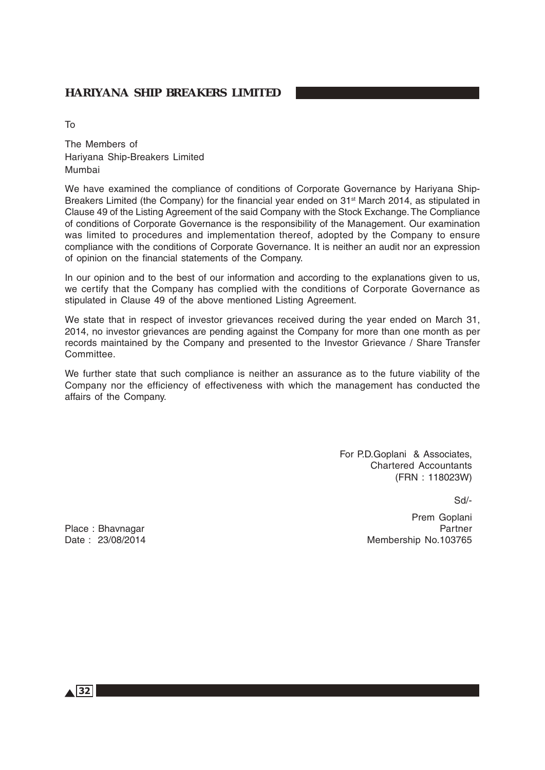To

The Members of
Hariyana Ship-Breakers Limited
Mumbai

We have examined the compliance of conditions of Corporate Governance by Hariyana Ship-Breakers Limited (the Company) for the financial year ended on 31st March 2014, as stipulated in Clause 49 of the Listing Agreement of the said Company with the Stock Exchange. The Compliance of conditions of Corporate Governance is the responsibility of the Management. Our examination was limited to procedures and implementation thereof, adopted by the Company to ensure compliance with the conditions of Corporate Governance. It is neither an audit nor an expression of opinion on the financial statements of the Company.

In our opinion and to the best of our information and according to the explanations given to us, we certify that the Company has complied with the conditions of Corporate Governance as stipulated in Clause 49 of the above mentioned Listing Agreement.

We state that in respect of investor grievances received during the year ended on March 31, 2014, no investor grievances are pending against the Company for more than one month as per records maintained by the Company and presented to the Investor Grievance / Share Transfer Committee.

We further state that such compliance is neither an assurance as to the future viability of the Company nor the efficiency of effectiveness with which the management has conducted the affairs of the Company.

For P.D.Goplani & Associates,
Chartered Accountants
(FRN : 118023W)

Sd/-

Prem Goplani
Partner
Membership No.103765

Place : Bhavnagar
Date : 23/08/2014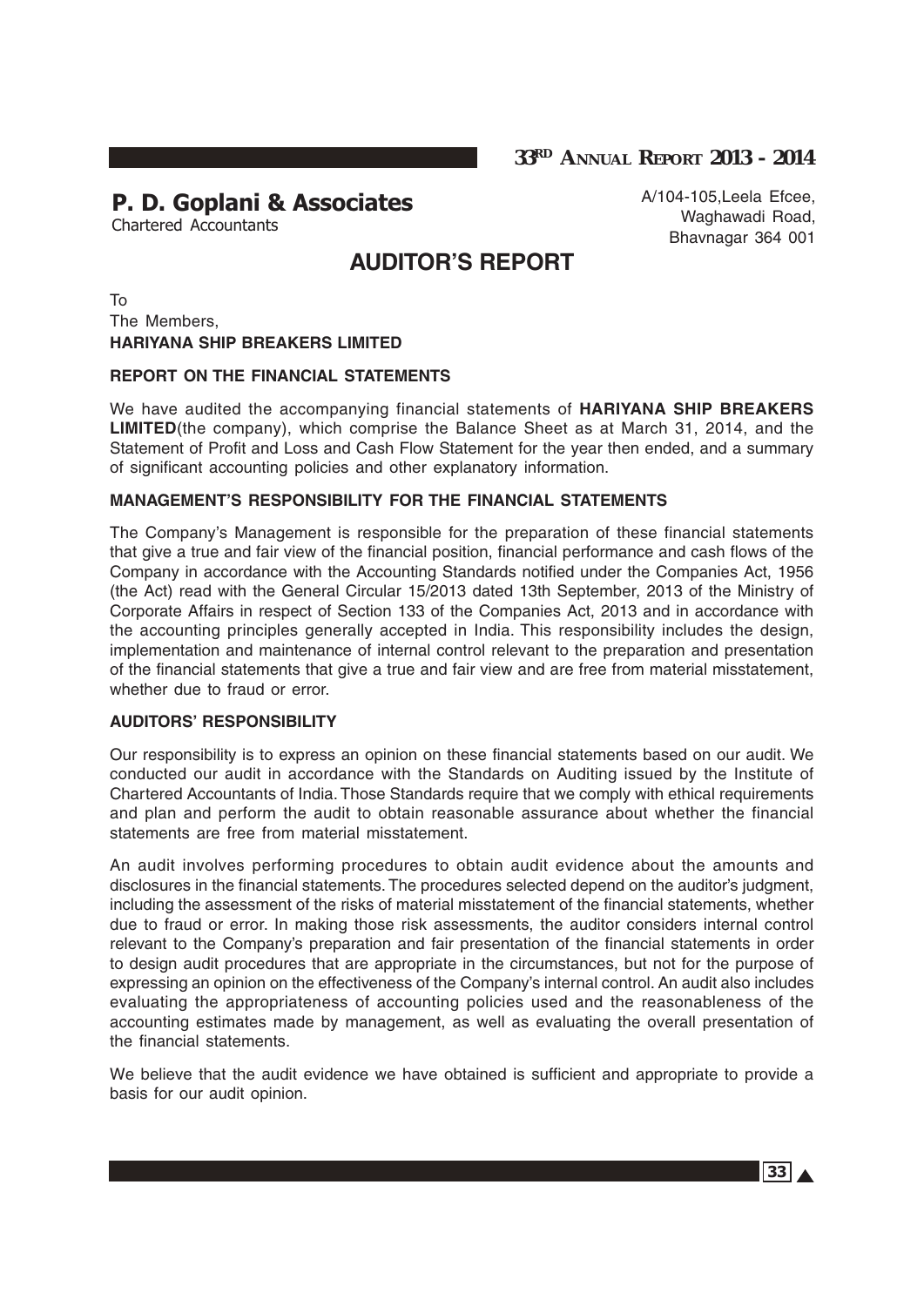**P. D. Goplani & Associates**
Chartered Accountants

A/104-105,Leela Efcee,
Waghawadi Road,
Bhavnagar 364 001

# AUDITOR'S REPORT

To
The Members,
**HARIYANA SHIP BREAKERS LIMITED**

### REPORT ON THE FINANCIAL STATEMENTS

We have audited the accompanying financial statements of **HARIYANA SHIP BREAKERS LIMITED**(the company), which comprise the Balance Sheet as at March 31, 2014, and the Statement of Profit and Loss and Cash Flow Statement for the year then ended, and a summary of significant accounting policies and other explanatory information.

### MANAGEMENT'S RESPONSIBILITY FOR THE FINANCIAL STATEMENTS

The Company's Management is responsible for the preparation of these financial statements that give a true and fair view of the financial position, financial performance and cash flows of the Company in accordance with the Accounting Standards notified under the Companies Act, 1956 (the Act) read with the General Circular 15/2013 dated 13th September, 2013 of the Ministry of Corporate Affairs in respect of Section 133 of the Companies Act, 2013 and in accordance with the accounting principles generally accepted in India. This responsibility includes the design, implementation and maintenance of internal control relevant to the preparation and presentation of the financial statements that give a true and fair view and are free from material misstatement, whether due to fraud or error.

### AUDITORS' RESPONSIBILITY

Our responsibility is to express an opinion on these financial statements based on our audit. We conducted our audit in accordance with the Standards on Auditing issued by the Institute of Chartered Accountants of India. Those Standards require that we comply with ethical requirements and plan and perform the audit to obtain reasonable assurance about whether the financial statements are free from material misstatement.

An audit involves performing procedures to obtain audit evidence about the amounts and disclosures in the financial statements. The procedures selected depend on the auditor's judgment, including the assessment of the risks of material misstatement of the financial statements, whether due to fraud or error. In making those risk assessments, the auditor considers internal control relevant to the Company's preparation and fair presentation of the financial statements in order to design audit procedures that are appropriate in the circumstances, but not for the purpose of expressing an opinion on the effectiveness of the Company's internal control. An audit also includes evaluating the appropriateness of accounting policies used and the reasonableness of the accounting estimates made by management, as well as evaluating the overall presentation of the financial statements.

We believe that the audit evidence we have obtained is sufficient and appropriate to provide a basis for our audit opinion.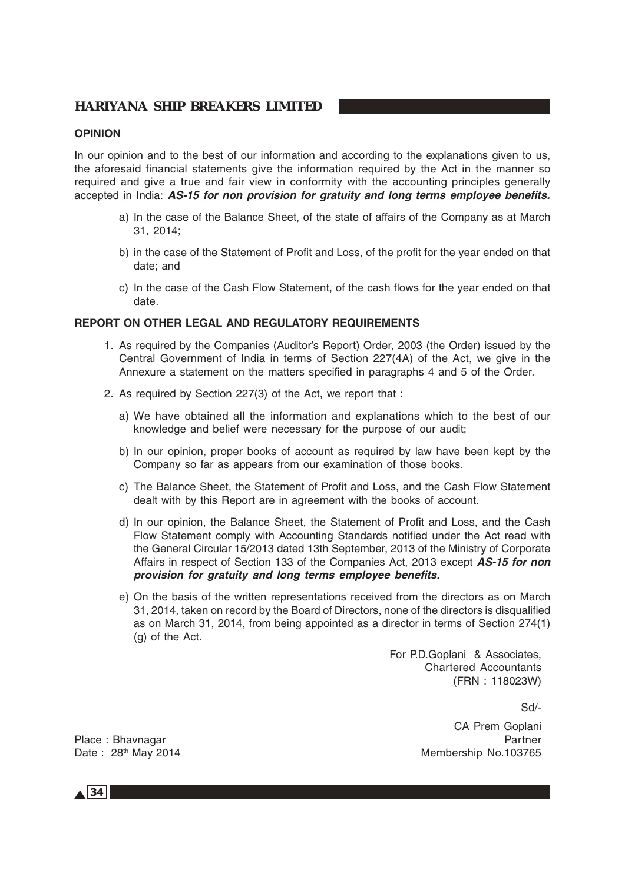## OPINION

In our opinion and to the best of our information and according to the explanations given to us, the aforesaid financial statements give the information required by the Act in the manner so required and give a true and fair view in conformity with the accounting principles generally accepted in India: ***AS-15 for non provision for gratuity and long terms employee benefits.***

a) In the case of the Balance Sheet, of the state of affairs of the Company as at March 31, 2014;

b) in the case of the Statement of Profit and Loss, of the profit for the year ended on that date; and

c) In the case of the Cash Flow Statement, of the cash flows for the year ended on that date.

## REPORT ON OTHER LEGAL AND REGULATORY REQUIREMENTS

1. As required by the Companies (Auditor's Report) Order, 2003 (the Order) issued by the Central Government of India in terms of Section 227(4A) of the Act, we give in the Annexure a statement on the matters specified in paragraphs 4 and 5 of the Order.

2. As required by Section 227(3) of the Act, we report that :

   a) We have obtained all the information and explanations which to the best of our knowledge and belief were necessary for the purpose of our audit;

   b) In our opinion, proper books of account as required by law have been kept by the Company so far as appears from our examination of those books.

   c) The Balance Sheet, the Statement of Profit and Loss, and the Cash Flow Statement dealt with by this Report are in agreement with the books of account.

   d) In our opinion, the Balance Sheet, the Statement of Profit and Loss, and the Cash Flow Statement comply with Accounting Standards notified under the Act read with the General Circular 15/2013 dated 13th September, 2013 of the Ministry of Corporate Affairs in respect of Section 133 of the Companies Act, 2013 except ***AS-15 for non provision for gratuity and long terms employee benefits.***

   e) On the basis of the written representations received from the directors as on March 31, 2014, taken on record by the Board of Directors, none of the directors is disqualified as on March 31, 2014, from being appointed as a director in terms of Section 274(1) (g) of the Act.

For P.D.Goplani & Associates,
Chartered Accountants
(FRN : 118023W)

Sd/-

CA Prem Goplani
Partner
Membership No.103765

Place : Bhavnagar
Date : 28th May 2014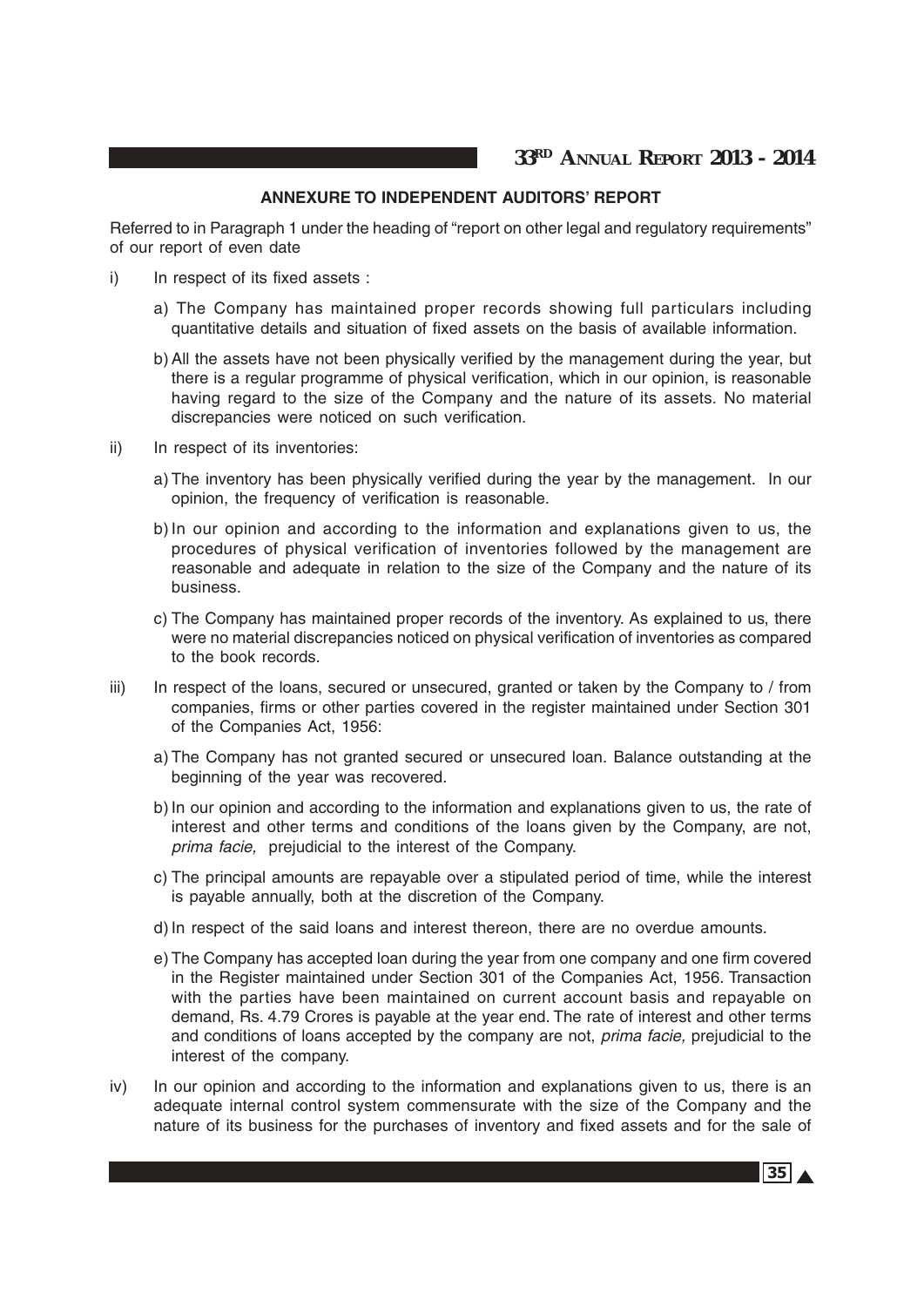## ANNEXURE TO INDEPENDENT AUDITORS' REPORT

Referred to in Paragraph 1 under the heading of "report on other legal and regulatory requirements" of our report of even date

i) In respect of its fixed assets :

   a) The Company has maintained proper records showing full particulars including quantitative details and situation of fixed assets on the basis of available information.

   b) All the assets have not been physically verified by the management during the year, but there is a regular programme of physical verification, which in our opinion, is reasonable having regard to the size of the Company and the nature of its assets. No material discrepancies were noticed on such verification.

ii) In respect of its inventories:

   a) The inventory has been physically verified during the year by the management. In our opinion, the frequency of verification is reasonable.

   b) In our opinion and according to the information and explanations given to us, the procedures of physical verification of inventories followed by the management are reasonable and adequate in relation to the size of the Company and the nature of its business.

   c) The Company has maintained proper records of the inventory. As explained to us, there were no material discrepancies noticed on physical verification of inventories as compared to the book records.

iii) In respect of the loans, secured or unsecured, granted or taken by the Company to / from companies, firms or other parties covered in the register maintained under Section 301 of the Companies Act, 1956:

   a) The Company has not granted secured or unsecured loan. Balance outstanding at the beginning of the year was recovered.

   b) In our opinion and according to the information and explanations given to us, the rate of interest and other terms and conditions of the loans given by the Company, are not, *prima facie,* prejudicial to the interest of the Company.

   c) The principal amounts are repayable over a stipulated period of time, while the interest is payable annually, both at the discretion of the Company.

   d) In respect of the said loans and interest thereon, there are no overdue amounts.

   e) The Company has accepted loan during the year from one company and one firm covered in the Register maintained under Section 301 of the Companies Act, 1956. Transaction with the parties have been maintained on current account basis and repayable on demand, Rs. 4.79 Crores is payable at the year end. The rate of interest and other terms and conditions of loans accepted by the company are not, *prima facie,* prejudicial to the interest of the company.

iv) In our opinion and according to the information and explanations given to us, there is an adequate internal control system commensurate with the size of the Company and the nature of its business for the purchases of inventory and fixed assets and for the sale of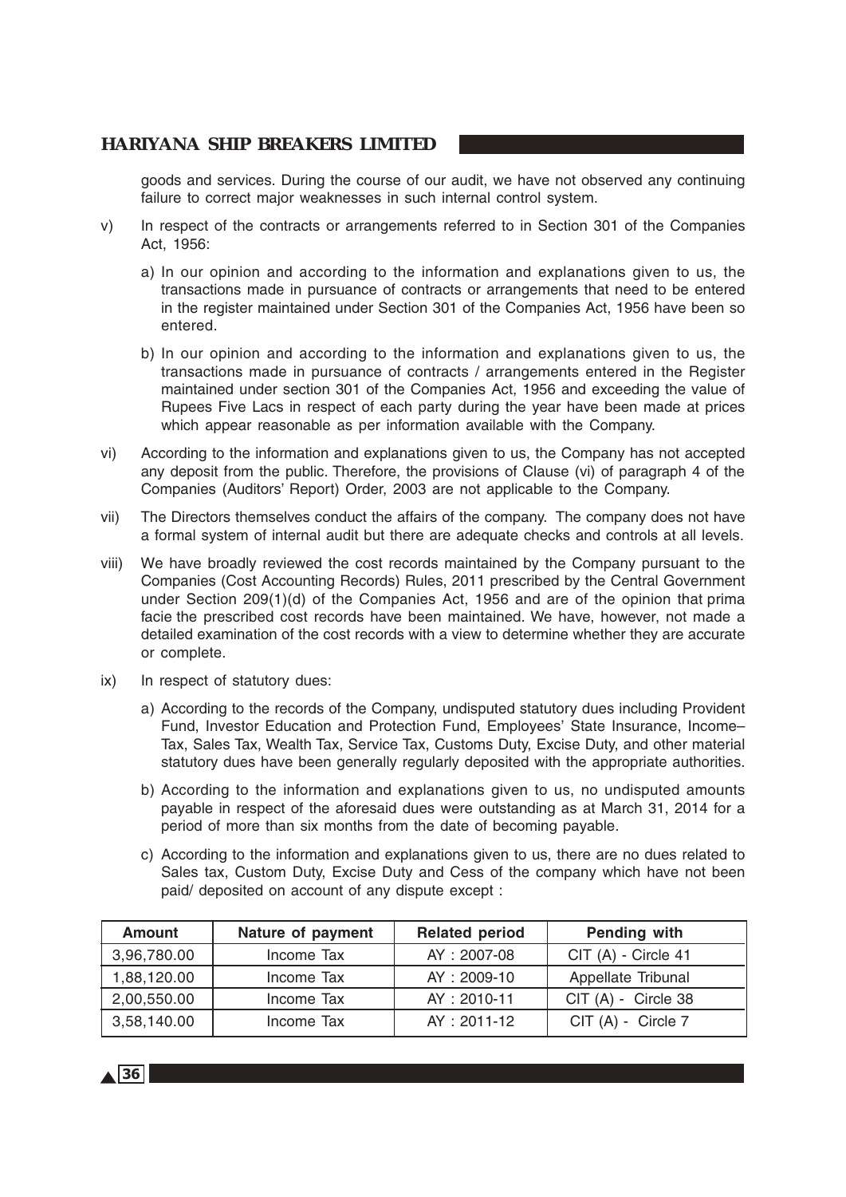goods and services. During the course of our audit, we have not observed any continuing failure to correct major weaknesses in such internal control system.

v) In respect of the contracts or arrangements referred to in Section 301 of the Companies Act, 1956:

   a) In our opinion and according to the information and explanations given to us, the transactions made in pursuance of contracts or arrangements that need to be entered in the register maintained under Section 301 of the Companies Act, 1956 have been so entered.

   b) In our opinion and according to the information and explanations given to us, the transactions made in pursuance of contracts / arrangements entered in the Register maintained under section 301 of the Companies Act, 1956 and exceeding the value of Rupees Five Lacs in respect of each party during the year have been made at prices which appear reasonable as per information available with the Company.

vi) According to the information and explanations given to us, the Company has not accepted any deposit from the public. Therefore, the provisions of Clause (vi) of paragraph 4 of the Companies (Auditors' Report) Order, 2003 are not applicable to the Company.

vii) The Directors themselves conduct the affairs of the company. The company does not have a formal system of internal audit but there are adequate checks and controls at all levels.

viii) We have broadly reviewed the cost records maintained by the Company pursuant to the Companies (Cost Accounting Records) Rules, 2011 prescribed by the Central Government under Section 209(1)(d) of the Companies Act, 1956 and are of the opinion that prima facie the prescribed cost records have been maintained. We have, however, not made a detailed examination of the cost records with a view to determine whether they are accurate or complete.

ix) In respect of statutory dues:

   a) According to the records of the Company, undisputed statutory dues including Provident Fund, Investor Education and Protection Fund, Employees' State Insurance, Income–Tax, Sales Tax, Wealth Tax, Service Tax, Customs Duty, Excise Duty, and other material statutory dues have been generally regularly deposited with the appropriate authorities.

   b) According to the information and explanations given to us, no undisputed amounts payable in respect of the aforesaid dues were outstanding as at March 31, 2014 for a period of more than six months from the date of becoming payable.

   c) According to the information and explanations given to us, there are no dues related to Sales tax, Custom Duty, Excise Duty and Cess of the company which have not been paid/ deposited on account of any dispute except :

| Amount | Nature of payment | Related period | Pending with |
|---|---|---|---|
| 3,96,780.00 | Income Tax | AY : 2007-08 | CIT (A) - Circle 41 |
| 1,88,120.00 | Income Tax | AY : 2009-10 | Appellate Tribunal |
| 2,00,550.00 | Income Tax | AY : 2010-11 | CIT (A) - Circle 38 |
| 3,58,140.00 | Income Tax | AY : 2011-12 | CIT (A) - Circle 7 |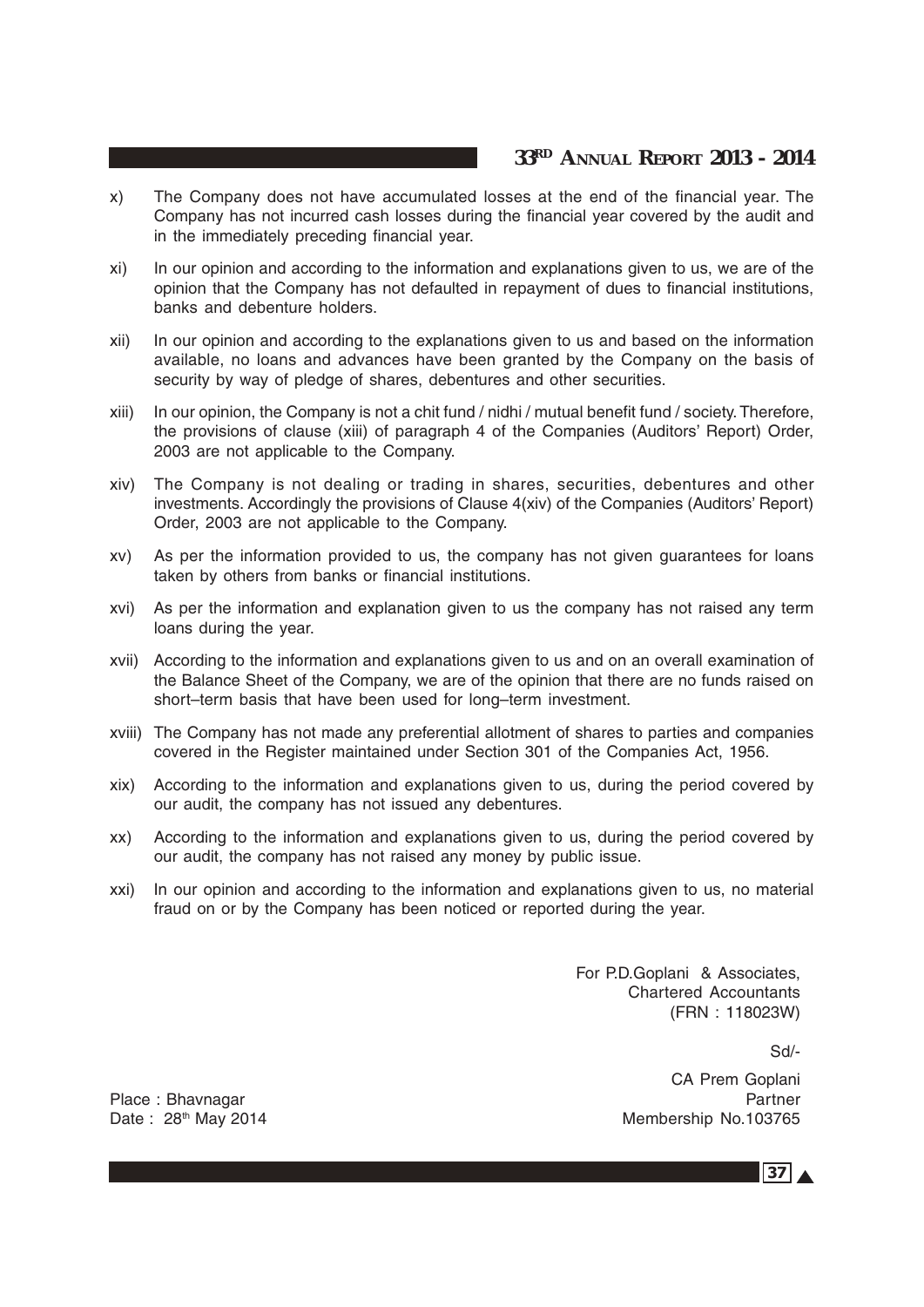x) The Company does not have accumulated losses at the end of the financial year. The Company has not incurred cash losses during the financial year covered by the audit and in the immediately preceding financial year.

xi) In our opinion and according to the information and explanations given to us, we are of the opinion that the Company has not defaulted in repayment of dues to financial institutions, banks and debenture holders.

xii) In our opinion and according to the explanations given to us and based on the information available, no loans and advances have been granted by the Company on the basis of security by way of pledge of shares, debentures and other securities.

xiii) In our opinion, the Company is not a chit fund / nidhi / mutual benefit fund / society. Therefore, the provisions of clause (xiii) of paragraph 4 of the Companies (Auditors' Report) Order, 2003 are not applicable to the Company.

xiv) The Company is not dealing or trading in shares, securities, debentures and other investments. Accordingly the provisions of Clause 4(xiv) of the Companies (Auditors' Report) Order, 2003 are not applicable to the Company.

xv) As per the information provided to us, the company has not given guarantees for loans taken by others from banks or financial institutions.

xvi) As per the information and explanation given to us the company has not raised any term loans during the year.

xvii) According to the information and explanations given to us and on an overall examination of the Balance Sheet of the Company, we are of the opinion that there are no funds raised on short–term basis that have been used for long–term investment.

xviii) The Company has not made any preferential allotment of shares to parties and companies covered in the Register maintained under Section 301 of the Companies Act, 1956.

xix) According to the information and explanations given to us, during the period covered by our audit, the company has not issued any debentures.

xx) According to the information and explanations given to us, during the period covered by our audit, the company has not raised any money by public issue.

xxi) In our opinion and according to the information and explanations given to us, no material fraud on or by the Company has been noticed or reported during the year.

For P.D.Goplani & Associates,
Chartered Accountants
(FRN : 118023W)

Sd/-

CA Prem Goplani
Partner
Membership No.103765

Place : Bhavnagar
Date : 28th May 2014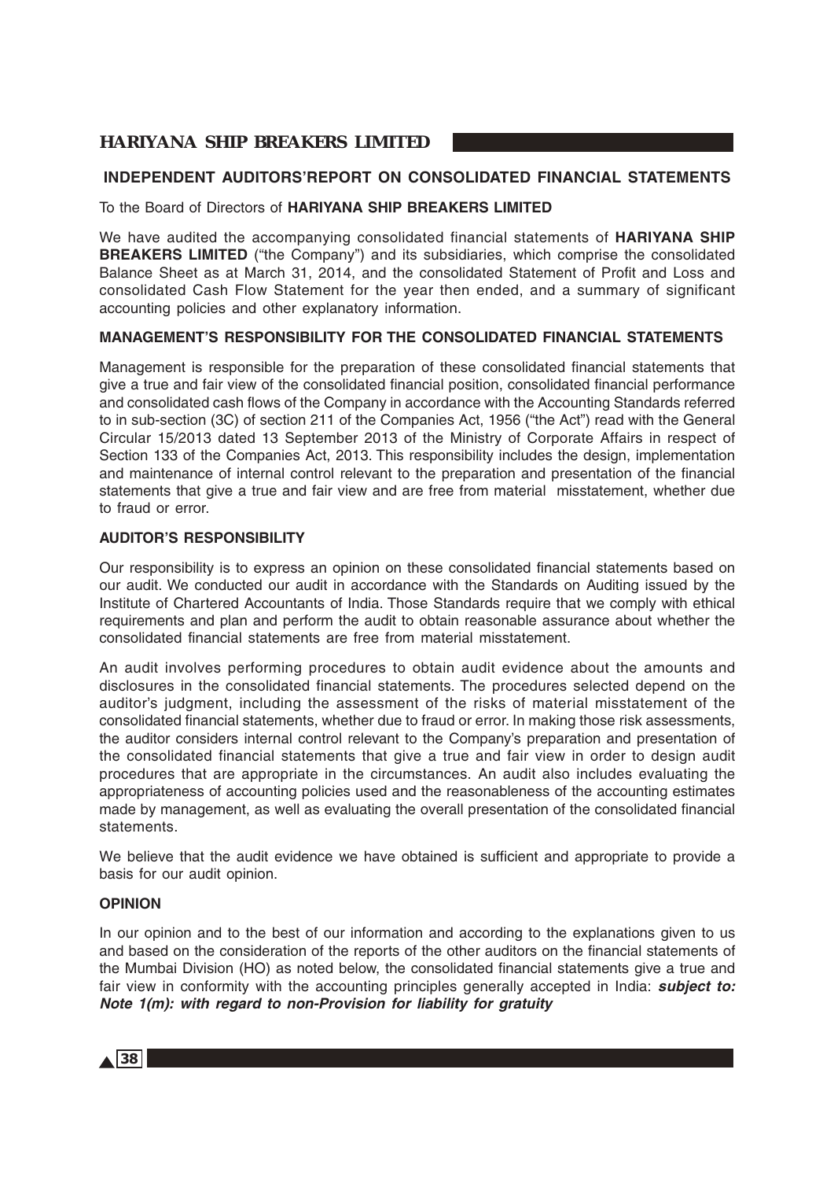## INDEPENDENT AUDITORS'REPORT ON CONSOLIDATED FINANCIAL STATEMENTS

To the Board of Directors of **HARIYANA SHIP BREAKERS LIMITED**

We have audited the accompanying consolidated financial statements of **HARIYANA SHIP BREAKERS LIMITED** ("the Company") and its subsidiaries, which comprise the consolidated Balance Sheet as at March 31, 2014, and the consolidated Statement of Profit and Loss and consolidated Cash Flow Statement for the year then ended, and a summary of significant accounting policies and other explanatory information.

### MANAGEMENT'S RESPONSIBILITY FOR THE CONSOLIDATED FINANCIAL STATEMENTS

Management is responsible for the preparation of these consolidated financial statements that give a true and fair view of the consolidated financial position, consolidated financial performance and consolidated cash flows of the Company in accordance with the Accounting Standards referred to in sub-section (3C) of section 211 of the Companies Act, 1956 ("the Act") read with the General Circular 15/2013 dated 13 September 2013 of the Ministry of Corporate Affairs in respect of Section 133 of the Companies Act, 2013. This responsibility includes the design, implementation and maintenance of internal control relevant to the preparation and presentation of the financial statements that give a true and fair view and are free from material misstatement, whether due to fraud or error.

### AUDITOR'S RESPONSIBILITY

Our responsibility is to express an opinion on these consolidated financial statements based on our audit. We conducted our audit in accordance with the Standards on Auditing issued by the Institute of Chartered Accountants of India. Those Standards require that we comply with ethical requirements and plan and perform the audit to obtain reasonable assurance about whether the consolidated financial statements are free from material misstatement.

An audit involves performing procedures to obtain audit evidence about the amounts and disclosures in the consolidated financial statements. The procedures selected depend on the auditor's judgment, including the assessment of the risks of material misstatement of the consolidated financial statements, whether due to fraud or error. In making those risk assessments, the auditor considers internal control relevant to the Company's preparation and presentation of the consolidated financial statements that give a true and fair view in order to design audit procedures that are appropriate in the circumstances. An audit also includes evaluating the appropriateness of accounting policies used and the reasonableness of the accounting estimates made by management, as well as evaluating the overall presentation of the consolidated financial statements.

We believe that the audit evidence we have obtained is sufficient and appropriate to provide a basis for our audit opinion.

### OPINION

In our opinion and to the best of our information and according to the explanations given to us and based on the consideration of the reports of the other auditors on the financial statements of the Mumbai Division (HO) as noted below, the consolidated financial statements give a true and fair view in conformity with the accounting principles generally accepted in India: ***subject to: Note 1(m): with regard to non-Provision for liability for gratuity***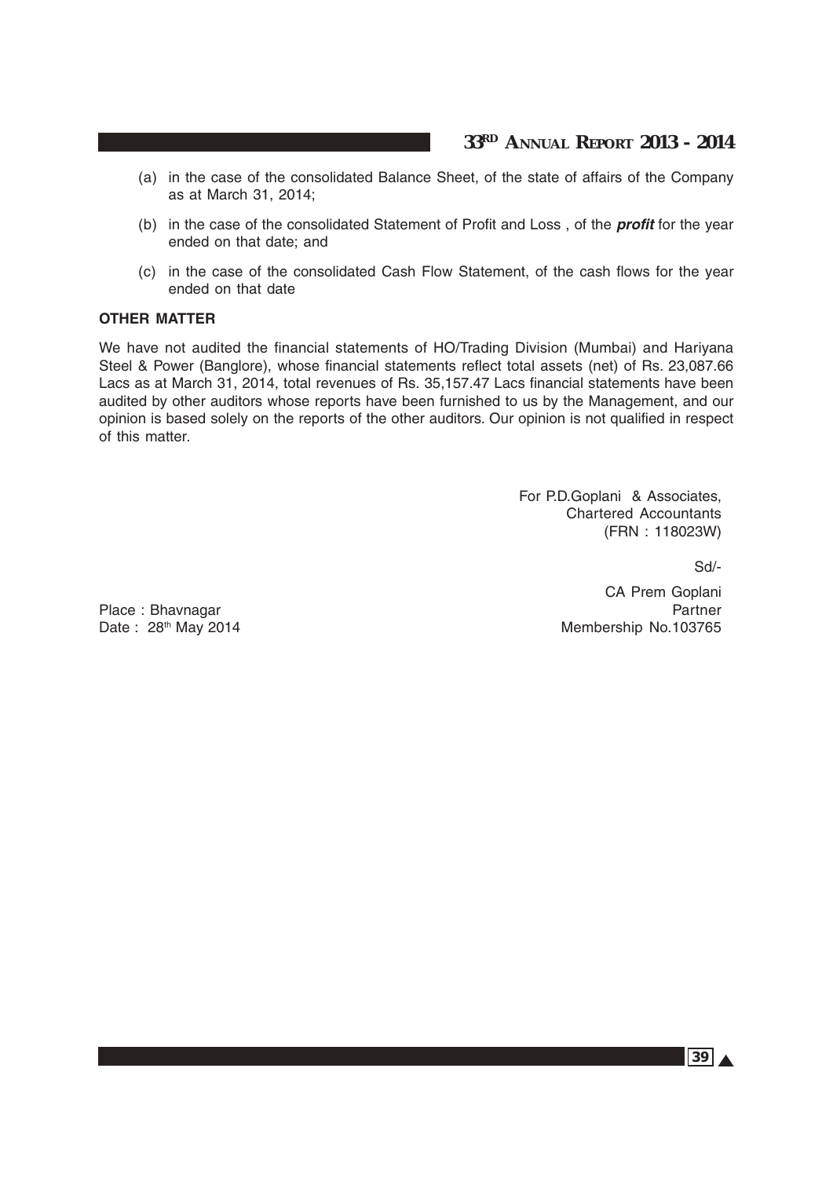(a) in the case of the consolidated Balance Sheet, of the state of affairs of the Company as at March 31, 2014;

(b) in the case of the consolidated Statement of Profit and Loss , of the ***profit*** for the year ended on that date; and

(c) in the case of the consolidated Cash Flow Statement, of the cash flows for the year ended on that date

**OTHER MATTER**

We have not audited the financial statements of HO/Trading Division (Mumbai) and Hariyana Steel & Power (Banglore), whose financial statements reflect total assets (net) of Rs. 23,087.66 Lacs as at March 31, 2014, total revenues of Rs. 35,157.47 Lacs financial statements have been audited by other auditors whose reports have been furnished to us by the Management, and our opinion is based solely on the reports of the other auditors. Our opinion is not qualified in respect of this matter.

For P.D.Goplani & Associates,
Chartered Accountants
(FRN : 118023W)

Sd/-

CA Prem Goplani
Partner
Membership No.103765

Place : Bhavnagar
Date : 28th May 2014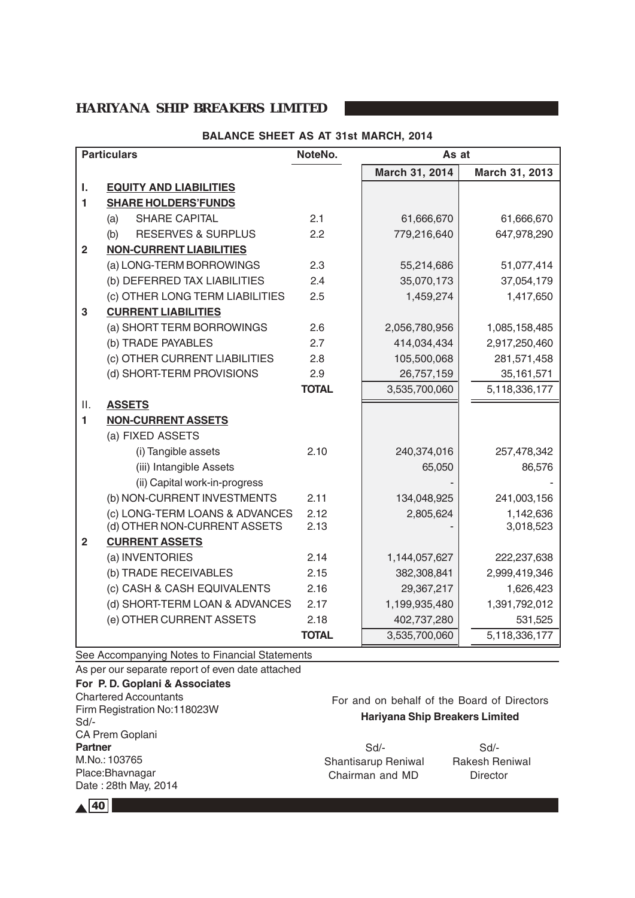# HARIYANA SHIP BREAKERS LIMITED

## BALANCE SHEET AS AT 31st MARCH, 2014

| Particulars | | NoteNo. | As at March 31, 2014 | As at March 31, 2013 |
|---|---|---|---|---|
| **I.** | **EQUITY AND LIABILITIES** | | | |
| **1** | **SHARE HOLDERS'FUNDS** | | | |
| | (a) SHARE CAPITAL | 2.1 | 61,666,670 | 61,666,670 |
| | (b) RESERVES & SURPLUS | 2.2 | 779,216,640 | 647,978,290 |
| **2** | **NON-CURRENT LIABILITIES** | | | |
| | (a) LONG-TERM BORROWINGS | 2.3 | 55,214,686 | 51,077,414 |
| | (b) DEFERRED TAX LIABILITIES | 2.4 | 35,070,173 | 37,054,179 |
| | (c) OTHER LONG TERM LIABILITIES | 2.5 | 1,459,274 | 1,417,650 |
| **3** | **CURRENT LIABILITIES** | | | |
| | (a) SHORT TERM BORROWINGS | 2.6 | 2,056,780,956 | 1,085,158,485 |
| | (b) TRADE PAYABLES | 2.7 | 414,034,434 | 2,917,250,460 |
| | (c) OTHER CURRENT LIABILITIES | 2.8 | 105,500,068 | 281,571,458 |
| | (d) SHORT-TERM PROVISIONS | 2.9 | 26,757,159 | 35,161,571 |
| | | **TOTAL** | 3,535,700,060 | 5,118,336,177 |
| II. | **ASSETS** | | | |
| **1** | **NON-CURRENT ASSETS** | | | |
| | (a) FIXED ASSETS | | | |
| | (i) Tangible assets | 2.10 | 240,374,016 | 257,478,342 |
| | (iii) Intangible Assets | | 65,050 | 86,576 |
| | (ii) Capital work-in-progress | | - | - |
| | (b) NON-CURRENT INVESTMENTS | 2.11 | 134,048,925 | 241,003,156 |
| | (c) LONG-TERM LOANS & ADVANCES | 2.12 | 2,805,624 | 1,142,636 |
| | (d) OTHER NON-CURRENT ASSETS | 2.13 | - | 3,018,523 |
| **2** | **CURRENT ASSETS** | | | |
| | (a) INVENTORIES | 2.14 | 1,144,057,627 | 222,237,638 |
| | (b) TRADE RECEIVABLES | 2.15 | 382,308,841 | 2,999,419,346 |
| | (c) CASH & CASH EQUIVALENTS | 2.16 | 29,367,217 | 1,626,423 |
| | (d) SHORT-TERM LOAN & ADVANCES | 2.17 | 1,199,935,480 | 1,391,792,012 |
| | (e) OTHER CURRENT ASSETS | 2.18 | 402,737,280 | 531,525 |
| | | **TOTAL** | 3,535,700,060 | 5,118,336,177 |

See Accompanying Notes to Financial Statements

As per our separate report of even date attached

**For P. D. Goplani & Associates**
Chartered Accountants
Firm Registration No:118023W
Sd/-
CA Prem Goplani
**Partner**
M.No.: 103765
Place:Bhavnagar
Date : 28th May, 2014

For and on behalf of the Board of Directors
**Hariyana Ship Breakers Limited**

Sd/-
Shantisarup Reniwal
Chairman and MD

Sd/-
Rakesh Reniwal
Director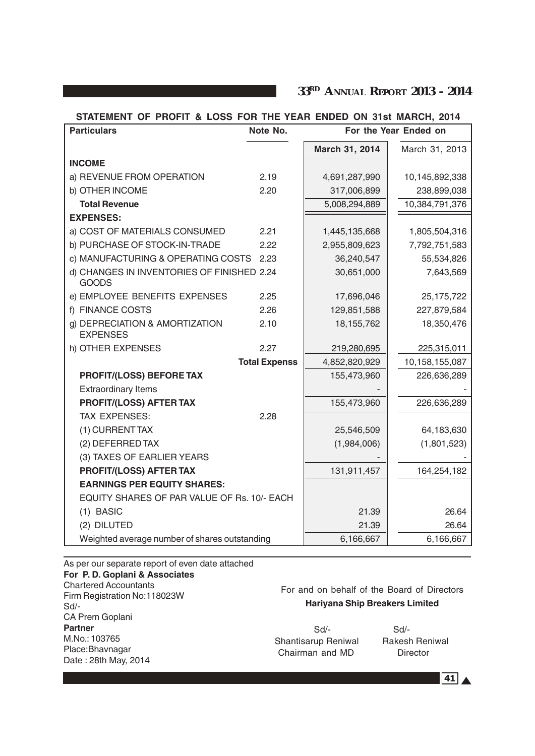## STATEMENT OF PROFIT & LOSS FOR THE YEAR ENDED ON 31st MARCH, 2014

| Particulars | Note No. | March 31, 2014 | March 31, 2013 |
|---|---|---|---|
| | | **For the Year Ended on** | |
| **INCOME** | | | |
| a) REVENUE FROM OPERATION | 2.19 | 4,691,287,990 | 10,145,892,338 |
| b) OTHER INCOME | 2.20 | 317,006,899 | 238,899,038 |
| **Total Revenue** | | 5,008,294,889 | 10,384,791,376 |
| **EXPENSES:** | | | |
| a) COST OF MATERIALS CONSUMED | 2.21 | 1,445,135,668 | 1,805,504,316 |
| b) PURCHASE OF STOCK-IN-TRADE | 2.22 | 2,955,809,623 | 7,792,751,583 |
| c) MANUFACTURING & OPERATING COSTS | 2.23 | 36,240,547 | 55,534,826 |
| d) CHANGES IN INVENTORIES OF FINISHED GOODS | 2.24 | 30,651,000 | 7,643,569 |
| e) EMPLOYEE BENEFITS EXPENSES | 2.25 | 17,696,046 | 25,175,722 |
| f) FINANCE COSTS | 2.26 | 129,851,588 | 227,879,584 |
| g) DEPRECIATION & AMORTIZATION EXPENSES | 2.10 | 18,155,762 | 18,350,476 |
| h) OTHER EXPENSES | 2.27 | 219,280,695 | 225,315,011 |
| | **Total Expenss** | 4,852,820,929 | 10,158,155,087 |
| **PROFIT/(LOSS) BEFORE TAX** | | 155,473,960 | 226,636,289 |
| Extraordinary Items | | - | - |
| **PROFIT/(LOSS) AFTER TAX** | | 155,473,960 | 226,636,289 |
| TAX EXPENSES: | 2.28 | | |
| (1) CURRENT TAX | | 25,546,509 | 64,183,630 |
| (2) DEFERRED TAX | | (1,984,006) | (1,801,523) |
| (3) TAXES OF EARLIER YEARS | | - | - |
| **PROFIT/(LOSS) AFTER TAX** | | 131,911,457 | 164,254,182 |
| **EARNINGS PER EQUITY SHARES:** | | | |
| EQUITY SHARES OF PAR VALUE OF Rs. 10/- EACH | | | |
| (1) BASIC | | 21.39 | 26.64 |
| (2) DILUTED | | 21.39 | 26.64 |
| Weighted average number of shares outstanding | | 6,166,667 | 6,166,667 |

As per our separate report of even date attached
**For P. D. Goplani & Associates**
Chartered Accountants
Firm Registration No:118023W
Sd/-
CA Prem Goplani
**Partner**
M.No.: 103765
Place:Bhavnagar
Date : 28th May, 2014

For and on behalf of the Board of Directors
**Hariyana Ship Breakers Limited**

Sd/-
Shantisarup Reniwal
Chairman and MD

Sd/-
Rakesh Reniwal
Director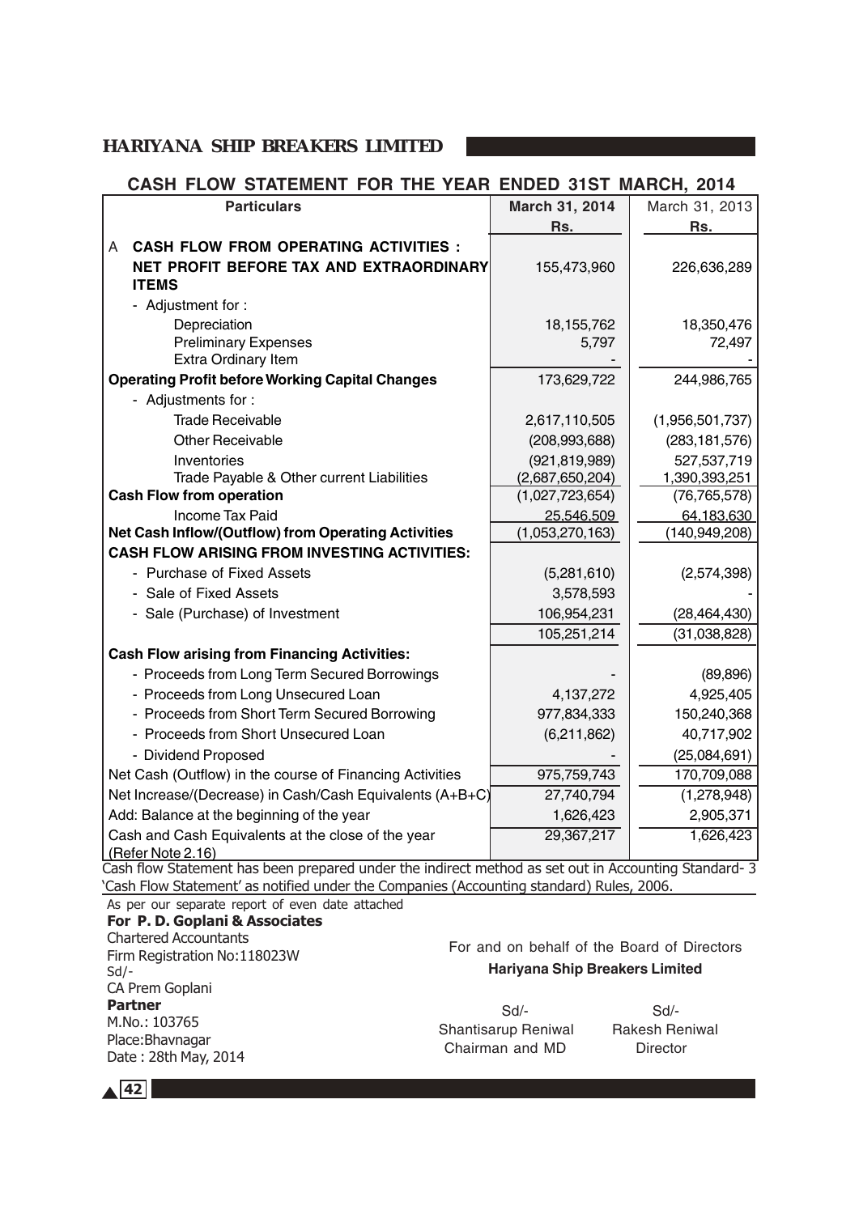## CASH FLOW STATEMENT FOR THE YEAR ENDED 31ST MARCH, 2014

| Particulars | March 31, 2014 Rs. | March 31, 2013 Rs. |
|---|---|---|
| **A CASH FLOW FROM OPERATING ACTIVITIES :** | | |
| **NET PROFIT BEFORE TAX AND EXTRAORDINARY ITEMS** | 155,473,960 | 226,636,289 |
| - Adjustment for : | | |
| Depreciation | 18,155,762 | 18,350,476 |
| Preliminary Expenses | 5,797 | 72,497 |
| Extra Ordinary Item | - | - |
| **Operating Profit before Working Capital Changes** | 173,629,722 | 244,986,765 |
| - Adjustments for : | | |
| Trade Receivable | 2,617,110,505 | (1,956,501,737) |
| Other Receivable | (208,993,688) | (283,181,576) |
| Inventories | (921,819,989) | 527,537,719 |
| Trade Payable & Other current Liabilities | (2,687,650,204) | 1,390,393,251 |
| **Cash Flow from operation** | (1,027,723,654) | (76,765,578) |
| Income Tax Paid | 25,546,509 | 64,183,630 |
| **Net Cash Inflow/(Outflow) from Operating Activities** | (1,053,270,163) | (140,949,208) |
| **CASH FLOW ARISING FROM INVESTING ACTIVITIES:** | | |
| - Purchase of Fixed Assets | (5,281,610) | (2,574,398) |
| - Sale of Fixed Assets | 3,578,593 | - |
| - Sale (Purchase) of Investment | 106,954,231 | (28,464,430) |
| | 105,251,214 | (31,038,828) |
| **Cash Flow arising from Financing Activities:** | | |
| - Proceeds from Long Term Secured Borrowings | - | (89,896) |
| - Proceeds from Long Unsecured Loan | 4,137,272 | 4,925,405 |
| - Proceeds from Short Term Secured Borrowing | 977,834,333 | 150,240,368 |
| - Proceeds from Short Unsecured Loan | (6,211,862) | 40,717,902 |
| - Dividend Proposed | - | (25,084,691) |
| Net Cash (Outflow) in the course of Financing Activities | 975,759,743 | 170,709,088 |
| Net Increase/(Decrease) in Cash/Cash Equivalents (A+B+C) | 27,740,794 | (1,278,948) |
| Add: Balance at the beginning of the year | 1,626,423 | 2,905,371 |
| Cash and Cash Equivalents at the close of the year (Refer Note 2.16) | 29,367,217 | 1,626,423 |

Cash flow Statement has been prepared under the indirect method as set out in Accounting Standard- 3 'Cash Flow Statement' as notified under the Companies (Accounting standard) Rules, 2006.

As per our separate report of even date attached
**For P. D. Goplani & Associates**
Chartered Accountants
Firm Registration No:118023W
Sd/-
CA Prem Goplani
**Partner**
M.No.: 103765
Place:Bhavnagar
Date : 28th May, 2014

For and on behalf of the Board of Directors
**Hariyana Ship Breakers Limited**

Sd/-
Shantisarup Reniwal
Chairman and MD

Sd/-
Rakesh Reniwal
Director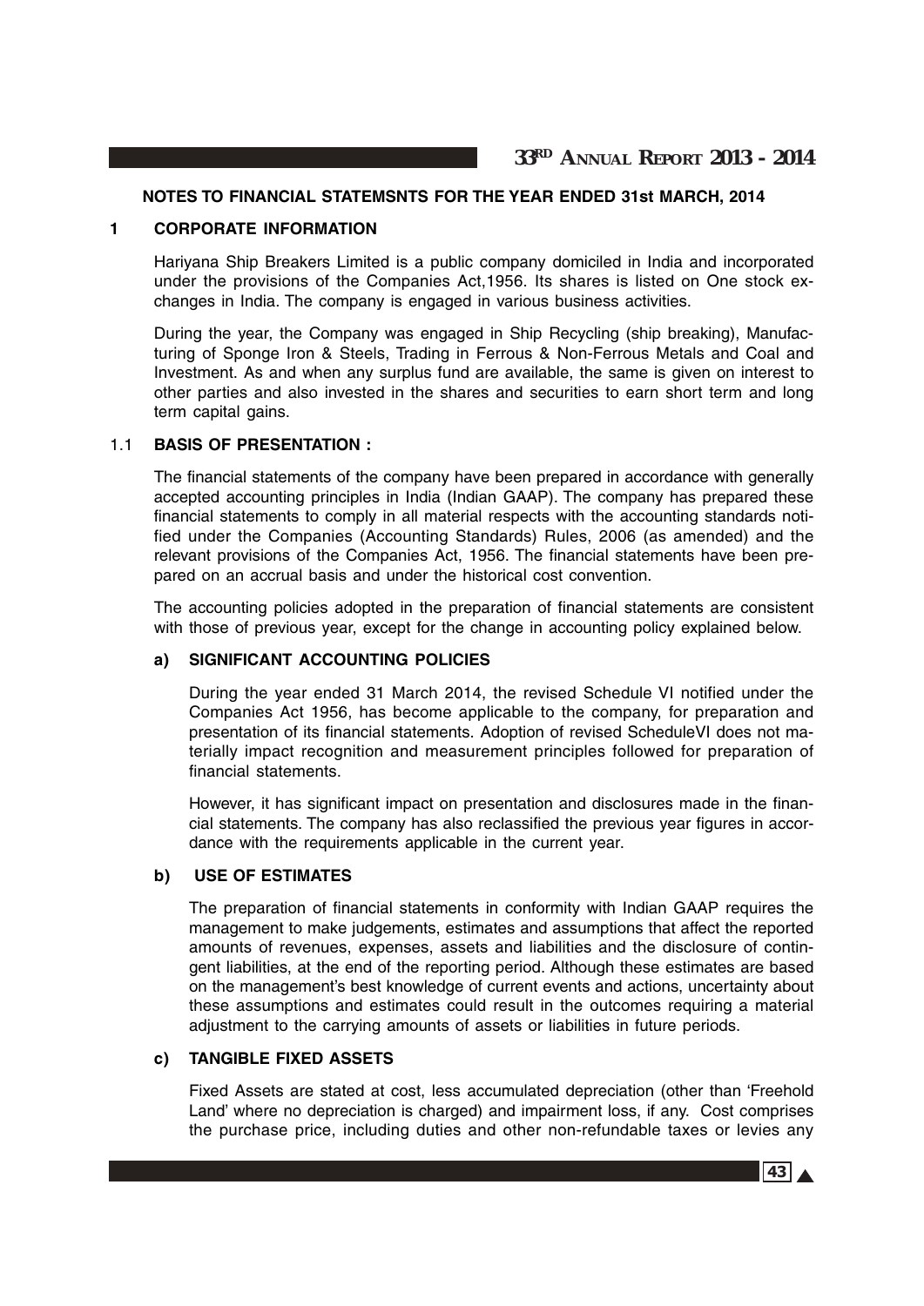## NOTES TO FINANCIAL STATEMSNTS FOR THE YEAR ENDED 31st MARCH, 2014

### 1 CORPORATE INFORMATION

Hariyana Ship Breakers Limited is a public company domiciled in India and incorporated under the provisions of the Companies Act,1956. Its shares is listed on One stock exchanges in India. The company is engaged in various business activities.

During the year, the Company was engaged in Ship Recycling (ship breaking), Manufacturing of Sponge Iron & Steels, Trading in Ferrous & Non-Ferrous Metals and Coal and Investment. As and when any surplus fund are available, the same is given on interest to other parties and also invested in the shares and securities to earn short term and long term capital gains.

### 1.1 BASIS OF PRESENTATION :

The financial statements of the company have been prepared in accordance with generally accepted accounting principles in India (Indian GAAP). The company has prepared these financial statements to comply in all material respects with the accounting standards notified under the Companies (Accounting Standards) Rules, 2006 (as amended) and the relevant provisions of the Companies Act, 1956. The financial statements have been prepared on an accrual basis and under the historical cost convention.

The accounting policies adopted in the preparation of financial statements are consistent with those of previous year, except for the change in accounting policy explained below.

#### a) SIGNIFICANT ACCOUNTING POLICIES

During the year ended 31 March 2014, the revised Schedule VI notified under the Companies Act 1956, has become applicable to the company, for preparation and presentation of its financial statements. Adoption of revised ScheduleVI does not materially impact recognition and measurement principles followed for preparation of financial statements.

However, it has significant impact on presentation and disclosures made in the financial statements. The company has also reclassified the previous year figures in accordance with the requirements applicable in the current year.

#### b) USE OF ESTIMATES

The preparation of financial statements in conformity with Indian GAAP requires the management to make judgements, estimates and assumptions that affect the reported amounts of revenues, expenses, assets and liabilities and the disclosure of contingent liabilities, at the end of the reporting period. Although these estimates are based on the management's best knowledge of current events and actions, uncertainty about these assumptions and estimates could result in the outcomes requiring a material adjustment to the carrying amounts of assets or liabilities in future periods.

#### c) TANGIBLE FIXED ASSETS

Fixed Assets are stated at cost, less accumulated depreciation (other than 'Freehold Land' where no depreciation is charged) and impairment loss, if any. Cost comprises the purchase price, including duties and other non-refundable taxes or levies any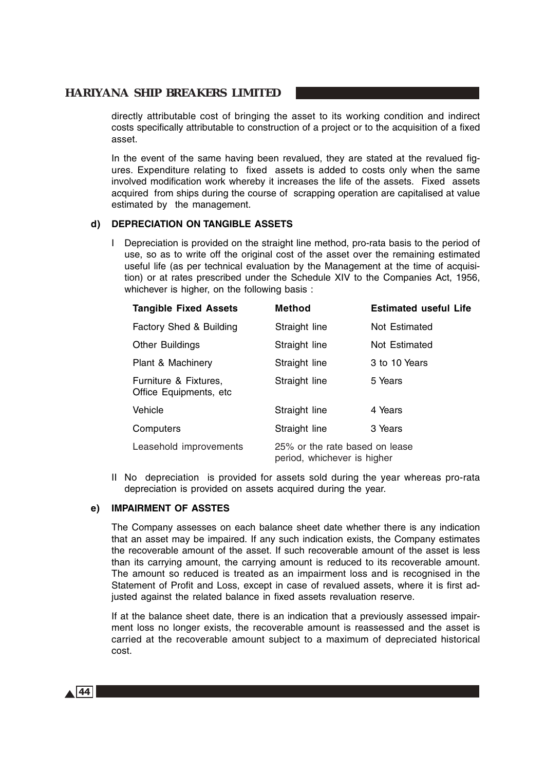directly attributable cost of bringing the asset to its working condition and indirect costs specifically attributable to construction of a project or to the acquisition of a fixed asset.

In the event of the same having been revalued, they are stated at the revalued figures. Expenditure relating to fixed assets is added to costs only when the same involved modification work whereby it increases the life of the assets. Fixed assets acquired from ships during the course of scrapping operation are capitalised at value estimated by the management.

**d) DEPRECIATION ON TANGIBLE ASSETS**

I Depreciation is provided on the straight line method, pro-rata basis to the period of use, so as to write off the original cost of the asset over the remaining estimated useful life (as per technical evaluation by the Management at the time of acquisition) or at rates prescribed under the Schedule XIV to the Companies Act, 1956, whichever is higher, on the following basis :

| Tangible Fixed Assets | Method | Estimated useful Life |
|---|---|---|
| Factory Shed & Building | Straight line | Not Estimated |
| Other Buildings | Straight line | Not Estimated |
| Plant & Machinery | Straight line | 3 to 10 Years |
| Furniture & Fixtures, Office Equipments, etc | Straight line | 5 Years |
| Vehicle | Straight line | 4 Years |
| Computers | Straight line | 3 Years |
| Leasehold improvements | 25% or the rate based on lease period, whichever is higher | |

II No depreciation is provided for assets sold during the year whereas pro-rata depreciation is provided on assets acquired during the year.

**e) IMPAIRMENT OF ASSTES**

The Company assesses on each balance sheet date whether there is any indication that an asset may be impaired. If any such indication exists, the Company estimates the recoverable amount of the asset. If such recoverable amount of the asset is less than its carrying amount, the carrying amount is reduced to its recoverable amount. The amount so reduced is treated as an impairment loss and is recognised in the Statement of Profit and Loss, except in case of revalued assets, where it is first adjusted against the related balance in fixed assets revaluation reserve.

If at the balance sheet date, there is an indication that a previously assessed impairment loss no longer exists, the recoverable amount is reassessed and the asset is carried at the recoverable amount subject to a maximum of depreciated historical cost.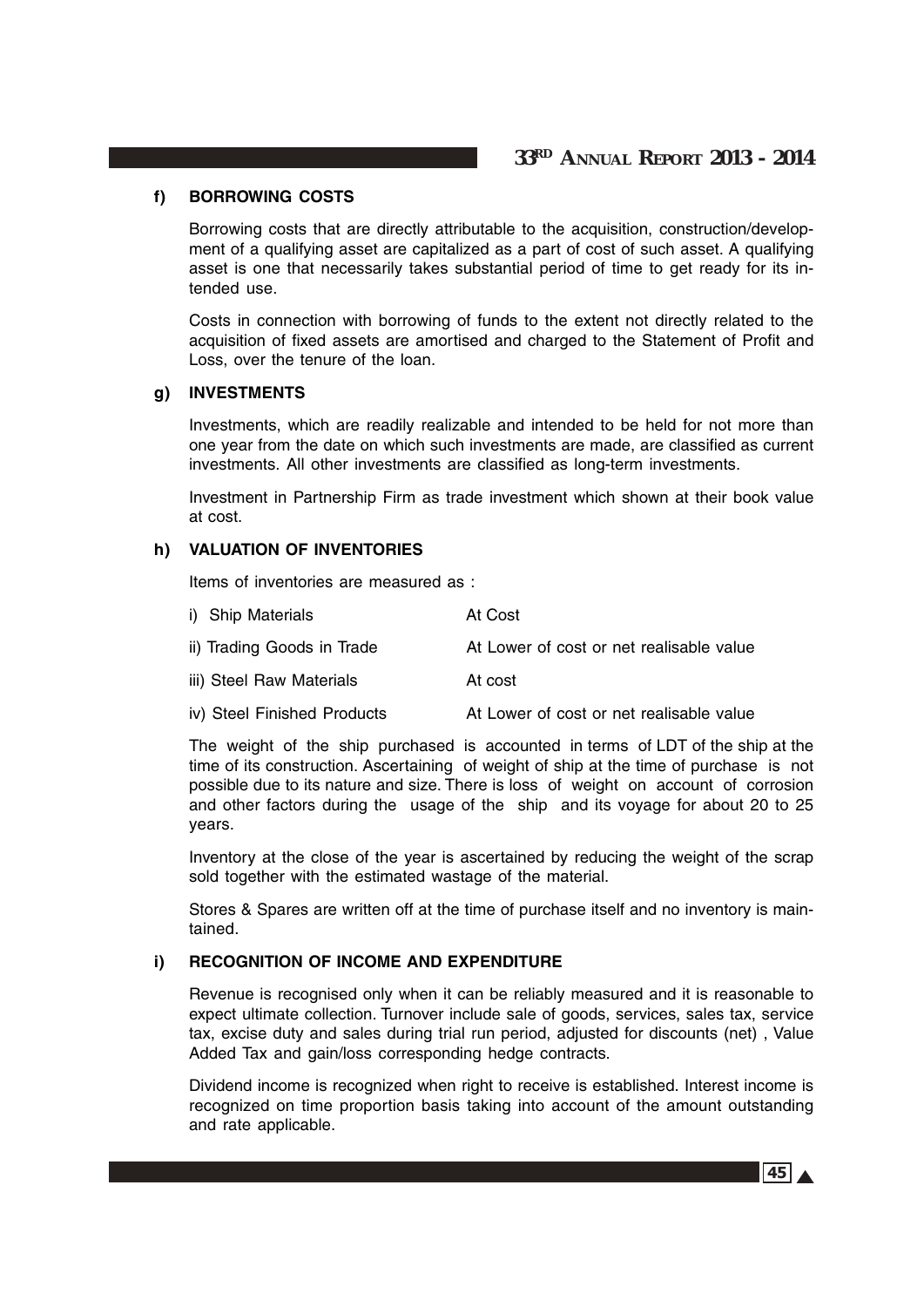#### f) BORROWING COSTS

Borrowing costs that are directly attributable to the acquisition, construction/development of a qualifying asset are capitalized as a part of cost of such asset. A qualifying asset is one that necessarily takes substantial period of time to get ready for its intended use.

Costs in connection with borrowing of funds to the extent not directly related to the acquisition of fixed assets are amortised and charged to the Statement of Profit and Loss, over the tenure of the loan.

#### g) INVESTMENTS

Investments, which are readily realizable and intended to be held for not more than one year from the date on which such investments are made, are classified as current investments. All other investments are classified as long-term investments.

Investment in Partnership Firm as trade investment which shown at their book value at cost.

#### h) VALUATION OF INVENTORIES

Items of inventories are measured as :

| | |
|---|---|
| i) Ship Materials | At Cost |
| ii) Trading Goods in Trade | At Lower of cost or net realisable value |
| iii) Steel Raw Materials | At cost |
| iv) Steel Finished Products | At Lower of cost or net realisable value |

The weight of the ship purchased is accounted in terms of LDT of the ship at the time of its construction. Ascertaining of weight of ship at the time of purchase is not possible due to its nature and size. There is loss of weight on account of corrosion and other factors during the usage of the ship and its voyage for about 20 to 25 years.

Inventory at the close of the year is ascertained by reducing the weight of the scrap sold together with the estimated wastage of the material.

Stores & Spares are written off at the time of purchase itself and no inventory is maintained.

#### i) RECOGNITION OF INCOME AND EXPENDITURE

Revenue is recognised only when it can be reliably measured and it is reasonable to expect ultimate collection. Turnover include sale of goods, services, sales tax, service tax, excise duty and sales during trial run period, adjusted for discounts (net) , Value Added Tax and gain/loss corresponding hedge contracts.

Dividend income is recognized when right to receive is established. Interest income is recognized on time proportion basis taking into account of the amount outstanding and rate applicable.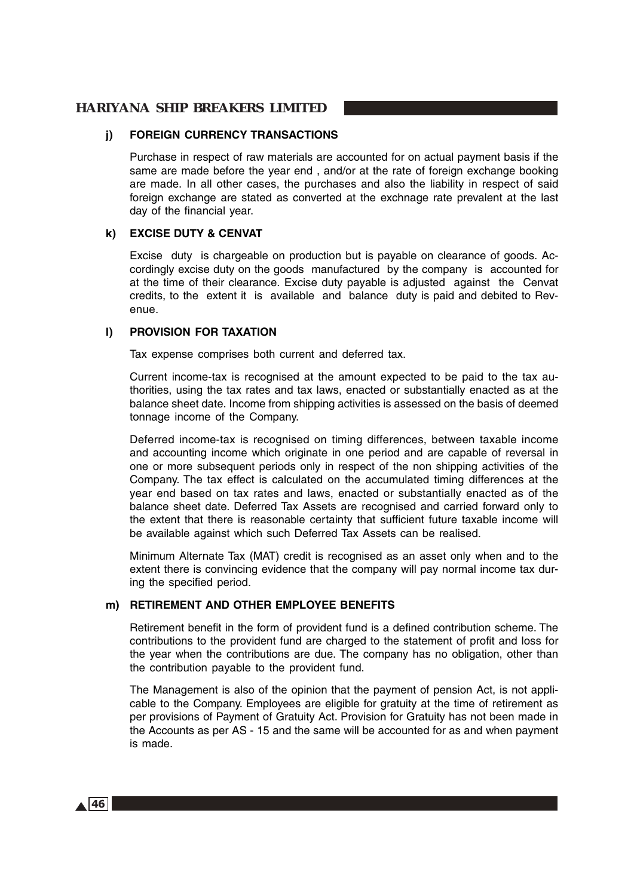#### j) FOREIGN CURRENCY TRANSACTIONS

Purchase in respect of raw materials are accounted for on actual payment basis if the same are made before the year end , and/or at the rate of foreign exchange booking are made. In all other cases, the purchases and also the liability in respect of said foreign exchange are stated as converted at the exchnage rate prevalent at the last day of the financial year.

#### k) EXCISE DUTY & CENVAT

Excise duty is chargeable on production but is payable on clearance of goods. Accordingly excise duty on the goods manufactured by the company is accounted for at the time of their clearance. Excise duty payable is adjusted against the Cenvat credits, to the extent it is available and balance duty is paid and debited to Revenue.

#### l) PROVISION FOR TAXATION

Tax expense comprises both current and deferred tax.

Current income-tax is recognised at the amount expected to be paid to the tax authorities, using the tax rates and tax laws, enacted or substantially enacted as at the balance sheet date. Income from shipping activities is assessed on the basis of deemed tonnage income of the Company.

Deferred income-tax is recognised on timing differences, between taxable income and accounting income which originate in one period and are capable of reversal in one or more subsequent periods only in respect of the non shipping activities of the Company. The tax effect is calculated on the accumulated timing differences at the year end based on tax rates and laws, enacted or substantially enacted as of the balance sheet date. Deferred Tax Assets are recognised and carried forward only to the extent that there is reasonable certainty that sufficient future taxable income will be available against which such Deferred Tax Assets can be realised.

Minimum Alternate Tax (MAT) credit is recognised as an asset only when and to the extent there is convincing evidence that the company will pay normal income tax during the specified period.

#### m) RETIREMENT AND OTHER EMPLOYEE BENEFITS

Retirement benefit in the form of provident fund is a defined contribution scheme. The contributions to the provident fund are charged to the statement of profit and loss for the year when the contributions are due. The company has no obligation, other than the contribution payable to the provident fund.

The Management is also of the opinion that the payment of pension Act, is not applicable to the Company. Employees are eligible for gratuity at the time of retirement as per provisions of Payment of Gratuity Act. Provision for Gratuity has not been made in the Accounts as per AS - 15 and the same will be accounted for as and when payment is made.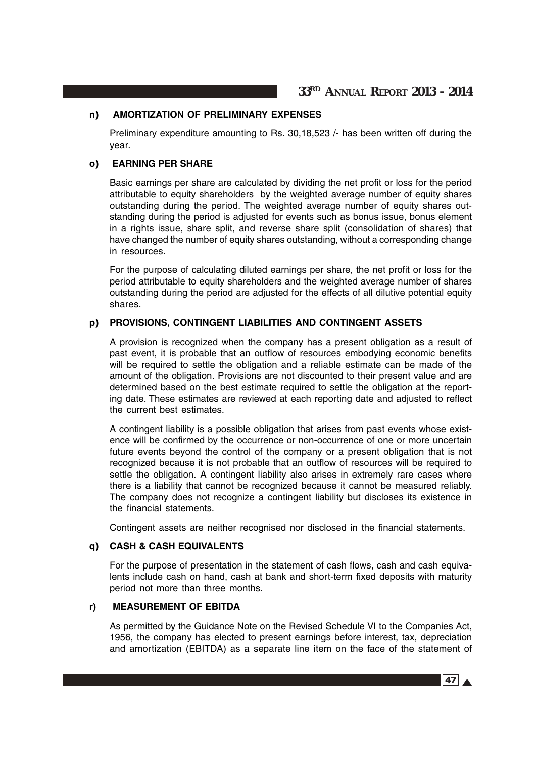**n) AMORTIZATION OF PRELIMINARY EXPENSES**

Preliminary expenditure amounting to Rs. 30,18,523 /- has been written off during the year.

**o) EARNING PER SHARE**

Basic earnings per share are calculated by dividing the net profit or loss for the period attributable to equity shareholders by the weighted average number of equity shares outstanding during the period. The weighted average number of equity shares outstanding during the period is adjusted for events such as bonus issue, bonus element in a rights issue, share split, and reverse share split (consolidation of shares) that have changed the number of equity shares outstanding, without a corresponding change in resources.

For the purpose of calculating diluted earnings per share, the net profit or loss for the period attributable to equity shareholders and the weighted average number of shares outstanding during the period are adjusted for the effects of all dilutive potential equity shares.

**p) PROVISIONS, CONTINGENT LIABILITIES AND CONTINGENT ASSETS**

A provision is recognized when the company has a present obligation as a result of past event, it is probable that an outflow of resources embodying economic benefits will be required to settle the obligation and a reliable estimate can be made of the amount of the obligation. Provisions are not discounted to their present value and are determined based on the best estimate required to settle the obligation at the reporting date. These estimates are reviewed at each reporting date and adjusted to reflect the current best estimates.

A contingent liability is a possible obligation that arises from past events whose existence will be confirmed by the occurrence or non-occurrence of one or more uncertain future events beyond the control of the company or a present obligation that is not recognized because it is not probable that an outflow of resources will be required to settle the obligation. A contingent liability also arises in extremely rare cases where there is a liability that cannot be recognized because it cannot be measured reliably. The company does not recognize a contingent liability but discloses its existence in the financial statements.

Contingent assets are neither recognised nor disclosed in the financial statements.

**q) CASH & CASH EQUIVALENTS**

For the purpose of presentation in the statement of cash flows, cash and cash equivalents include cash on hand, cash at bank and short-term fixed deposits with maturity period not more than three months.

**r) MEASUREMENT OF EBITDA**

As permitted by the Guidance Note on the Revised Schedule VI to the Companies Act, 1956, the company has elected to present earnings before interest, tax, depreciation and amortization (EBITDA) as a separate line item on the face of the statement of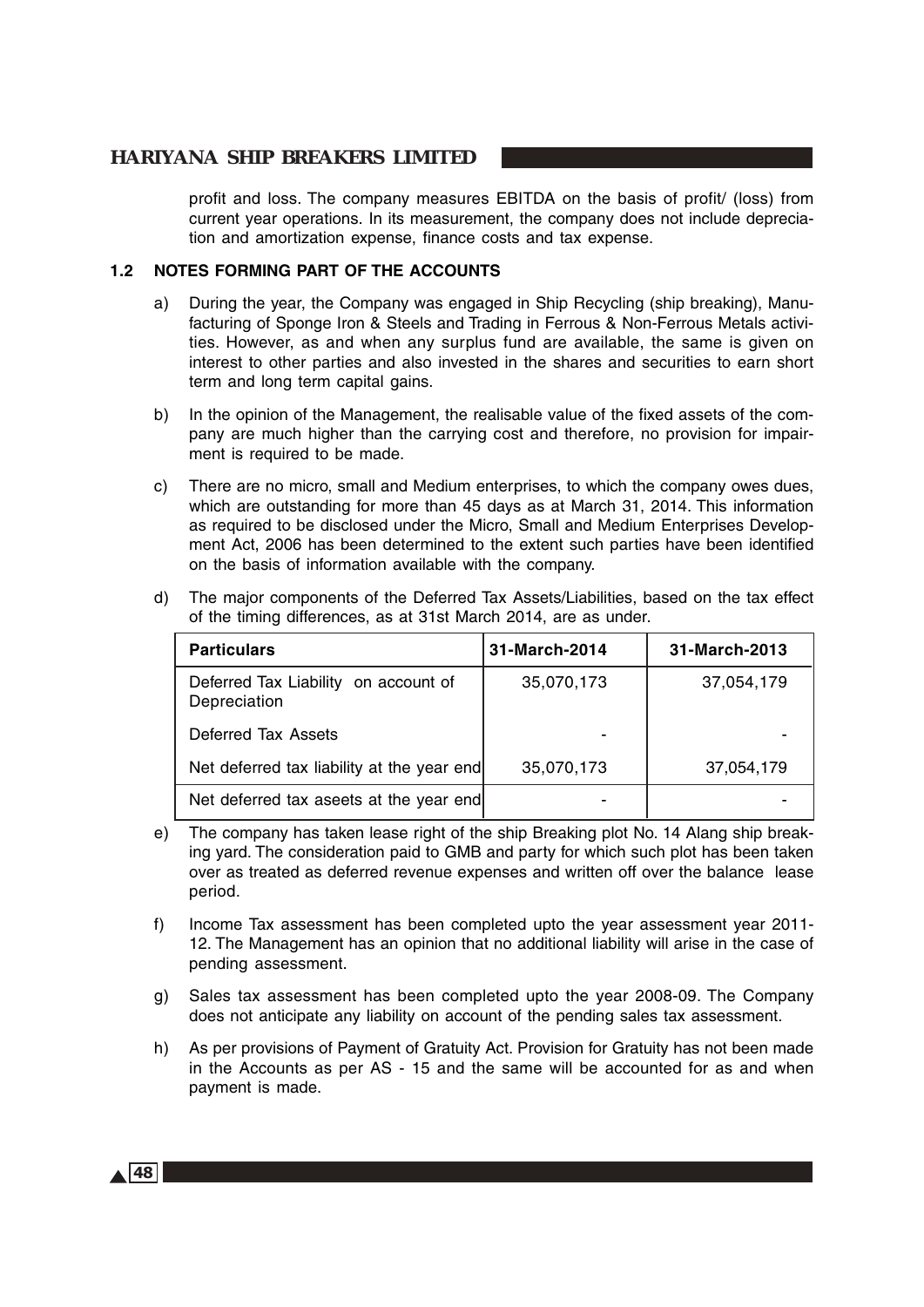profit and loss. The company measures EBITDA on the basis of profit/ (loss) from current year operations. In its measurement, the company does not include depreciation and amortization expense, finance costs and tax expense.

## 1.2 NOTES FORMING PART OF THE ACCOUNTS

a) During the year, the Company was engaged in Ship Recycling (ship breaking), Manufacturing of Sponge Iron & Steels and Trading in Ferrous & Non-Ferrous Metals activities. However, as and when any surplus fund are available, the same is given on interest to other parties and also invested in the shares and securities to earn short term and long term capital gains.

b) In the opinion of the Management, the realisable value of the fixed assets of the company are much higher than the carrying cost and therefore, no provision for impairment is required to be made.

c) There are no micro, small and Medium enterprises, to which the company owes dues, which are outstanding for more than 45 days as at March 31, 2014. This information as required to be disclosed under the Micro, Small and Medium Enterprises Development Act, 2006 has been determined to the extent such parties have been identified on the basis of information available with the company.

d) The major components of the Deferred Tax Assets/Liabilities, based on the tax effect of the timing differences, as at 31st March 2014, are as under.

| Particulars | 31-March-2014 | 31-March-2013 |
|---|---|---|
| Deferred Tax Liability on account of Depreciation | 35,070,173 | 37,054,179 |
| Deferred Tax Assets | - | - |
| Net deferred tax liability at the year end | 35,070,173 | 37,054,179 |
| Net deferred tax aseets at the year end | - | - |

e) The company has taken lease right of the ship Breaking plot No. 14 Alang ship breaking yard. The consideration paid to GMB and party for which such plot has been taken over as treated as deferred revenue expenses and written off over the balance lease period.

f) Income Tax assessment has been completed upto the year assessment year 2011-12. The Management has an opinion that no additional liability will arise in the case of pending assessment.

g) Sales tax assessment has been completed upto the year 2008-09. The Company does not anticipate any liability on account of the pending sales tax assessment.

h) As per provisions of Payment of Gratuity Act. Provision for Gratuity has not been made in the Accounts as per AS - 15 and the same will be accounted for as and when payment is made.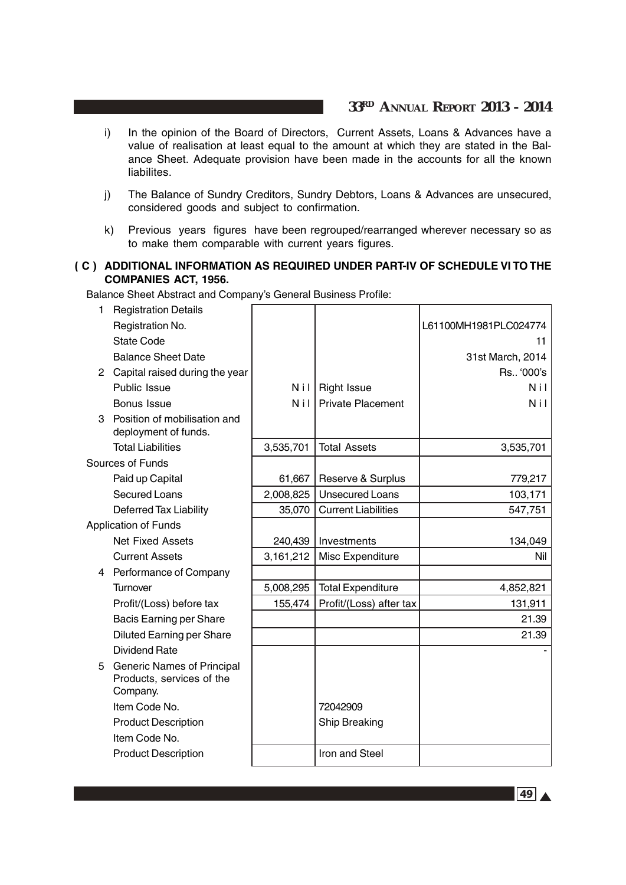i) In the opinion of the Board of Directors, Current Assets, Loans & Advances have a value of realisation at least equal to the amount at which they are stated in the Balance Sheet. Adequate provision have been made in the accounts for all the known liabilites.

j) The Balance of Sundry Creditors, Sundry Debtors, Loans & Advances are unsecured, considered goods and subject to confirmation.

k) Previous years figures have been regrouped/rearranged wherever necessary so as to make them comparable with current years figures.

## ( C ) ADDITIONAL INFORMATION AS REQUIRED UNDER PART-IV OF SCHEDULE VI TO THE COMPANIES ACT, 1956.

Balance Sheet Abstract and Company's General Business Profile:

| | | | |
|---|---|---|---|
| 1 Registration Details | | | |
| Registration No. | | | L61100MH1981PLC024774 |
| State Code | | | 11 |
| Balance Sheet Date | | | 31st March, 2014 |
| 2 Capital raised during the year | | | Rs.. '000's |
| Public Issue | Nil | Right Issue | Nil |
| Bonus Issue | Nil | Private Placement | Nil |
| 3 Position of mobilisation and deployment of funds. | | | |
| Total Liabilities | 3,535,701 | Total Assets | 3,535,701 |
| Sources of Funds | | | |
| Paid up Capital | 61,667 | Reserve & Surplus | 779,217 |
| Secured Loans | 2,008,825 | Unsecured Loans | 103,171 |
| Deferred Tax Liability | 35,070 | Current Liabilities | 547,751 |
| Application of Funds | | | |
| Net Fixed Assets | 240,439 | Investments | 134,049 |
| Current Assets | 3,161,212 | Misc Expenditure | Nil |
| 4 Performance of Company | | | |
| Turnover | 5,008,295 | Total Expenditure | 4,852,821 |
| Profit/(Loss) before tax | 155,474 | Profit/(Loss) after tax | 131,911 |
| Bacis Earning per Share | | | 21.39 |
| Diluted Earning per Share | | | 21.39 |
| Dividend Rate | | | - |
| 5 Generic Names of Principal Products, services of the Company. | | | |
| Item Code No. | | 72042909 | |
| Product Description | | Ship Breaking | |
| Item Code No. | | | |
| Product Description | | Iron and Steel | |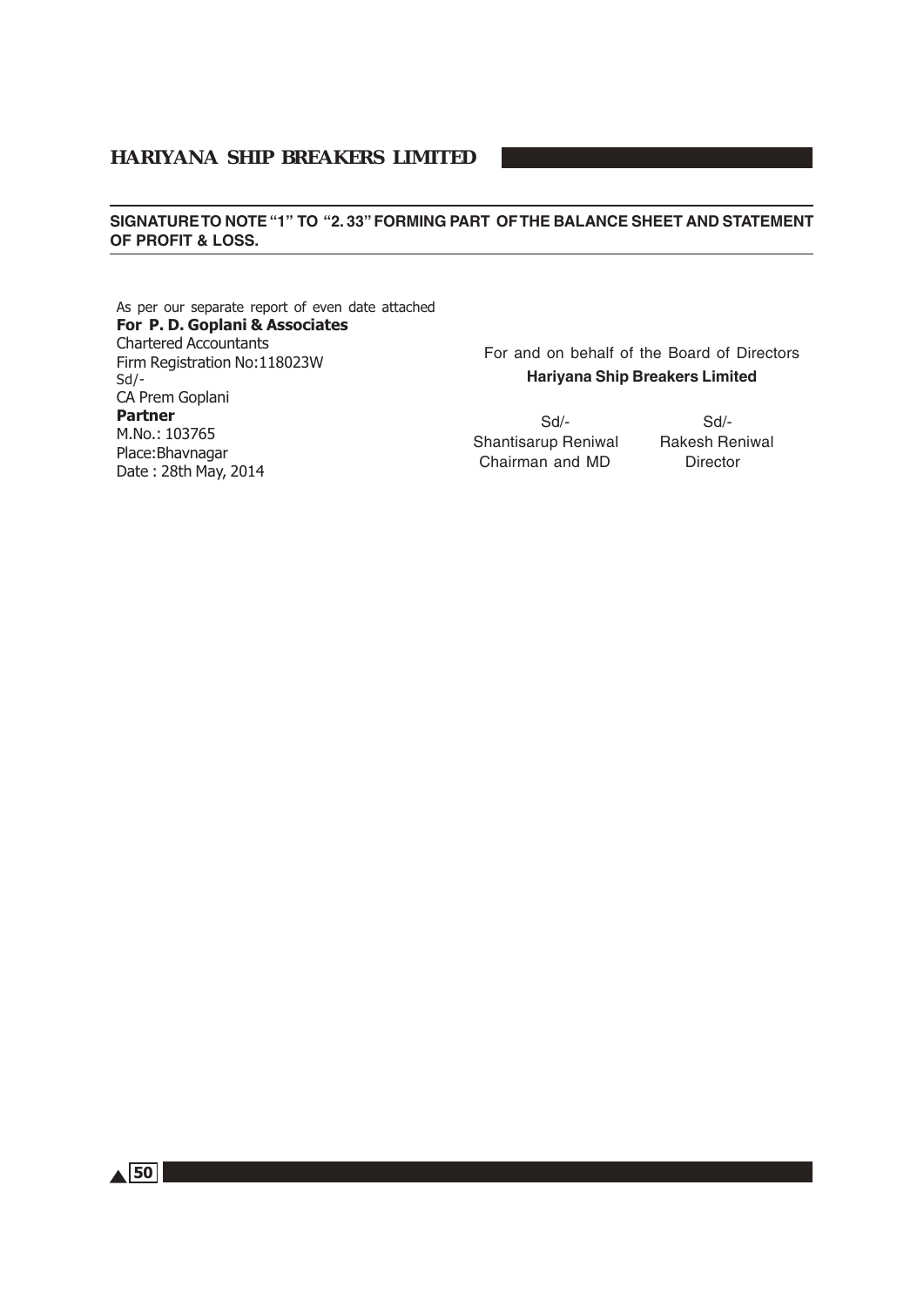**SIGNATURE TO NOTE "1" TO "2. 33" FORMING PART OF THE BALANCE SHEET AND STATEMENT OF PROFIT & LOSS.**

As per our separate report of even date attached
**For P. D. Goplani & Associates**
Chartered Accountants
Firm Registration No:118023W
Sd/-
CA Prem Goplani
**Partner**
M.No.: 103765
Place:Bhavnagar
Date : 28th May, 2014

For and on behalf of the Board of Directors
**Hariyana Ship Breakers Limited**

| Sd/- | Sd/- |
|---|---|
| Shantisarup Reniwal | Rakesh Reniwal |
| Chairman and MD | Director |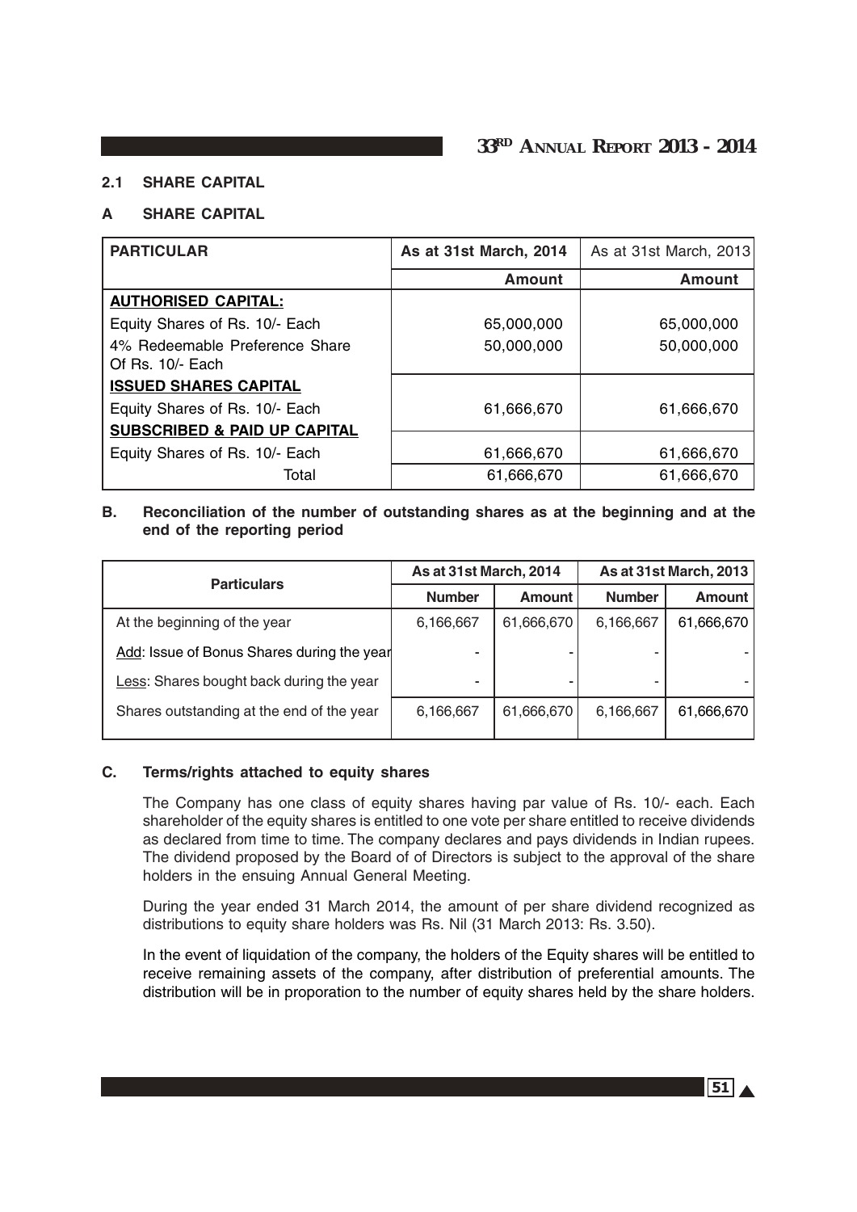### 2.1 SHARE CAPITAL

### A SHARE CAPITAL

| PARTICULAR | As at 31st March, 2014 | As at 31st March, 2013 |
|---|---|---|
| | **Amount** | **Amount** |
| **AUTHORISED CAPITAL:** | | |
| Equity Shares of Rs. 10/- Each | 65,000,000 | 65,000,000 |
| 4% Redeemable Preference Share Of Rs. 10/- Each | 50,000,000 | 50,000,000 |
| **ISSUED SHARES CAPITAL** | | |
| Equity Shares of Rs. 10/- Each | 61,666,670 | 61,666,670 |
| **SUBSCRIBED & PAID UP CAPITAL** | | |
| Equity Shares of Rs. 10/- Each | 61,666,670 | 61,666,670 |
| Total | 61,666,670 | 61,666,670 |

### B. Reconciliation of the number of outstanding shares as at the beginning and at the end of the reporting period

| Particulars | As at 31st March, 2014 | | As at 31st March, 2013 | |
|---|---|---|---|---|
| | Number | Amount | Number | Amount |
| At the beginning of the year | 6,166,667 | 61,666,670 | 6,166,667 | 61,666,670 |
| Add: Issue of Bonus Shares during the year | - | - | - | - |
| Less: Shares bought back during the year | - | - | - | - |
| Shares outstanding at the end of the year | 6,166,667 | 61,666,670 | 6,166,667 | 61,666,670 |

### C. Terms/rights attached to equity shares

The Company has one class of equity shares having par value of Rs. 10/- each. Each shareholder of the equity shares is entitled to one vote per share entitled to receive dividends as declared from time to time. The company declares and pays dividends in Indian rupees. The dividend proposed by the Board of of Directors is subject to the approval of the share holders in the ensuing Annual General Meeting.

During the year ended 31 March 2014, the amount of per share dividend recognized as distributions to equity share holders was Rs. Nil (31 March 2013: Rs. 3.50).

In the event of liquidation of the company, the holders of the Equity shares will be entitled to receive remaining assets of the company, after distribution of preferential amounts. The distribution will be in proporation to the number of equity shares held by the share holders.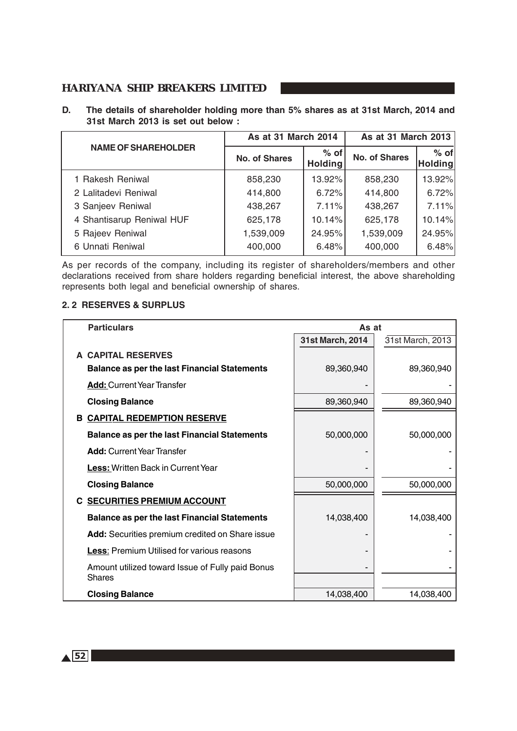**D. The details of shareholder holding more than 5% shares as at 31st March, 2014 and 31st March 2013 is set out below :**

| NAME OF SHAREHOLDER | As at 31 March 2014 | | As at 31 March 2013 | |
|---|---|---|---|---|
| | No. of Shares | % of Holding | No. of Shares | % of Holding |
| 1 Rakesh Reniwal | 858,230 | 13.92% | 858,230 | 13.92% |
| 2 Lalitadevi Reniwal | 414,800 | 6.72% | 414,800 | 6.72% |
| 3 Sanjeev Reniwal | 438,267 | 7.11% | 438,267 | 7.11% |
| 4 Shantisarup Reniwal HUF | 625,178 | 10.14% | 625,178 | 10.14% |
| 5 Rajeev Reniwal | 1,539,009 | 24.95% | 1,539,009 | 24.95% |
| 6 Unnati Reniwal | 400,000 | 6.48% | 400,000 | 6.48% |

As per records of the company, including its register of shareholders/members and other declarations received from share holders regarding beneficial interest, the above shareholding represents both legal and beneficial ownership of shares.

## 2. 2 RESERVES & SURPLUS

| Particulars | As at | |
|---|---|---|
| | 31st March, 2014 | 31st March, 2013 |
| **A CAPITAL RESERVES** | | |
| **Balance as per the last Financial Statements** | 89,360,940 | 89,360,940 |
| **Add:** Current Year Transfer | - | - |
| **Closing Balance** | 89,360,940 | 89,360,940 |
| **B CAPITAL REDEMPTION RESERVE** | | |
| **Balance as per the last Financial Statements** | 50,000,000 | 50,000,000 |
| **Add:** Current Year Transfer | - | - |
| **Less:** Written Back in Current Year | - | - |
| **Closing Balance** | 50,000,000 | 50,000,000 |
| **C SECURITIES PREMIUM ACCOUNT** | | |
| **Balance as per the last Financial Statements** | 14,038,400 | 14,038,400 |
| **Add:** Securities premium credited on Share issue | - | - |
| **Less**: Premium Utilised for various reasons | - | - |
| Amount utilized toward Issue of Fully paid Bonus Shares | - | - |
| **Closing Balance** | 14,038,400 | 14,038,400 |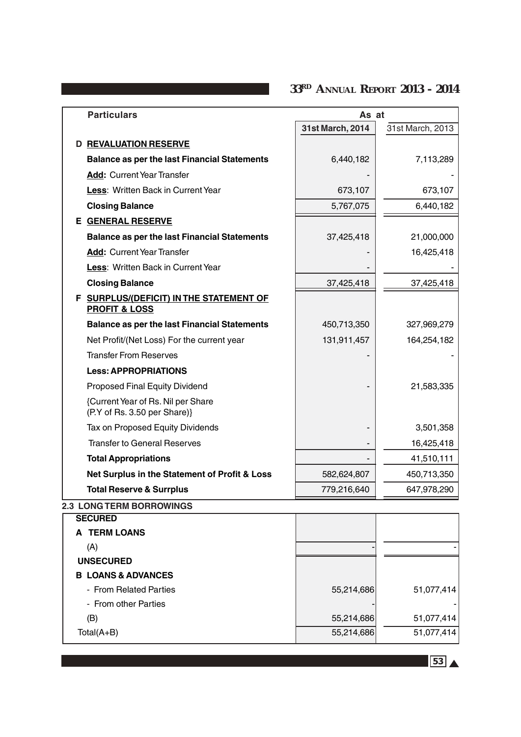| Particulars | As at 31st March, 2014 | As at 31st March, 2013 |
|---|---|---|
| **D REVALUATION RESERVE** | | |
| **Balance as per the last Financial Statements** | 6,440,182 | 7,113,289 |
| **Add:** Current Year Transfer | - | - |
| **Less**: Written Back in Current Year | 673,107 | 673,107 |
| **Closing Balance** | 5,767,075 | 6,440,182 |
| **E GENERAL RESERVE** | | |
| **Balance as per the last Financial Statements** | 37,425,418 | 21,000,000 |
| **Add:** Current Year Transfer | - | 16,425,418 |
| **Less**: Written Back in Current Year | - | - |
| **Closing Balance** | 37,425,418 | 37,425,418 |
| **F SURPLUS/(DEFICIT) IN THE STATEMENT OF PROFIT & LOSS** | | |
| **Balance as per the last Financial Statements** | 450,713,350 | 327,969,279 |
| Net Profit/(Net Loss) For the current year | 131,911,457 | 164,254,182 |
| Transfer From Reserves | - | - |
| **Less: APPROPRIATIONS** | | |
| Proposed Final Equity Dividend | - | 21,583,335 |
| {Current Year of Rs. Nil per Share (P.Y of Rs. 3.50 per Share)} | | |
| Tax on Proposed Equity Dividends | - | 3,501,358 |
| Transfer to General Reserves | - | 16,425,418 |
| **Total Appropriations** | - | 41,510,111 |
| **Net Surplus in the Statement of Profit & Loss** | 582,624,807 | 450,713,350 |
| **Total Reserve & Surrplus** | 779,216,640 | 647,978,290 |

**2.3 LONG TERM BORROWINGS**

| Particulars | 31st March, 2014 | 31st March, 2013 |
|---|---|---|
| **SECURED** | | |
| **A TERM LOANS** | | |
| (A) | - | - |
| **UNSECURED** | | |
| **B LOANS & ADVANCES** | | |
| - From Related Parties | 55,214,686 | 51,077,414 |
| - From other Parties | - | - |
| (B) | 55,214,686 | 51,077,414 |
| Total(A+B) | 55,214,686 | 51,077,414 |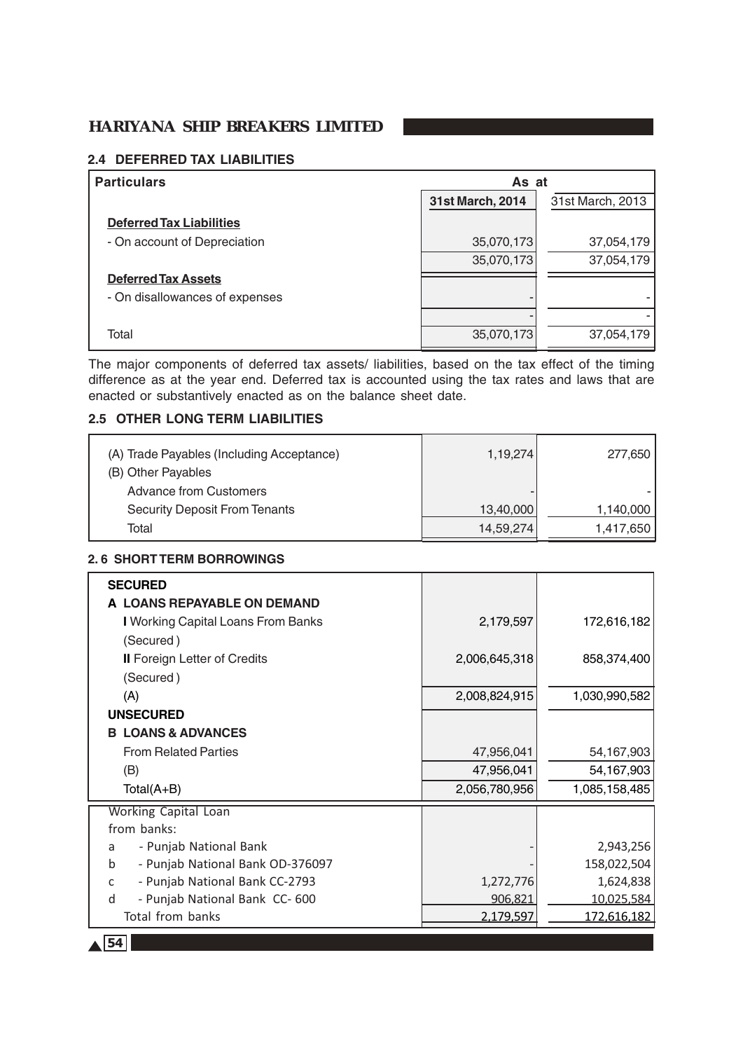### 2.4 DEFERRED TAX LIABILITIES

| Particulars | As at | |
|---|---|---|
| | 31st March, 2014 | 31st March, 2013 |
| **Deferred Tax Liabilities** | | |
| - On account of Depreciation | 35,070,173 | 37,054,179 |
| | 35,070,173 | 37,054,179 |
| **Deferred Tax Assets** | | |
| - On disallowances of expenses | - | - |
| | - | - |
| Total | 35,070,173 | 37,054,179 |

The major components of deferred tax assets/ liabilities, based on the tax effect of the timing difference as at the year end. Deferred tax is accounted using the tax rates and laws that are enacted or substantively enacted as on the balance sheet date.

### 2.5 OTHER LONG TERM LIABILITIES

| | | |
|---|---|---|
| (A) Trade Payables (Including Acceptance) | 1,19,274 | 277,650 |
| (B) Other Payables | | |
| Advance from Customers | - | - |
| Security Deposit From Tenants | 13,40,000 | 1,140,000 |
| Total | 14,59,274 | 1,417,650 |

### 2.6 SHORT TERM BORROWINGS

| | | |
|---|---|---|
| **SECURED** | | |
| **A LOANS REPAYABLE ON DEMAND** | | |
| **I** Working Capital Loans From Banks (Secured) | 2,179,597 | 172,616,182 |
| **II** Foreign Letter of Credits (Secured) | 2,006,645,318 | 858,374,400 |
| (A) | 2,008,824,915 | 1,030,990,582 |
| **UNSECURED** | | |
| **B LOANS & ADVANCES** | | |
| From Related Parties | 47,956,041 | 54,167,903 |
| (B) | 47,956,041 | 54,167,903 |
| Total(A+B) | 2,056,780,956 | 1,085,158,485 |
| Working Capital Loan from banks: | | |
| a - Punjab National Bank | - | 2,943,256 |
| b - Punjab National Bank OD-376097 | - | 158,022,504 |
| c - Punjab National Bank CC-2793 | 1,272,776 | 1,624,838 |
| d - Punjab National Bank CC- 600 | 906,821 | 10,025,584 |
| Total from banks | 2,179,597 | 172,616,182 |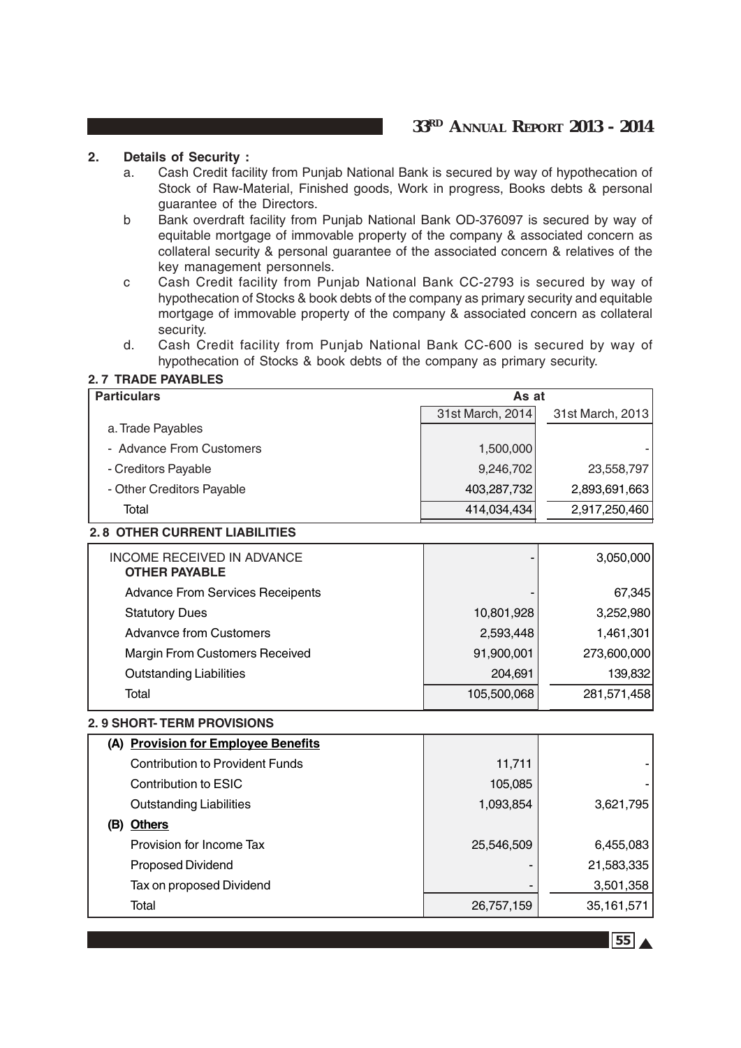## 2. Details of Security :

a. Cash Credit facility from Punjab National Bank is secured by way of hypothecation of Stock of Raw-Material, Finished goods, Work in progress, Books debts & personal guarantee of the Directors.

b Bank overdraft facility from Punjab National Bank OD-376097 is secured by way of equitable mortgage of immovable property of the company & associated concern as collateral security & personal guarantee of the associated concern & relatives of the key management personnels.

c Cash Credit facility from Punjab National Bank CC-2793 is secured by way of hypothecation of Stocks & book debts of the company as primary security and equitable mortgage of immovable property of the company & associated concern as collateral security.

d. Cash Credit facility from Punjab National Bank CC-600 is secured by way of hypothecation of Stocks & book debts of the company as primary security.

### 2. 7 TRADE PAYABLES

| Particulars | As at | |
|---|---|---|
| | 31st March, 2014 | 31st March, 2013 |
| a. Trade Payables | | |
| - Advance From Customers | 1,500,000 | - |
| - Creditors Payable | 9,246,702 | 23,558,797 |
| - Other Creditors Payable | 403,287,732 | 2,893,691,663 |
| Total | 414,034,434 | 2,917,250,460 |

### 2. 8 OTHER CURRENT LIABILITIES

| | | |
|---|---|---|
| INCOME RECEIVED IN ADVANCE | - | 3,050,000 |
| **OTHER PAYABLE** | | |
| Advance From Services Receipents | - | 67,345 |
| Statutory Dues | 10,801,928 | 3,252,980 |
| Advanvce from Customers | 2,593,448 | 1,461,301 |
| Margin From Customers Received | 91,900,001 | 273,600,000 |
| Outstanding Liabilities | 204,691 | 139,832 |
| Total | 105,500,068 | 281,571,458 |

### 2. 9 SHORT- TERM PROVISIONS

| | | |
|---|---|---|
| **(A) Provision for Employee Benefits** | | |
| Contribution to Provident Funds | 11,711 | - |
| Contribution to ESIC | 105,085 | - |
| Outstanding Liabilities | 1,093,854 | 3,621,795 |
| **(B) Others** | | |
| Provision for Income Tax | 25,546,509 | 6,455,083 |
| Proposed Dividend | - | 21,583,335 |
| Tax on proposed Dividend | - | 3,501,358 |
| Total | 26,757,159 | 35,161,571 |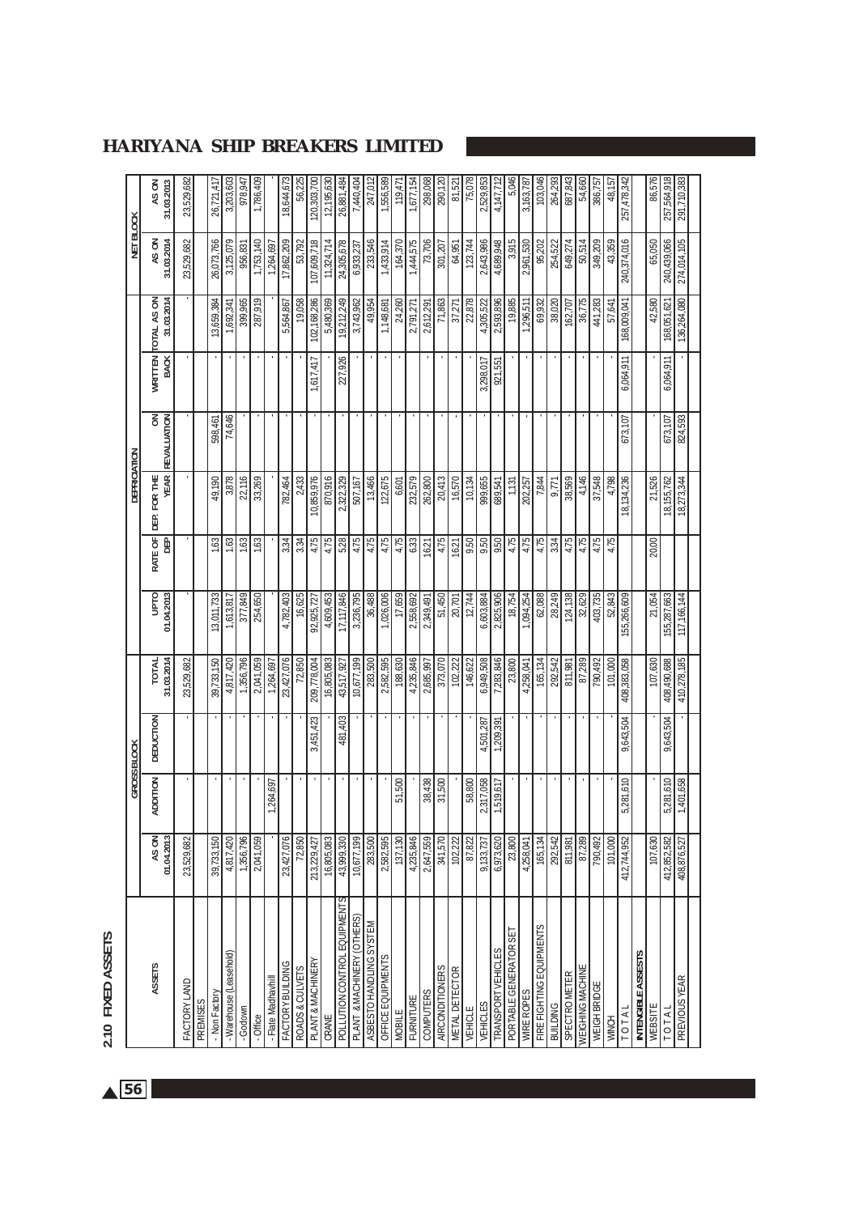## 2.10 FIXED ASSETS

| ASSETS | GROSS BLOCK | | | | DEPRICIATION | | | | | | NET BLOCK | |
|---|---|---|---|---|---|---|---|---|---|---|---|---|
| | AS ON 01.04.2013 | ADDITION | DEDUCTION | TOTAL 31.03.2014 | UPTO 01.04.2013 | RATE OF DEP | DEP. FOR THE YEAR | ON REVALUATION | WRITTEN BACK | TOTAL AS ON 31.03.2014 | AS ON 31.03.2014 | AS ON 31.03.2013 |
| FACTORY LAND | 23,529,682 | - | - | 23,529,682 | - | - | - | - | - | - | 23,529,682 | 23,529,682 |
| PREMISES | | | | | | | | | | | | |
| - Non Factory | 39,733,150 | - | - | 39,733,150 | 13,011,733 | 1.63 | 49,190 | 598,461 | | 13,659,384 | 26,073,766 | 26,721,417 |
| - Warehouse (Leasehold) | 4,817,420 | - | - | 4,817,420 | 1,613,817 | 1.63 | 3,878 | 74,646 | - | 1,692,341 | 3,125,079 | 3,203,603 |
| - Godown | 1,356,796 | - | - | 1,356,796 | 377,849 | 1.63 | 22,116 | - | - | 399,965 | 956,831 | 978,947 |
| - Office | 2,041,059 | - | - | 2,041,059 | 254,650 | 1.63 | 33,269 | - | - | 287,919 | 1,753,140 | 1,786,409 |
| - Flate Madhavhill | - | 1,264,697 | | 1,264,697 | - | - | - | - | - | - | 1,264,697 | - |
| FACTORY BUILDING | 23,427,076 | - | - | 23,427,076 | 4,782,403 | 3.34 | 782,464 | - | - | 5,564,867 | 17,862,209 | 18,644,673 |
| ROADS & CULVETS | 72,850 | - | - | 72,850 | 16,625 | 3.34 | 2,433 | - | - | 19,058 | 53,792 | 56,225 |
| PLANT & MACHINERY | 213,229,427 | - | 3,451,423 | 209,778,004 | 92,925,727 | 4.75 | 10,859,976 | - | 1,617,417 | 102,168,286 | 107,609,718 | 120,303,700 |
| CRANE | 16,805,083 | - | - | 16,805,083 | 4,609,453 | 4.75 | 870,916 | - | - | 5,480,369 | 11,324,714 | 12,195,630 |
| POLLUTION CONTROL EQUIPMENTS | 43,999,330 | - | 481,403 | 43,517,927 | 17,117,846 | 5.28 | 2,322,329 | - | 227,926 | 19,212,249 | 24,305,678 | 26,881,484 |
| PLANT & MACHINERY (OTHERS) | 10,677,199 | - | - | 10,677,199 | 3,236,795 | 4.75 | 507,167 | - | - | 3,743,962 | 6,933,237 | 7,440,404 |
| ASBESTO HANDLING SYSTEM | 283,500 | - | - | 283,500 | 36,488 | 4.75 | 13,466 | - | - | 49,954 | 233,546 | 247,012 |
| OFFICE EQUIPMENTS | 2,582,595 | - | - | 2,582,595 | 1,026,006 | 4.75 | 122,675 | - | - | 1,148,681 | 1,433,914 | 1,556,589 |
| MOBILE | 137,130 | 51,500 | - | 188,630 | 17,659 | 4.75 | 6,601 | - | - | 24,260 | 164,370 | 119,471 |
| FURNITURE | 4,235,846 | - | - | 4,235,846 | 2,558,692 | 6.33 | 232,579 | - | - | 2,791,271 | 1,444,575 | 1,677,154 |
| COMPUTERS | 2,647,559 | 38,438 | - | 2,685,997 | 2,349,491 | 16.21 | 262,800 | - | - | 2,612,291 | 73,706 | 298,068 |
| AIRCONDITIONERS | 341,570 | 31,500 | - | 373,070 | 51,450 | 4.75 | 20,413 | - | - | 71,863 | 301,207 | 290,120 |
| METAL DETECTOR | 102,222 | - | - | 102,222 | 20,701 | 16.21 | 16,570 | - | - | 37,271 | 64,951 | 81,521 |
| VEHICLE | 87,822 | 58,800 | - | 146,622 | 12,744 | 9.50 | 10,134 | - | - | 22,878 | 123,744 | 75,078 |
| VEHICLES | 9,133,737 | 2,317,058 | 4,501,287 | 6,949,508 | 6,603,884 | 9.50 | 999,655 | - | 3,298,017 | 4,305,522 | 2,643,986 | 2,529,853 |
| TRANSPORT VEHICLES | 6,973,620 | 1,519,617 | 1,209,391 | 7,283,846 | 2,825,906 | 9.50 | 689,541 | - | 921,551 | 2,593,896 | 4,689,948 | 4,147,712 |
| PORTABLE GENERATOR SET | 23,800 | - | - | 23,800 | 18,754 | 4.75 | 1,131 | - | - | 19,885 | 3,915 | 5,046 |
| WIRE ROPES | 4,258,041 | - | - | 4,258,041 | 1,094,254 | 4.75 | 202,257 | - | - | 1,296,511 | 2,961,530 | 3,163,787 |
| FIRE FIGHTING EQUIPMENTS | 165,134 | - | - | 165,134 | 62,088 | 4.75 | 7,844 | - | - | 69,932 | 95,202 | 103,046 |
| BUILDING | 292,542 | - | - | 292,542 | 28,249 | 3.34 | 9,771 | - | - | 38,020 | 254,522 | 264,293 |
| SPECTRO METER | 811,981 | - | - | 811,981 | 124,138 | 4.75 | 38,569 | - | - | 162,707 | 649,274 | 687,843 |
| WEIGHING MACHINE | 87,289 | - | - | 87,289 | 32,629 | 4.75 | 4,146 | - | - | 36,775 | 50,514 | 54,660 |
| WEIGH BRIDGE | 790,492 | - | - | 790,492 | 403,735 | 4.75 | 37,548 | - | - | 441,283 | 349,209 | 386,757 |
| WINCH | 101,000 | - | - | 101,000 | 52,843 | 4.75 | 4,798 | - | - | 57,641 | 43,359 | 48,157 |
| T O T A L | 412,744,952 | 5,281,610 | 9,643,504 | 408,383,058 | 155,266,609 | | 18,134,236 | 673,107 | 6,064,911 | 168,009,041 | 240,374,016 | 257,478,342 |
| INTENGIBLE ASSESTS | | | | | | | | | | | | |
| WEBSITE | 107,630 | - | - | 107,630 | 21,054 | 20.00 | 21,526 | - | - | 42,580 | 65,050 | 86,576 |
| T O T A L | 412,852,582 | 5,281,610 | 9,643,504 | 408,490,688 | 155,287,663 | | 18,155,762 | 673,107 | 6,064,911 | 168,051,621 | 240,439,066 | 257,564,918 |
| PREVIOUS YEAR | 408,876,527 | 1,401,658 | | 410,278,185 | 117,166,144 | | 18,273,344 | 824,593 | | 136,264,080 | 274,014,105 | 291,710,383 |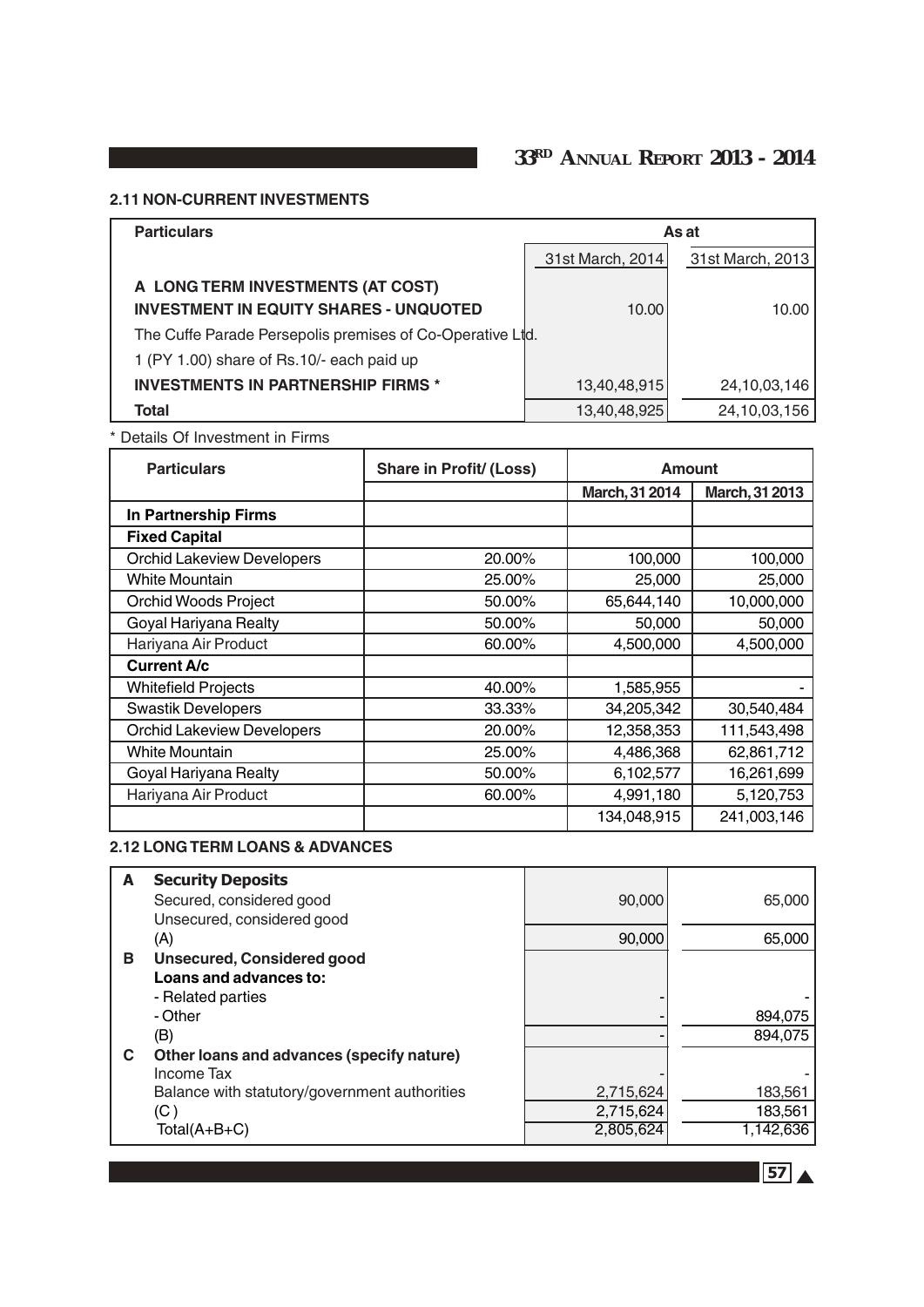### 2.11 NON-CURRENT INVESTMENTS

| Particulars | As at | |
|---|---|---|
| | 31st March, 2014 | 31st March, 2013 |
| **A LONG TERM INVESTMENTS (AT COST)** | | |
| **INVESTMENT IN EQUITY SHARES - UNQUOTED** | 10.00 | 10.00 |
| The Cuffe Parade Persepolis premises of Co-Operative Ltd. | | |
| 1 (PY 1.00) share of Rs.10/- each paid up | | |
| **INVESTMENTS IN PARTNERSHIP FIRMS *** | 13,40,48,915 | 24,10,03,146 |
| **Total** | 13,40,48,925 | 24,10,03,156 |

* Details Of Investment in Firms

| Particulars | Share in Profit/ (Loss) | Amount | |
|---|---|---|---|
| | | March, 31 2014 | March, 31 2013 |
| **In Partnership Firms** | | | |
| **Fixed Capital** | | | |
| Orchid Lakeview Developers | 20.00% | 100,000 | 100,000 |
| White Mountain | 25.00% | 25,000 | 25,000 |
| Orchid Woods Project | 50.00% | 65,644,140 | 10,000,000 |
| Goyal Hariyana Realty | 50.00% | 50,000 | 50,000 |
| Hariyana Air Product | 60.00% | 4,500,000 | 4,500,000 |
| **Current A/c** | | | |
| Whitefield Projects | 40.00% | 1,585,955 | - |
| Swastik Developers | 33.33% | 34,205,342 | 30,540,484 |
| Orchid Lakeview Developers | 20.00% | 12,358,353 | 111,543,498 |
| White Mountain | 25.00% | 4,486,368 | 62,861,712 |
| Goyal Hariyana Realty | 50.00% | 6,102,577 | 16,261,699 |
| Hariyana Air Product | 60.00% | 4,991,180 | 5,120,753 |
| | | 134,048,915 | 241,003,146 |

### 2.12 LONG TERM LOANS & ADVANCES

| | | 31st March, 2014 | 31st March, 2013 |
|---|---|---|---|
| **A** | **Security Deposits** | | |
| | Secured, considered good | 90,000 | 65,000 |
| | Unsecured, considered good | | |
| | (A) | 90,000 | 65,000 |
| **B** | **Unsecured, Considered good** | | |
| | **Loans and advances to:** | | |
| | - Related parties | - | - |
| | - Other | - | 894,075 |
| | (B) | - | 894,075 |
| **C** | **Other loans and advances (specify nature)** | | |
| | Income Tax | - | - |
| | Balance with statutory/government authorities | 2,715,624 | 183,561 |
| | (C) | 2,715,624 | 183,561 |
| | Total(A+B+C) | 2,805,624 | 1,142,636 |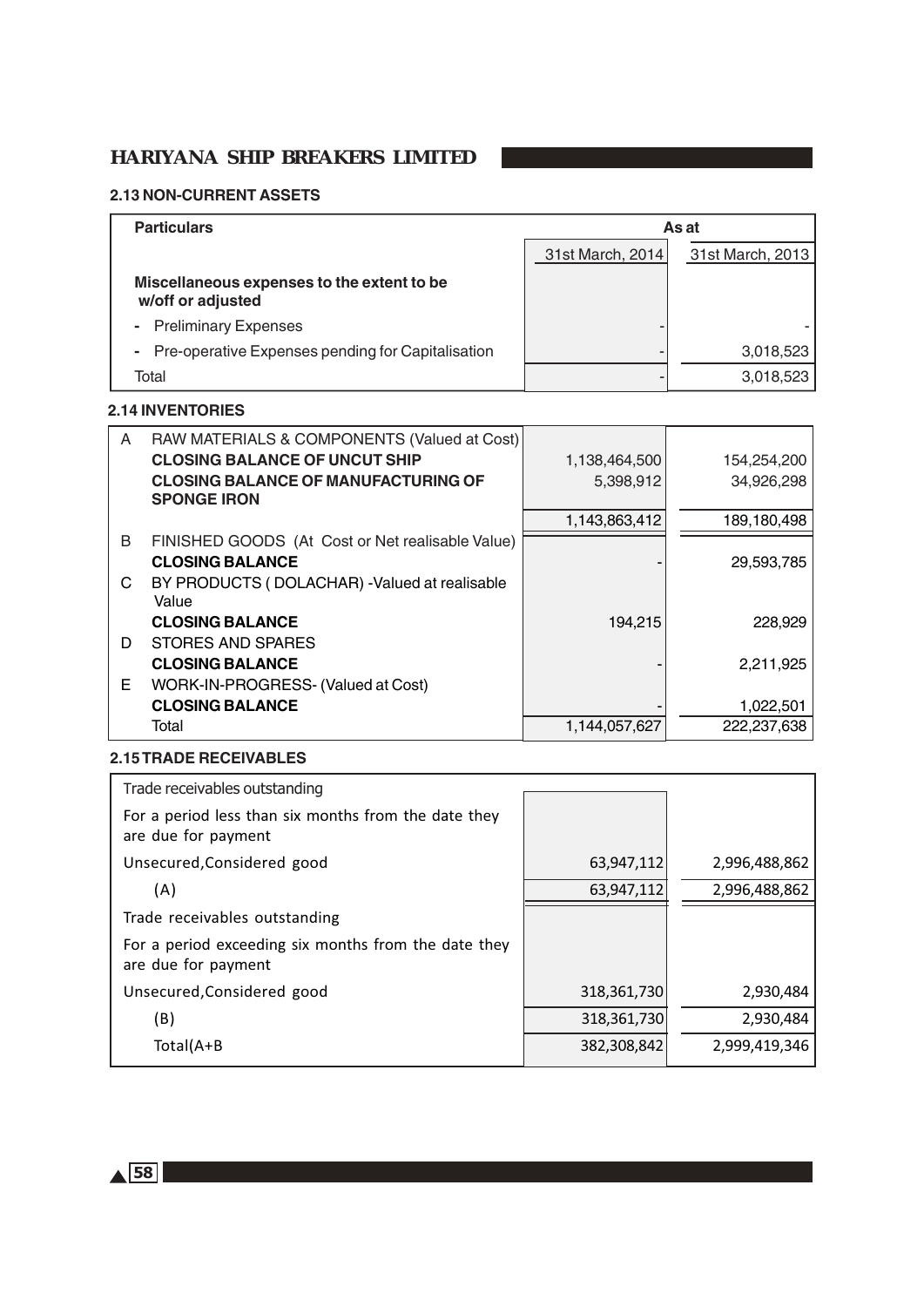# HARIYANA SHIP BREAKERS LIMITED

### 2.13 NON-CURRENT ASSETS

| Particulars | As at 31st March, 2014 | As at 31st March, 2013 |
|---|---|---|
| **Miscellaneous expenses to the extent to be w/off or adjusted** | | |
| - Preliminary Expenses | - | - |
| - Pre-operative Expenses pending for Capitalisation | - | 3,018,523 |
| Total | - | 3,018,523 |

### 2.14 INVENTORIES

| | Particulars | 31st March, 2014 | 31st March, 2013 |
|---|---|---|---|
| A | RAW MATERIALS & COMPONENTS (Valued at Cost) | | |
| | **CLOSING BALANCE OF UNCUT SHIP** | 1,138,464,500 | 154,254,200 |
| | **CLOSING BALANCE OF MANUFACTURING OF SPONGE IRON** | 5,398,912 | 34,926,298 |
| | | 1,143,863,412 | 189,180,498 |
| B | FINISHED GOODS (At Cost or Net realisable Value) | | |
| | **CLOSING BALANCE** | - | 29,593,785 |
| C | BY PRODUCTS ( DOLACHAR) -Valued at realisable Value | | |
| | **CLOSING BALANCE** | 194,215 | 228,929 |
| D | STORES AND SPARES | | |
| | **CLOSING BALANCE** | - | 2,211,925 |
| E | WORK-IN-PROGRESS- (Valued at Cost) | | |
| | **CLOSING BALANCE** | - | 1,022,501 |
| | Total | 1,144,057,627 | 222,237,638 |

### 2.15 TRADE RECEIVABLES

| Particulars | 31st March, 2014 | 31st March, 2013 |
|---|---|---|
| Trade receivables outstanding | | |
| For a period less than six months from the date they are due for payment | | |
| Unsecured,Considered good | 63,947,112 | 2,996,488,862 |
| (A) | 63,947,112 | 2,996,488,862 |
| Trade receivables outstanding | | |
| For a period exceeding six months from the date they are due for payment | | |
| Unsecured,Considered good | 318,361,730 | 2,930,484 |
| (B) | 318,361,730 | 2,930,484 |
| Total(A+B | 382,308,842 | 2,999,419,346 |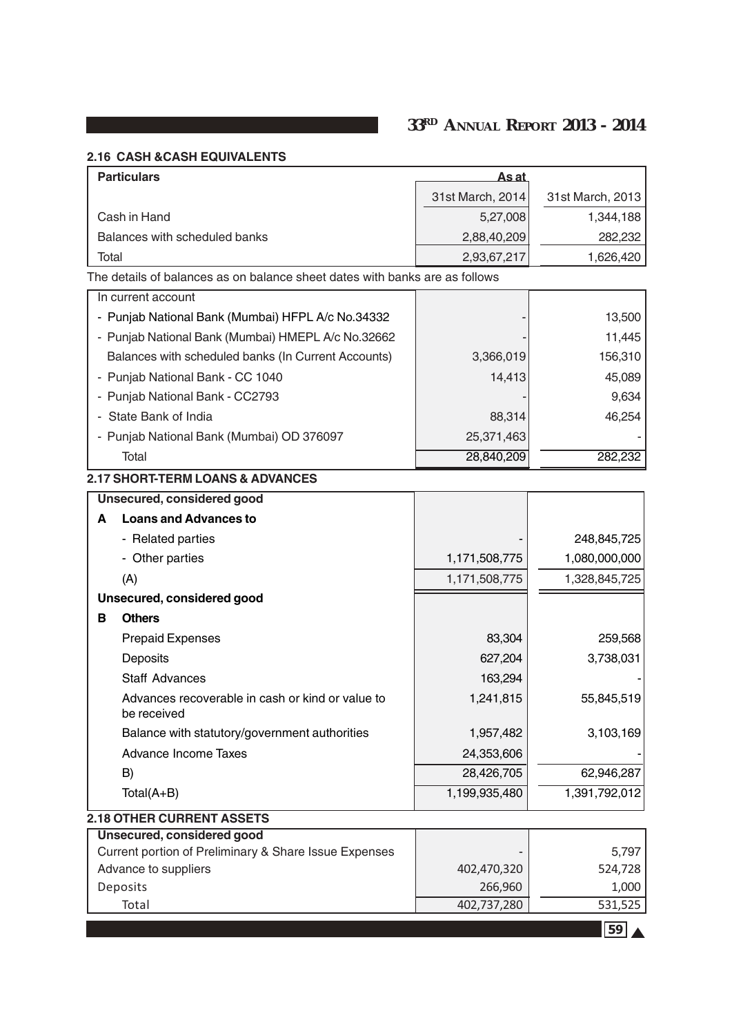### 2.16 CASH &CASH EQUIVALENTS

| Particulars | As at 31st March, 2014 | As at 31st March, 2013 |
|---|---|---|
| Cash in Hand | 5,27,008 | 1,344,188 |
| Balances with scheduled banks | 2,88,40,209 | 282,232 |
| Total | 2,93,67,217 | 1,626,420 |

The details of balances as on balance sheet dates with banks are as follows

| | | |
|---|---|---|
| In current account | | |
| - Punjab National Bank (Mumbai) HFPL A/c No.34332 | - | 13,500 |
| - Punjab National Bank (Mumbai) HMEPL A/c No.32662 | - | 11,445 |
| Balances with scheduled banks (In Current Accounts) | 3,366,019 | 156,310 |
| - Punjab National Bank - CC 1040 | 14,413 | 45,089 |
| - Punjab National Bank - CC2793 | - | 9,634 |
| - State Bank of India | 88,314 | 46,254 |
| - Punjab National Bank (Mumbai) OD 376097 | 25,371,463 | - |
| Total | 28,840,209 | 282,232 |

### 2.17 SHORT-TERM LOANS & ADVANCES

| | | |
|---|---|---|
| **Unsecured, considered good** | | |
| **A Loans and Advances to** | | |
| - Related parties | - | 248,845,725 |
| - Other parties | 1,171,508,775 | 1,080,000,000 |
| (A) | 1,171,508,775 | 1,328,845,725 |
| **Unsecured, considered good** | | |
| **B Others** | | |
| Prepaid Expenses | 83,304 | 259,568 |
| Deposits | 627,204 | 3,738,031 |
| Staff Advances | 163,294 | - |
| Advances recoverable in cash or kind or value to be received | 1,241,815 | 55,845,519 |
| Balance with statutory/government authorities | 1,957,482 | 3,103,169 |
| Advance Income Taxes | 24,353,606 | - |
| B) | 28,426,705 | 62,946,287 |
| Total(A+B) | 1,199,935,480 | 1,391,792,012 |

### 2.18 OTHER CURRENT ASSETS

| | | |
|---|---|---|
| **Unsecured, considered good** | | |
| Current portion of Preliminary & Share Issue Expenses | - | 5,797 |
| Advance to suppliers | 402,470,320 | 524,728 |
| Deposits | 266,960 | 1,000 |
| Total | 402,737,280 | 531,525 |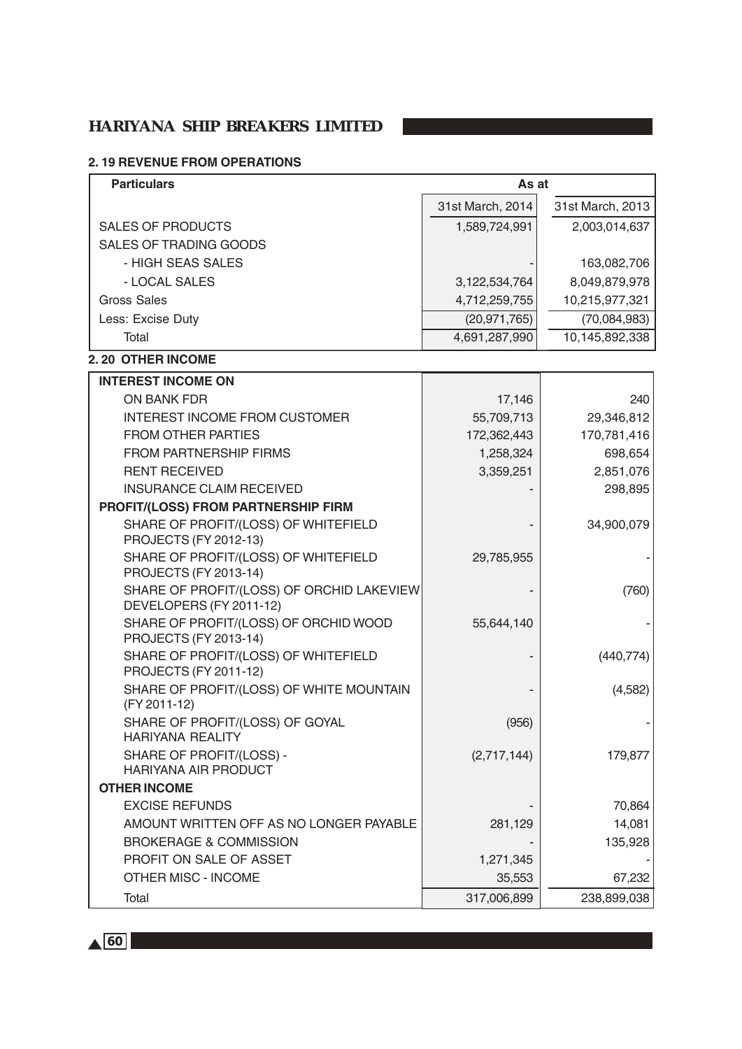### 2. 19 REVENUE FROM OPERATIONS

| Particulars | As at | |
|---|---|---|
| | 31st March, 2014 | 31st March, 2013 |
| SALES OF PRODUCTS | 1,589,724,991 | 2,003,014,637 |
| SALES OF TRADING GOODS | | |
| - HIGH SEAS SALES | - | 163,082,706 |
| - LOCAL SALES | 3,122,534,764 | 8,049,879,978 |
| Gross Sales | 4,712,259,755 | 10,215,977,321 |
| Less: Excise Duty | (20,971,765) | (70,084,983) |
| Total | 4,691,287,990 | 10,145,892,338 |

### 2. 20 OTHER INCOME

| | | |
|---|---|---|
| **INTEREST INCOME ON** | | |
| ON BANK FDR | 17,146 | 240 |
| INTEREST INCOME FROM CUSTOMER | 55,709,713 | 29,346,812 |
| FROM OTHER PARTIES | 172,362,443 | 170,781,416 |
| FROM PARTNERSHIP FIRMS | 1,258,324 | 698,654 |
| RENT RECEIVED | 3,359,251 | 2,851,076 |
| INSURANCE CLAIM RECEIVED | - | 298,895 |
| **PROFIT/(LOSS) FROM PARTNERSHIP FIRM** | | |
| SHARE OF PROFIT/(LOSS) OF WHITEFIELD PROJECTS (FY 2012-13) | - | 34,900,079 |
| SHARE OF PROFIT/(LOSS) OF WHITEFIELD PROJECTS (FY 2013-14) | 29,785,955 | - |
| SHARE OF PROFIT/(LOSS) OF ORCHID LAKEVIEW DEVELOPERS (FY 2011-12) | - | (760) |
| SHARE OF PROFIT/(LOSS) OF ORCHID WOOD PROJECTS (FY 2013-14) | 55,644,140 | - |
| SHARE OF PROFIT/(LOSS) OF WHITEFIELD PROJECTS (FY 2011-12) | - | (440,774) |
| SHARE OF PROFIT/(LOSS) OF WHITE MOUNTAIN (FY 2011-12) | - | (4,582) |
| SHARE OF PROFIT/(LOSS) OF GOYAL HARIYANA REALITY | (956) | - |
| SHARE OF PROFIT/(LOSS) - HARIYANA AIR PRODUCT | (2,717,144) | 179,877 |
| **OTHER INCOME** | | |
| EXCISE REFUNDS | - | 70,864 |
| AMOUNT WRITTEN OFF AS NO LONGER PAYABLE | 281,129 | 14,081 |
| BROKERAGE & COMMISSION | - | 135,928 |
| PROFIT ON SALE OF ASSET | 1,271,345 | - |
| OTHER MISC - INCOME | 35,553 | 67,232 |
| Total | 317,006,899 | 238,899,038 |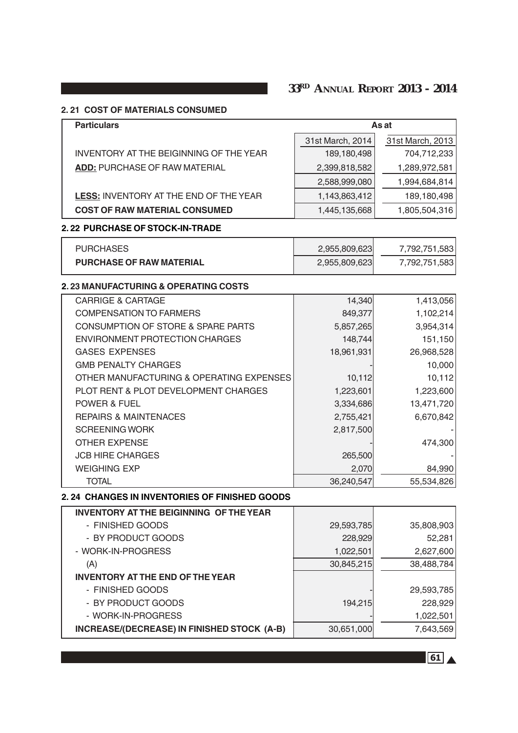### 2. 21 COST OF MATERIALS CONSUMED

| Particulars | As at | |
|---|---|---|
| | 31st March, 2014 | 31st March, 2013 |
| INVENTORY AT THE BEIGINNING OF THE YEAR | 189,180,498 | 704,712,233 |
| **ADD:** PURCHASE OF RAW MATERIAL | 2,399,818,582 | 1,289,972,581 |
| | 2,588,999,080 | 1,994,684,814 |
| **LESS:** INVENTORY AT THE END OF THE YEAR | 1,143,863,412 | 189,180,498 |
| **COST OF RAW MATERIAL CONSUMED** | 1,445,135,668 | 1,805,504,316 |

### 2. 22 PURCHASE OF STOCK-IN-TRADE

| | | |
|---|---|---|
| PURCHASES | 2,955,809,623 | 7,792,751,583 |
| **PURCHASE OF RAW MATERIAL** | 2,955,809,623 | 7,792,751,583 |

### 2. 23 MANUFACTURING & OPERATING COSTS

| | | |
|---|---|---|
| CARRIGE & CARTAGE | 14,340 | 1,413,056 |
| COMPENSATION TO FARMERS | 849,377 | 1,102,214 |
| CONSUMPTION OF STORE & SPARE PARTS | 5,857,265 | 3,954,314 |
| ENVIRONMENT PROTECTION CHARGES | 148,744 | 151,150 |
| GASES EXPENSES | 18,961,931 | 26,968,528 |
| GMB PENALTY CHARGES | - | 10,000 |
| OTHER MANUFACTURING & OPERATING EXPENSES | 10,112 | 10,112 |
| PLOT RENT & PLOT DEVELOPMENT CHARGES | 1,223,601 | 1,223,600 |
| POWER & FUEL | 3,334,686 | 13,471,720 |
| REPAIRS & MAINTENACES | 2,755,421 | 6,670,842 |
| SCREENING WORK | 2,817,500 | - |
| OTHER EXPENSE | - | 474,300 |
| JCB HIRE CHARGES | 265,500 | - |
| WEIGHING EXP | 2,070 | 84,990 |
| TOTAL | 36,240,547 | 55,534,826 |

### 2. 24 CHANGES IN INVENTORIES OF FINISHED GOODS

| | | |
|---|---|---|
| **INVENTORY AT THE BEIGINNING OF THE YEAR** | | |
| - FINISHED GOODS | 29,593,785 | 35,808,903 |
| - BY PRODUCT GOODS | 228,929 | 52,281 |
| - WORK-IN-PROGRESS | 1,022,501 | 2,627,600 |
| (A) | 30,845,215 | 38,488,784 |
| **INVENTORY AT THE END OF THE YEAR** | | |
| - FINISHED GOODS | - | 29,593,785 |
| - BY PRODUCT GOODS | 194,215 | 228,929 |
| - WORK-IN-PROGRESS | - | 1,022,501 |
| **INCREASE/(DECREASE) IN FINISHED STOCK (A-B)** | 30,651,000 | 7,643,569 |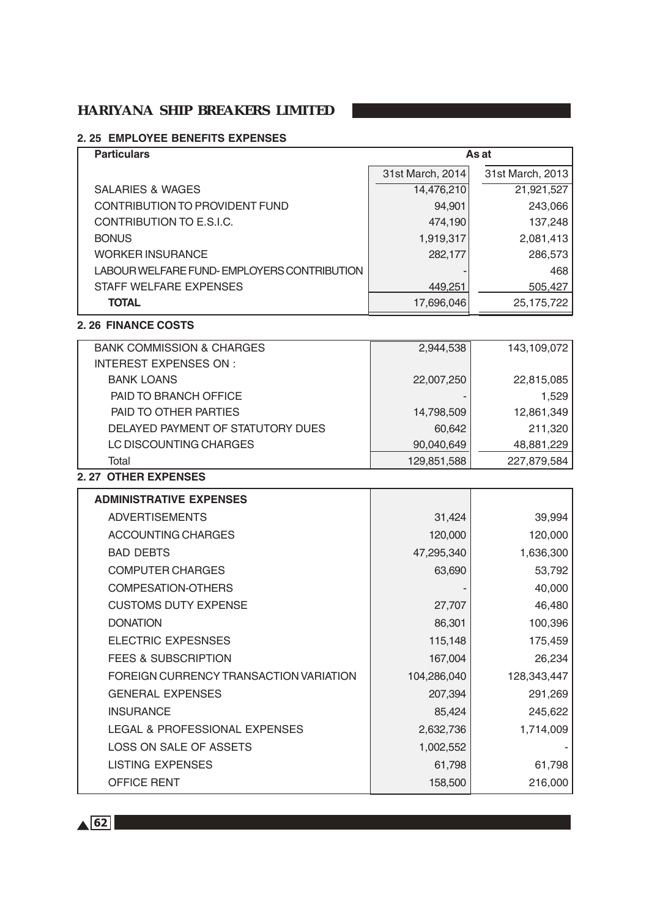## 2. 25 EMPLOYEE BENEFITS EXPENSES

| Particulars | As at | |
|---|---|---|
| | 31st March, 2014 | 31st March, 2013 |
| SALARIES & WAGES | 14,476,210 | 21,921,527 |
| CONTRIBUTION TO PROVIDENT FUND | 94,901 | 243,066 |
| CONTRIBUTION TO E.S.I.C. | 474,190 | 137,248 |
| BONUS | 1,919,317 | 2,081,413 |
| WORKER INSURANCE | 282,177 | 286,573 |
| LABOUR WELFARE FUND- EMPLOYERS CONTRIBUTION | - | 468 |
| STAFF WELFARE EXPENSES | 449,251 | 505,427 |
| **TOTAL** | 17,696,046 | 25,175,722 |

## 2. 26 FINANCE COSTS

| Particulars | 31st March, 2014 | 31st March, 2013 |
|---|---|---|
| BANK COMMISSION & CHARGES | 2,944,538 | 143,109,072 |
| INTEREST EXPENSES ON : | | |
| BANK LOANS | 22,007,250 | 22,815,085 |
| PAID TO BRANCH OFFICE | - | 1,529 |
| PAID TO OTHER PARTIES | 14,798,509 | 12,861,349 |
| DELAYED PAYMENT OF STATUTORY DUES | 60,642 | 211,320 |
| LC DISCOUNTING CHARGES | 90,040,649 | 48,881,229 |
| Total | 129,851,588 | 227,879,584 |

## 2. 27 OTHER EXPENSES

| Particulars | 31st March, 2014 | 31st March, 2013 |
|---|---|---|
| **ADMINISTRATIVE EXPENSES** | | |
| ADVERTISEMENTS | 31,424 | 39,994 |
| ACCOUNTING CHARGES | 120,000 | 120,000 |
| BAD DEBTS | 47,295,340 | 1,636,300 |
| COMPUTER CHARGES | 63,690 | 53,792 |
| COMPESATION-OTHERS | - | 40,000 |
| CUSTOMS DUTY EXPENSE | 27,707 | 46,480 |
| DONATION | 86,301 | 100,396 |
| ELECTRIC EXPESNSES | 115,148 | 175,459 |
| FEES & SUBSCRIPTION | 167,004 | 26,234 |
| FOREIGN CURRENCY TRANSACTION VARIATION | 104,286,040 | 128,343,447 |
| GENERAL EXPENSES | 207,394 | 291,269 |
| INSURANCE | 85,424 | 245,622 |
| LEGAL & PROFESSIONAL EXPENSES | 2,632,736 | 1,714,009 |
| LOSS ON SALE OF ASSETS | 1,002,552 | - |
| LISTING EXPENSES | 61,798 | 61,798 |
| OFFICE RENT | 158,500 | 216,000 |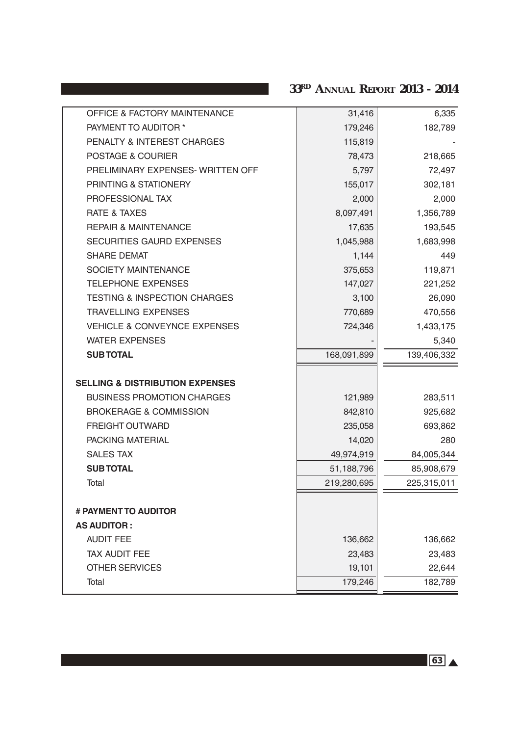| | | |
|---|---|---|
| OFFICE & FACTORY MAINTENANCE | 31,416 | 6,335 |
| PAYMENT TO AUDITOR * | 179,246 | 182,789 |
| PENALTY & INTEREST CHARGES | 115,819 | - |
| POSTAGE & COURIER | 78,473 | 218,665 |
| PRELIMINARY EXPENSES- WRITTEN OFF | 5,797 | 72,497 |
| PRINTING & STATIONERY | 155,017 | 302,181 |
| PROFESSIONAL TAX | 2,000 | 2,000 |
| RATE & TAXES | 8,097,491 | 1,356,789 |
| REPAIR & MAINTENANCE | 17,635 | 193,545 |
| SECURITIES GAURD EXPENSES | 1,045,988 | 1,683,998 |
| SHARE DEMAT | 1,144 | 449 |
| SOCIETY MAINTENANCE | 375,653 | 119,871 |
| TELEPHONE EXPENSES | 147,027 | 221,252 |
| TESTING & INSPECTION CHARGES | 3,100 | 26,090 |
| TRAVELLING EXPENSES | 770,689 | 470,556 |
| VEHICLE & CONVEYNCE EXPENSES | 724,346 | 1,433,175 |
| WATER EXPENSES | - | 5,340 |
| **SUBTOTAL** | 168,091,899 | 139,406,332 |
| | | |
| **SELLING & DISTRIBUTION EXPENSES** | | |
| BUSINESS PROMOTION CHARGES | 121,989 | 283,511 |
| BROKERAGE & COMMISSION | 842,810 | 925,682 |
| FREIGHT OUTWARD | 235,058 | 693,862 |
| PACKING MATERIAL | 14,020 | 280 |
| SALES TAX | 49,974,919 | 84,005,344 |
| **SUBTOTAL** | 51,188,796 | 85,908,679 |
| Total | 219,280,695 | 225,315,011 |
| | | |
| **# PAYMENT TO AUDITOR** | | |
| **AS AUDITOR :** | | |
| AUDIT FEE | 136,662 | 136,662 |
| TAX AUDIT FEE | 23,483 | 23,483 |
| OTHER SERVICES | 19,101 | 22,644 |
| Total | 179,246 | 182,789 |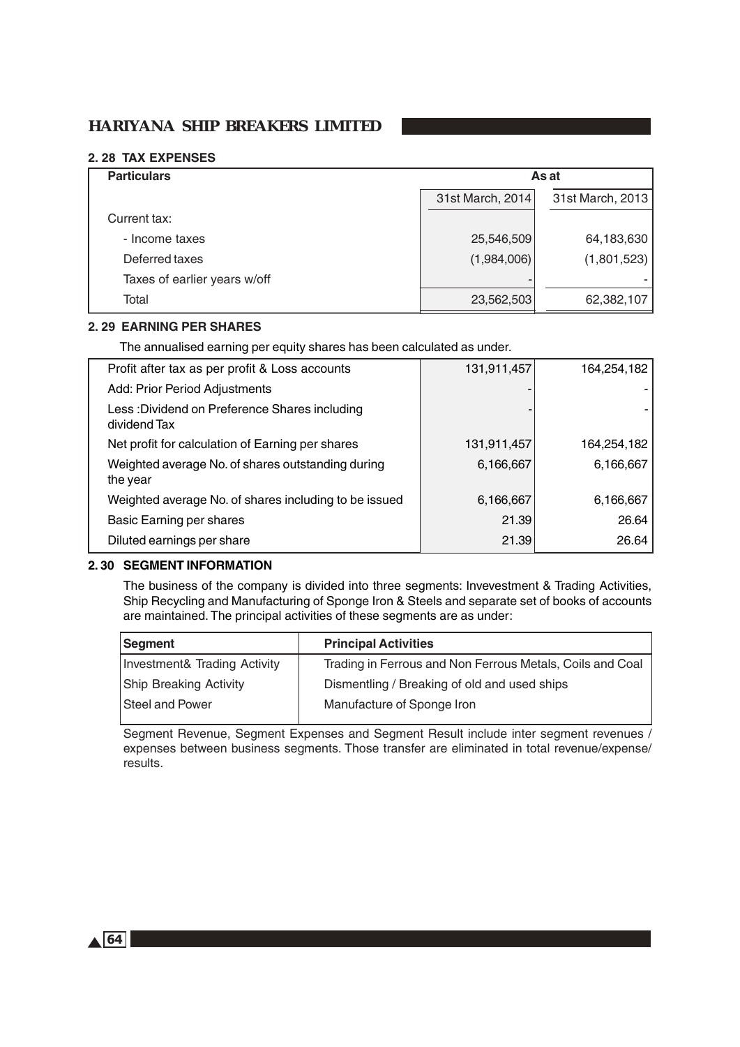## 2. 28 TAX EXPENSES

| Particulars | As at | |
|---|---|---|
| | 31st March, 2014 | 31st March, 2013 |
| Current tax: | | |
| - Income taxes | 25,546,509 | 64,183,630 |
| Deferred taxes | (1,984,006) | (1,801,523) |
| Taxes of earlier years w/off | - | - |
| Total | 23,562,503 | 62,382,107 |

## 2. 29 EARNING PER SHARES

The annualised earning per equity shares has been calculated as under.

| | | |
|---|---|---|
| Profit after tax as per profit & Loss accounts | 131,911,457 | 164,254,182 |
| Add: Prior Period Adjustments | - | - |
| Less :Dividend on Preference Shares including dividend Tax | - | - |
| Net profit for calculation of Earning per shares | 131,911,457 | 164,254,182 |
| Weighted average No. of shares outstanding during the year | 6,166,667 | 6,166,667 |
| Weighted average No. of shares including to be issued | 6,166,667 | 6,166,667 |
| Basic Earning per shares | 21.39 | 26.64 |
| Diluted earnings per share | 21.39 | 26.64 |

## 2. 30 SEGMENT INFORMATION

The business of the company is divided into three segments: Invevestment & Trading Activities, Ship Recycling and Manufacturing of Sponge Iron & Steels and separate set of books of accounts are maintained. The principal activities of these segments are as under:

| Segment | Principal Activities |
|---|---|
| Investment& Trading Activity | Trading in Ferrous and Non Ferrous Metals, Coils and Coal |
| Ship Breaking Activity | Dismentling / Breaking of old and used ships |
| Steel and Power | Manufacture of Sponge Iron |

Segment Revenue, Segment Expenses and Segment Result include inter segment revenues / expenses between business segments. Those transfer are eliminated in total revenue/expense/ results.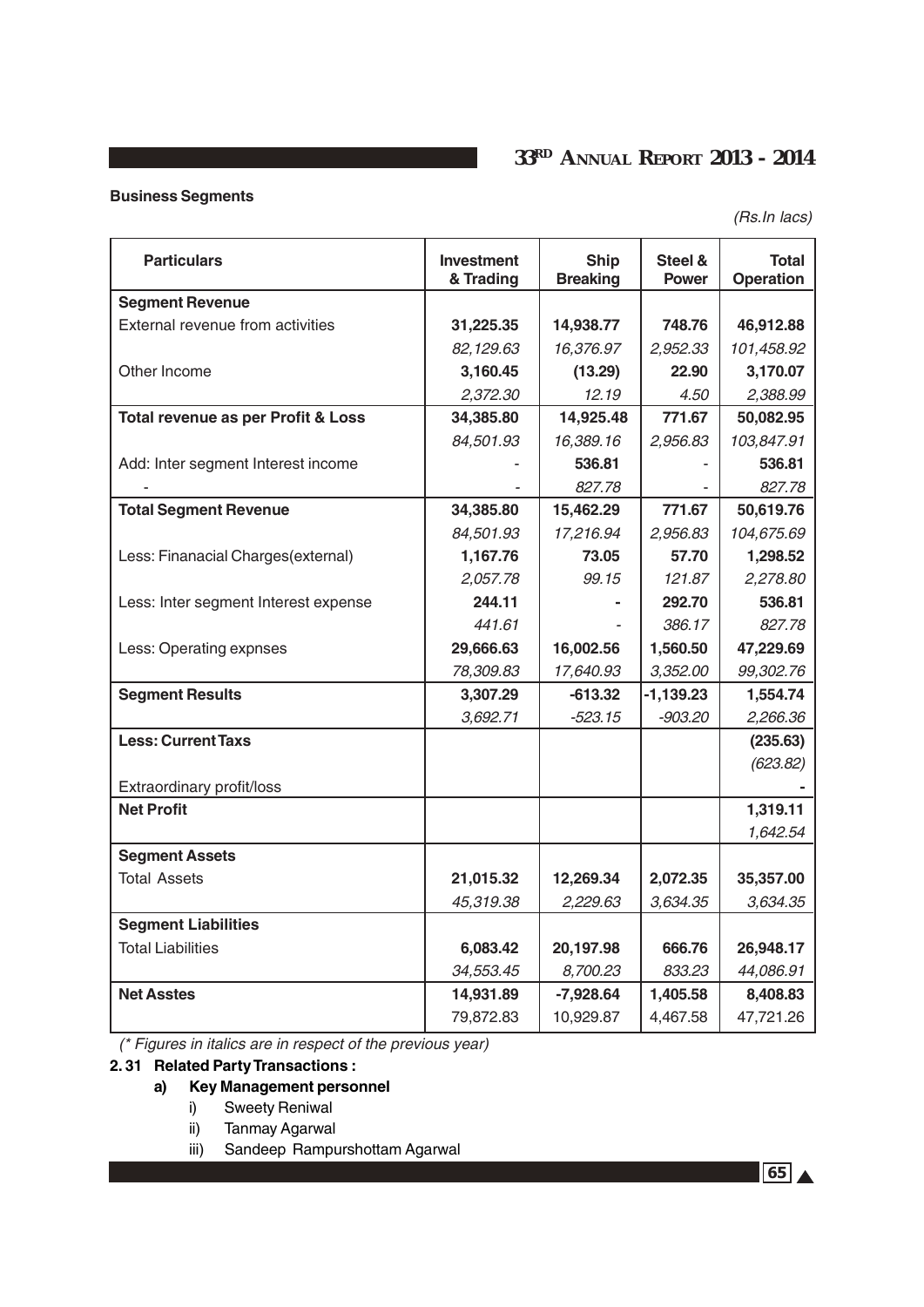**Business Segments**

*(Rs.In lacs)*

| Particulars | Investment & Trading | Ship Breaking | Steel & Power | Total Operation |
|---|---|---|---|---|
| **Segment Revenue** | | | | |
| External revenue from activities | **31,225.35** | **14,938.77** | **748.76** | **46,912.88** |
| | *82,129.63* | *16,376.97* | *2,952.33* | *101,458.92* |
| Other Income | **3,160.45** | **(13.29)** | **22.90** | **3,170.07** |
| | *2,372.30* | *12.19* | *4.50* | *2,388.99* |
| **Total revenue as per Profit & Loss** | **34,385.80** | **14,925.48** | **771.67** | **50,082.95** |
| | *84,501.93* | *16,389.16* | *2,956.83* | *103,847.91* |
| Add: Inter segment Interest income | - | **536.81** | - | **536.81** |
| - | - | *827.78* | - | *827.78* |
| **Total Segment Revenue** | **34,385.80** | **15,462.29** | **771.67** | **50,619.76** |
| | *84,501.93* | *17,216.94* | *2,956.83* | *104,675.69* |
| Less: Finanacial Charges(external) | **1,167.76** | **73.05** | **57.70** | **1,298.52** |
| | *2,057.78* | *99.15* | *121.87* | *2,278.80* |
| Less: Inter segment Interest expense | **244.11** | **-** | **292.70** | **536.81** |
| | *441.61* | - | *386.17* | *827.78* |
| Less: Operating expnses | **29,666.63** | **16,002.56** | **1,560.50** | **47,229.69** |
| | *78,309.83* | *17,640.93* | *3,352.00* | *99,302.76* |
| **Segment Results** | **3,307.29** | **-613.32** | **-1,139.23** | **1,554.74** |
| | *3,692.71* | *-523.15* | *-903.20* | *2,266.36* |
| **Less: Current Taxs** | | | | **(235.63)** |
| | | | | *(623.82)* |
| Extraordinary profit/loss | | | | **-** |
| **Net Profit** | | | | **1,319.11** |
| | | | | *1,642.54* |
| **Segment Assets** | | | | |
| Total Assets | **21,015.32** | **12,269.34** | **2,072.35** | **35,357.00** |
| | *45,319.38* | *2,229.63* | *3,634.35* | *3,634.35* |
| **Segment Liabilities** | | | | |
| Total Liabilities | **6,083.42** | **20,197.98** | **666.76** | **26,948.17** |
| | *34,553.45* | *8,700.23* | *833.23* | *44,086.91* |
| **Net Asstes** | **14,931.89** | **-7,928.64** | **1,405.58** | **8,408.83** |
| | 79,872.83 | 10,929.87 | 4,467.58 | 47,721.26 |

*(\* Figures in italics are in respect of the previous year)*

**2. 31 Related Party Transactions :**

**a) Key Management personnel**

i) Sweety Reniwal

ii) Tanmay Agarwal

iii) Sandeep Rampurshottam Agarwal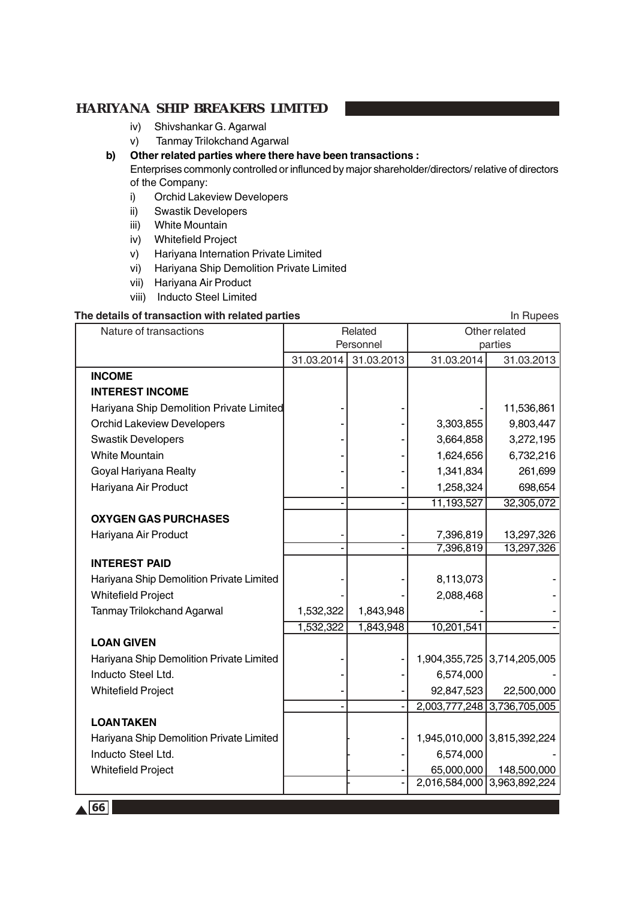iv) Shivshankar G. Agarwal

v) Tanmay Trilokchand Agarwal

**b) Other related parties where there have been transactions :**

Enterprises commonly controlled or influnced by major shareholder/directors/ relative of directors of the Company:

i) Orchid Lakeview Developers

ii) Swastik Developers

iii) White Mountain

iv) Whitefield Project

v) Hariyana Internation Private Limited

vi) Hariyana Ship Demolition Private Limited

vii) Hariyana Air Product

viii) Inducto Steel Limited

**The details of transaction with related parties**

In Rupees

| Nature of transactions | Related Personnel | | Other related parties | |
|---|---|---|---|---|
| | 31.03.2014 | 31.03.2013 | 31.03.2014 | 31.03.2013 |
| **INCOME** | | | | |
| **INTEREST INCOME** | | | | |
| Hariyana Ship Demolition Private Limited | - | - | - | 11,536,861 |
| Orchid Lakeview Developers | - | - | 3,303,855 | 9,803,447 |
| Swastik Developers | - | - | 3,664,858 | 3,272,195 |
| White Mountain | - | - | 1,624,656 | 6,732,216 |
| Goyal Hariyana Realty | - | - | 1,341,834 | 261,699 |
| Hariyana Air Product | - | - | 1,258,324 | 698,654 |
| | - | - | 11,193,527 | 32,305,072 |
| **OXYGEN GAS PURCHASES** | | | | |
| Hariyana Air Product | - | - | 7,396,819 | 13,297,326 |
| | - | - | 7,396,819 | 13,297,326 |
| **INTEREST PAID** | | | | |
| Hariyana Ship Demolition Private Limited | - | - | 8,113,073 | - |
| Whitefield Project | - | - | 2,088,468 | - |
| Tanmay Trilokchand Agarwal | 1,532,322 | 1,843,948 | - | - |
| | 1,532,322 | 1,843,948 | 10,201,541 | - |
| **LOAN GIVEN** | | | | |
| Hariyana Ship Demolition Private Limited | - | - | 1,904,355,725 | 3,714,205,005 |
| Inducto Steel Ltd. | - | - | 6,574,000 | - |
| Whitefield Project | - | - | 92,847,523 | 22,500,000 |
| | - | - | 2,003,777,248 | 3,736,705,005 |
| **LOAN TAKEN** | | | | |
| Hariyana Ship Demolition Private Limited | - | - | 1,945,010,000 | 3,815,392,224 |
| Inducto Steel Ltd. | - | - | 6,574,000 | - |
| Whitefield Project | - | - | 65,000,000 | 148,500,000 |
| | - | - | 2,016,584,000 | 3,963,892,224 |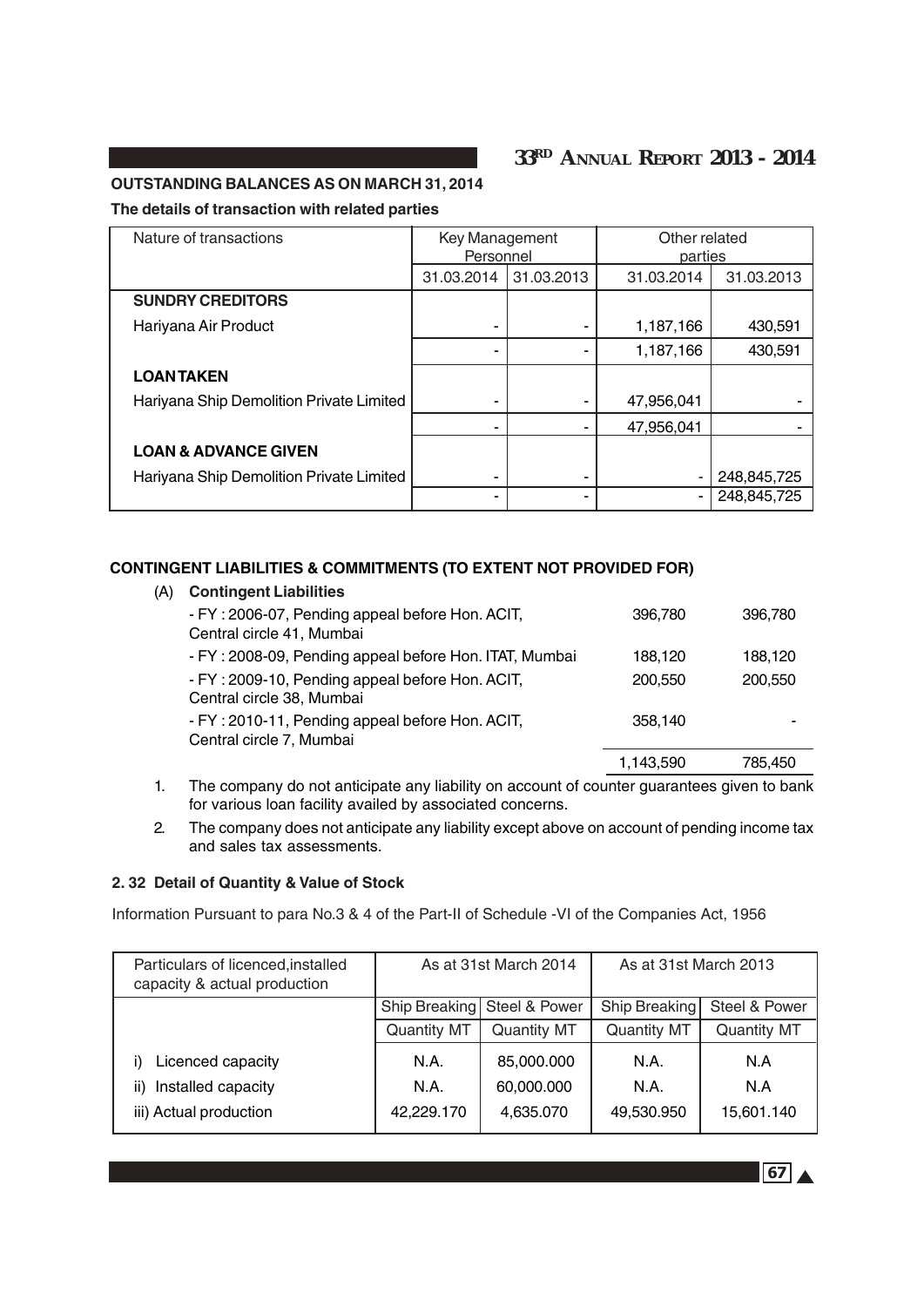**OUTSTANDING BALANCES AS ON MARCH 31, 2014**

**The details of transaction with related parties**

| Nature of transactions | Key Management Personnel | | Other related parties | |
|---|---|---|---|---|
| | 31.03.2014 | 31.03.2013 | 31.03.2014 | 31.03.2013 |
| **SUNDRY CREDITORS** | | | | |
| Hariyana Air Product | - | - | 1,187,166 | 430,591 |
| | - | - | 1,187,166 | 430,591 |
| **LOAN TAKEN** | | | | |
| Hariyana Ship Demolition Private Limited | - | - | 47,956,041 | - |
| | - | - | 47,956,041 | - |
| **LOAN & ADVANCE GIVEN** | | | | |
| Hariyana Ship Demolition Private Limited | - | - | - | 248,845,725 |
| | - | - | - | 248,845,725 |

**CONTINGENT LIABILITIES & COMMITMENTS (TO EXTENT NOT PROVIDED FOR)**

(A) **Contingent Liabilities**

| | | |
|---|---|---|
| - FY : 2006-07, Pending appeal before Hon. ACIT, Central circle 41, Mumbai | 396,780 | 396,780 |
| - FY : 2008-09, Pending appeal before Hon. ITAT, Mumbai | 188,120 | 188,120 |
| - FY : 2009-10, Pending appeal before Hon. ACIT, Central circle 38, Mumbai | 200,550 | 200,550 |
| - FY : 2010-11, Pending appeal before Hon. ACIT, Central circle 7, Mumbai | 358,140 | - |
| | 1,143,590 | 785,450 |

1. The company do not anticipate any liability on account of counter guarantees given to bank for various loan facility availed by associated concerns.
2. The company does not anticipate any liability except above on account of pending income tax and sales tax assessments.

**2. 32 Detail of Quantity & Value of Stock**

Information Pursuant to para No.3 & 4 of the Part-II of Schedule -VI of the Companies Act, 1956

| Particulars of licenced,installed capacity & actual production | As at 31st March 2014 | | As at 31st March 2013 | |
|---|---|---|---|---|
| | Ship Breaking | Steel & Power | Ship Breaking | Steel & Power |
| | Quantity MT | Quantity MT | Quantity MT | Quantity MT |
| i) Licenced capacity | N.A. | 85,000.000 | N.A. | N.A |
| ii) Installed capacity | N.A. | 60,000.000 | N.A. | N.A |
| iii) Actual production | 42,229.170 | 4,635.070 | 49,530.950 | 15,601.140 |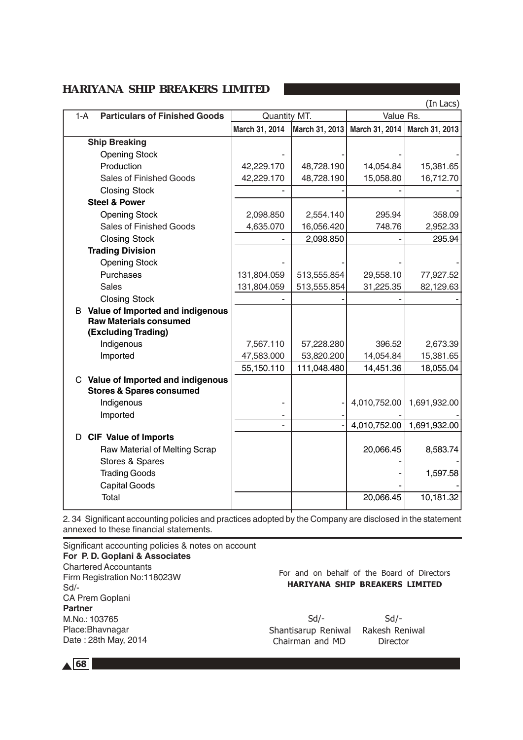# HARIYANA SHIP BREAKERS LIMITED

(In Lacs)

| 1-A | Particulars of Finished Goods | Quantity MT. | | Value Rs. | |
|---|---|---|---|---|---|
| | | March 31, 2014 | March 31, 2013 | March 31, 2014 | March 31, 2013 |
| | **Ship Breaking** | | | | |
| | Opening Stock | - | - | - | - |
| | Production | 42,229.170 | 48,728.190 | 14,054.84 | 15,381.65 |
| | Sales of Finished Goods | 42,229.170 | 48,728.190 | 15,058.80 | 16,712.70 |
| | Closing Stock | - | - | - | - |
| | **Steel & Power** | | | | |
| | Opening Stock | 2,098.850 | 2,554.140 | 295.94 | 358.09 |
| | Sales of Finished Goods | 4,635.070 | 16,056.420 | 748.76 | 2,952.33 |
| | Closing Stock | - | 2,098.850 | - | 295.94 |
| | **Trading Division** | | | | |
| | Opening Stock | - | - | - | - |
| | Purchases | 131,804.059 | 513,555.854 | 29,558.10 | 77,927.52 |
| | Sales | 131,804.059 | 513,555.854 | 31,225.35 | 82,129.63 |
| | Closing Stock | - | - | - | - |
| B | **Value of Imported and indigenous Raw Materials consumed (Excluding Trading)** | | | | |
| | Indigenous | 7,567.110 | 57,228.280 | 396.52 | 2,673.39 |
| | Imported | 47,583.000 | 53,820.200 | 14,054.84 | 15,381.65 |
| | | 55,150.110 | 111,048.480 | 14,451.36 | 18,055.04 |
| C | **Value of Imported and indigenous Stores & Spares consumed** | | | | |
| | Indigenous | - | - | 4,010,752.00 | 1,691,932.00 |
| | Imported | - | - | - | - |
| | | - | - | 4,010,752.00 | 1,691,932.00 |
| D | **CIF Value of Imports** | | | | |
| | Raw Material of Melting Scrap | | | 20,066.45 | 8,583.74 |
| | Stores & Spares | | | - | - |
| | Trading Goods | | | - | 1,597.58 |
| | Capital Goods | | | - | - |
| | Total | | | 20,066.45 | 10,181.32 |

2.34 Significant accounting policies and practices adopted by the Company are disclosed in the statement annexed to these financial statements.

Significant accounting policies & notes on account

**For P. D. Goplani & Associates**
Chartered Accountants
Firm Registration No:118023W
Sd/-
CA Prem Goplani
**Partner**
M.No.: 103765
Place:Bhavnagar
Date : 28th May, 2014

For and on behalf of the Board of Directors
**HARIYANA SHIP BREAKERS LIMITED**

| Sd/- | Sd/- |
|---|---|
| Shantisarup Reniwal | Rakesh Reniwal |
| Chairman and MD | Director |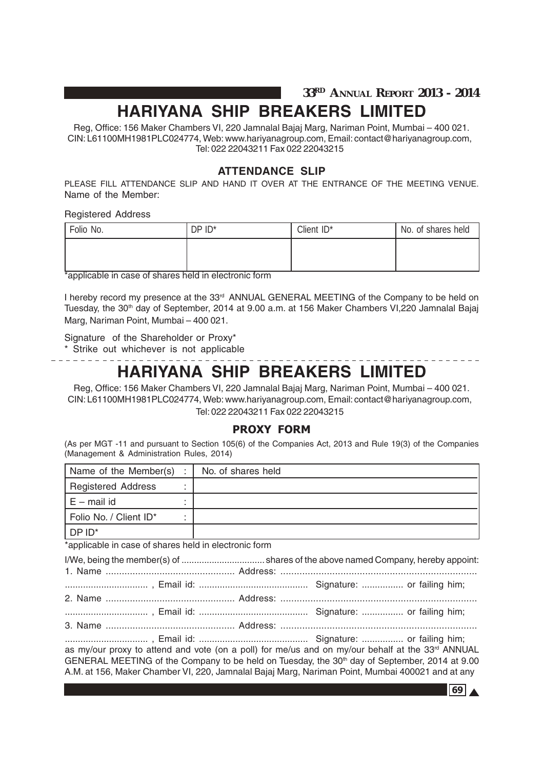# HARIYANA SHIP BREAKERS LIMITED

Reg, Office: 156 Maker Chambers VI, 220 Jamnalal Bajaj Marg, Nariman Point, Mumbai – 400 021.
CIN: L61100MH1981PLC024774, Web: www.hariyanagroup.com, Email: contact@hariyanagroup.com,
Tel: 022 22043211 Fax 022 22043215

## ATTENDANCE SLIP

PLEASE FILL ATTENDANCE SLIP AND HAND IT OVER AT THE ENTRANCE OF THE MEETING VENUE.

Name of the Member:

Registered Address

| Folio No. | DP ID* | Client ID* | No. of shares held |
|---|---|---|---|
| | | | |

*applicable in case of shares held in electronic form

I hereby record my presence at the 33rd ANNUAL GENERAL MEETING of the Company to be held on Tuesday, the 30th day of September, 2014 at 9.00 a.m. at 156 Maker Chambers VI,220 Jamnalal Bajaj Marg, Nariman Point, Mumbai – 400 021.

Signature of the Shareholder or Proxy*

* Strike out whichever is not applicable

---

# HARIYANA SHIP BREAKERS LIMITED

Reg, Office: 156 Maker Chambers VI, 220 Jamnalal Bajaj Marg, Nariman Point, Mumbai – 400 021.
CIN: L61100MH1981PLC024774, Web: www.hariyanagroup.com, Email: contact@hariyanagroup.com,
Tel: 022 22043211 Fax 022 22043215

## PROXY FORM

(As per MGT -11 and pursuant to Section 105(6) of the Companies Act, 2013 and Rule 19(3) of the Companies (Management & Administration Rules, 2014)

| | |
|---|---|
| Name of the Member(s) : | No. of shares held |
| Registered Address : | |
| E – mail id : | |
| Folio No. / Client ID* : | |
| DP ID* | |

*applicable in case of shares held in electronic form

I/We, being the member(s) of ................................ shares of the above named Company, hereby appoint:

1. Name ................................................ Address: ........................................................................
............................... , Email id: .......................................... Signature: ................ or failing him;

2. Name ................................................ Address: ........................................................................
............................... , Email id: .......................................... Signature: ................ or failing him;

3. Name ................................................ Address: ........................................................................
............................... , Email id: .......................................... Signature: ................ or failing him;

as my/our proxy to attend and vote (on a poll) for me/us and on my/our behalf at the 33rd ANNUAL GENERAL MEETING of the Company to be held on Tuesday, the 30th day of September, 2014 at 9.00 A.M. at 156, Maker Chamber VI, 220, Jamnalal Bajaj Marg, Nariman Point, Mumbai 400021 and at any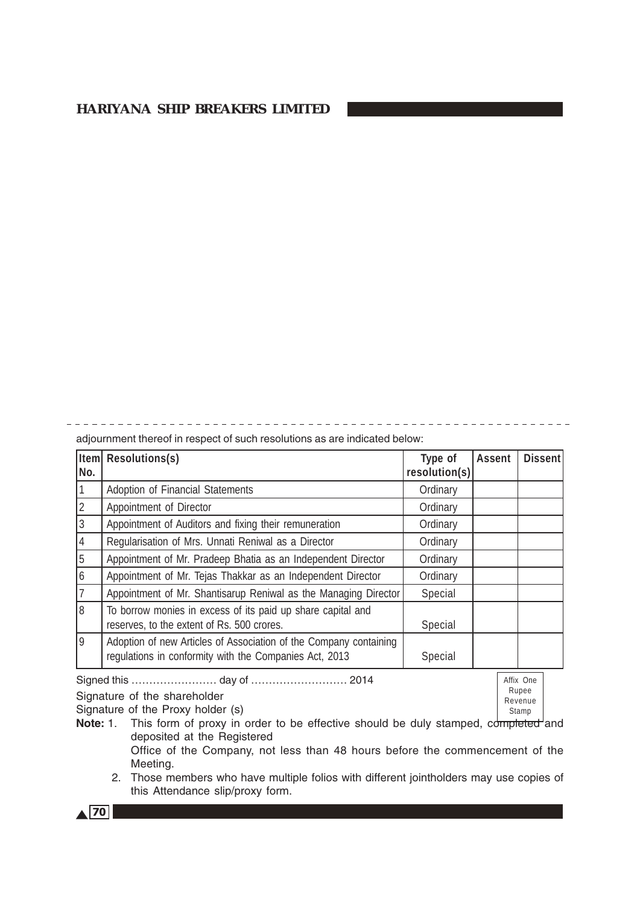adjournment thereof in respect of such resolutions as are indicated below:

| Item No. | Resolutions(s) | Type of resolution(s) | Assent | Dissent |
|---|---|---|---|---|
| 1 | Adoption of Financial Statements | Ordinary | | |
| 2 | Appointment of Director | Ordinary | | |
| 3 | Appointment of Auditors and fixing their remuneration | Ordinary | | |
| 4 | Regularisation of Mrs. Unnati Reniwal as a Director | Ordinary | | |
| 5 | Appointment of Mr. Pradeep Bhatia as an Independent Director | Ordinary | | |
| 6 | Appointment of Mr. Tejas Thakkar as an Independent Director | Ordinary | | |
| 7 | Appointment of Mr. Shantisarup Reniwal as the Managing Director | Special | | |
| 8 | To borrow monies in excess of its paid up share capital and reserves, to the extent of Rs. 500 crores. | Special | | |
| 9 | Adoption of new Articles of Association of the Company containing regulations in conformity with the Companies Act, 2013 | Special | | |

Signed this …………………… day of ……………………… 2014

Signature of the shareholder

Signature of the Proxy holder (s)

Affix One Rupee Revenue Stamp

**Note:** 1. This form of proxy in order to be effective should be duly stamped, completed and deposited at the Registered Office of the Company, not less than 48 hours before the commencement of the Meeting.

2. Those members who have multiple folios with different jointholders may use copies of this Attendance slip/proxy form.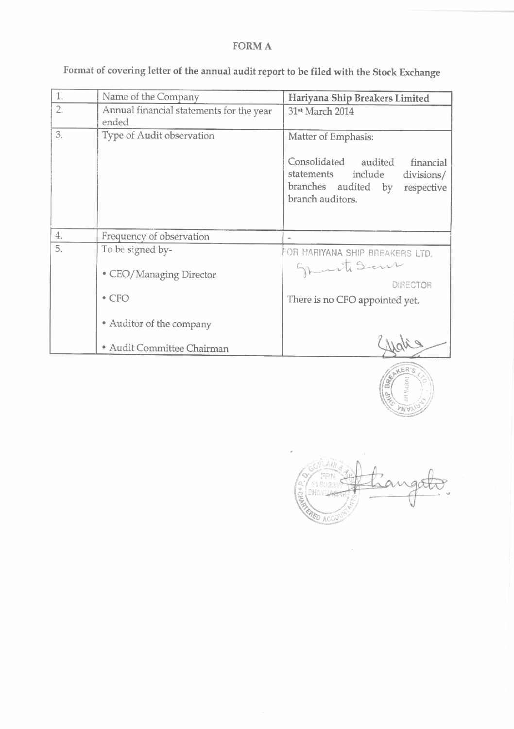# FORM A

Format of covering letter of the annual audit report to be filed with the Stock Exchange

| 1. | Name of the Company | **Hariyana Ship Breakers Limited** |
|---|---|---|
| 2. | Annual financial statements for the year ended | 31st March 2014 |
| 3. | Type of Audit observation | Matter of Emphasis: Consolidated audited financial statements include divisions/ branches audited by respective branch auditors. |
| 4. | Frequency of observation | - |
| 5. | To be signed by- • CEO/Managing Director • CFO • Auditor of the company • Audit Committee Chairman | FOR HARIYANA SHIP BREAKERS LTD. DIRECTOR There is no CFO appointed yet. |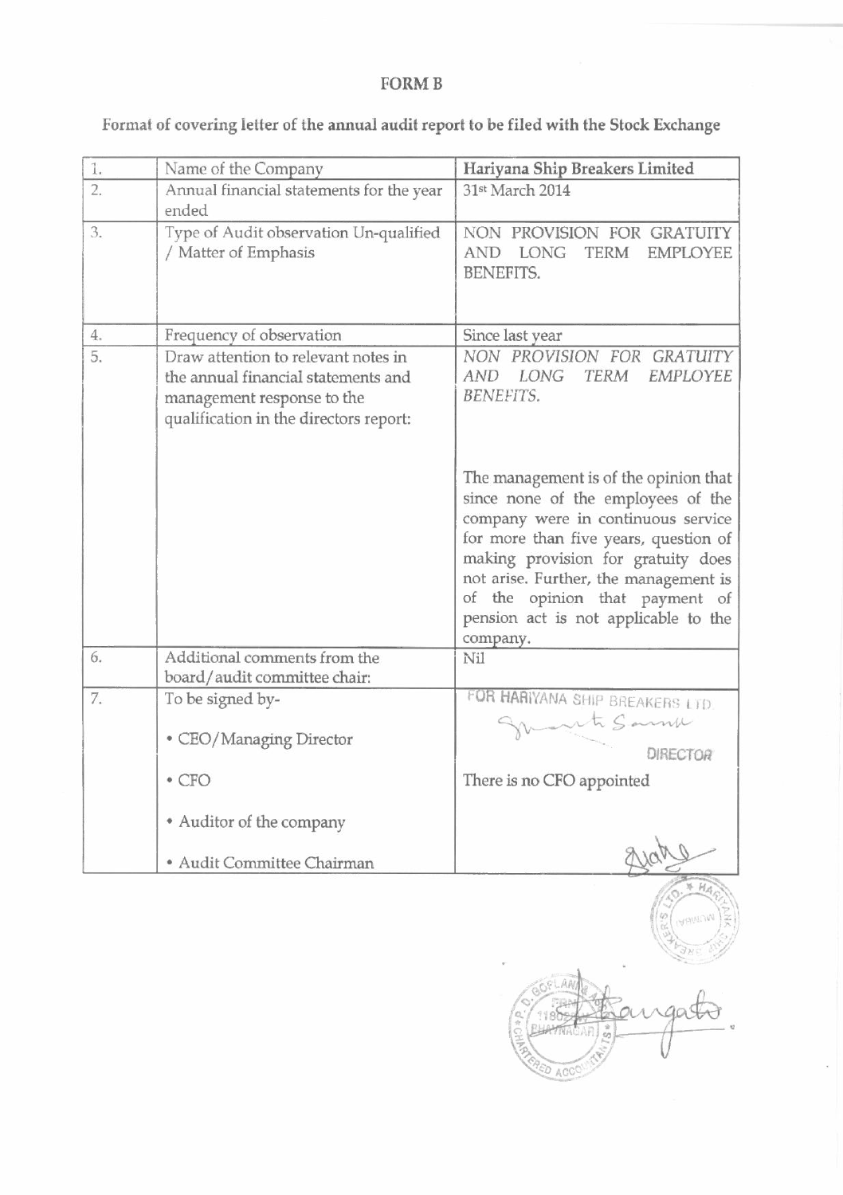# FORM B

**Format of covering letter of the annual audit report to be filed with the Stock Exchange**

| | | |
|---|---|---|
| 1. | Name of the Company | **Hariyana Ship Breakers Limited** |
| 2. | Annual financial statements for the year ended | 31st March 2014 |
| 3. | Type of Audit observation Un-qualified / Matter of Emphasis | NON PROVISION FOR GRATUITY AND LONG TERM EMPLOYEE BENEFITS. |
| 4. | Frequency of observation | Since last year |
| 5. | Draw attention to relevant notes in the annual financial statements and management response to the qualification in the directors report: | *NON PROVISION FOR GRATUITY AND LONG TERM EMPLOYEE BENEFITS.*<br><br>The management is of the opinion that since none of the employees of the company were in continuous service for more than five years, question of making provision for gratuity does not arise. Further, the management is of the opinion that payment of pension act is not applicable to the company. |
| 6. | Additional comments from the board/audit committee chair: | Nil |
| 7. | To be signed by-<br>• CEO/Managing Director<br>• CFO<br>• Auditor of the company<br>• Audit Committee Chairman | FOR HARIYANA SHIP BREAKERS LTD.<br>DIRECTOR<br>There is no CFO appointed |